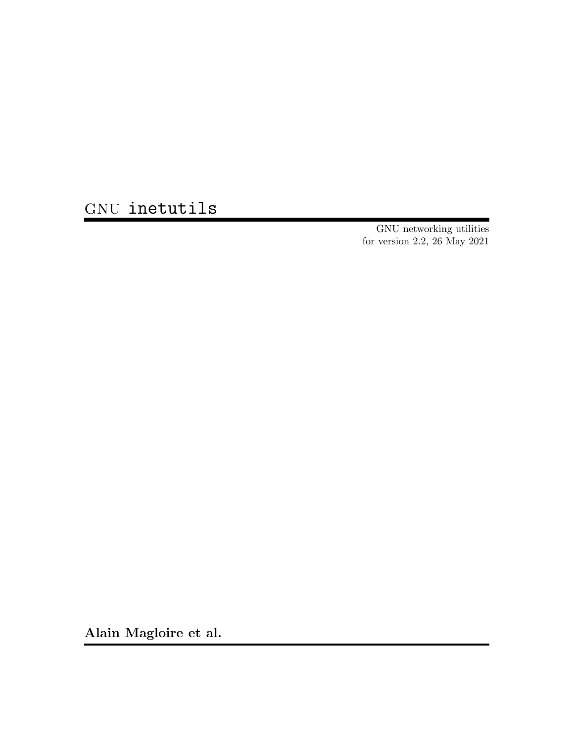# GNU inetutils

GNU networking utilities
for version 2.2, 26 May 2021

**Alain Magloire et al.**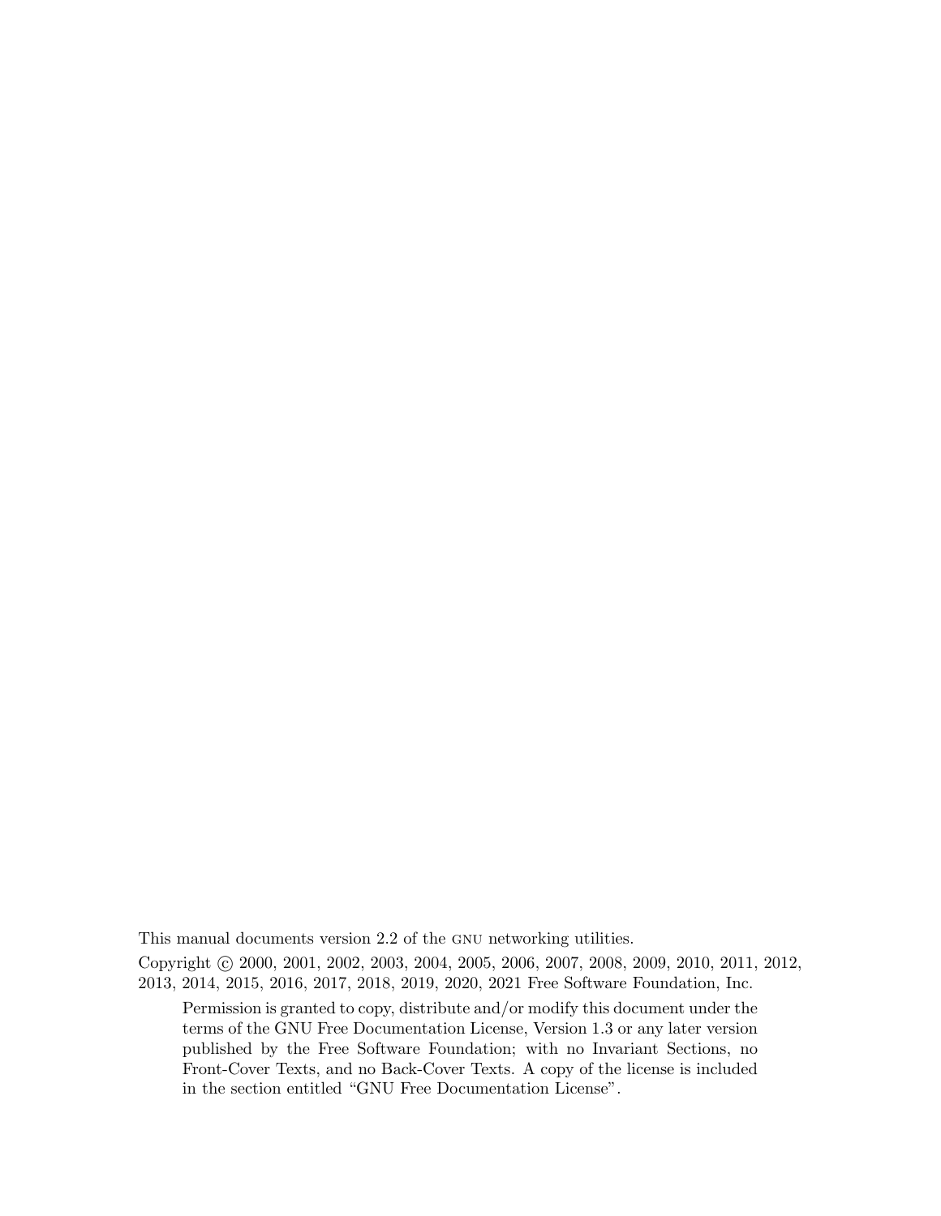This manual documents version 2.2 of the GNU networking utilities.

Copyright © 2000, 2001, 2002, 2003, 2004, 2005, 2006, 2007, 2008, 2009, 2010, 2011, 2012, 2013, 2014, 2015, 2016, 2017, 2018, 2019, 2020, 2021 Free Software Foundation, Inc.

> Permission is granted to copy, distribute and/or modify this document under the terms of the GNU Free Documentation License, Version 1.3 or any later version published by the Free Software Foundation; with no Invariant Sections, no Front-Cover Texts, and no Back-Cover Texts. A copy of the license is included in the section entitled "GNU Free Documentation License".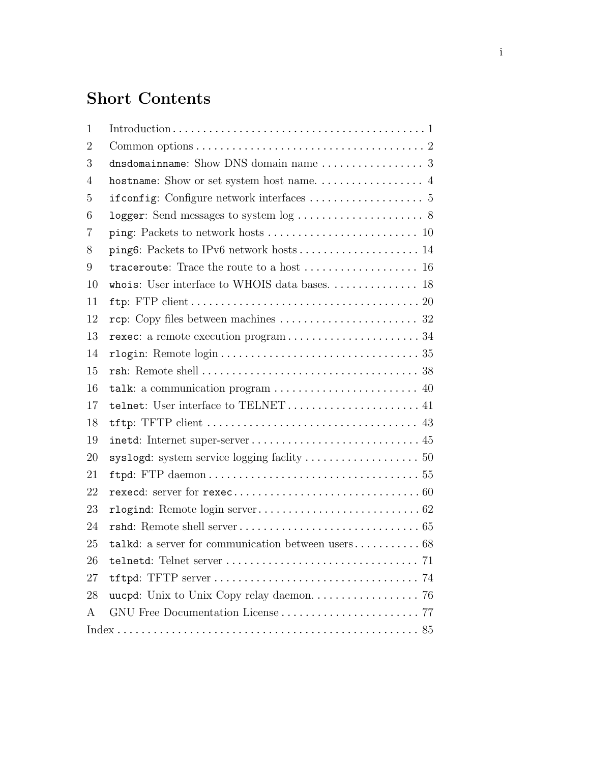# Short Contents

| | | |
|---|---|---|
| 1 | Introduction | 1 |
| 2 | Common options | 2 |
| 3 | `dnsdomainname`: Show DNS domain name | 3 |
| 4 | `hostname`: Show or set system host name. | 4 |
| 5 | `ifconfig`: Configure network interfaces | 5 |
| 6 | `logger`: Send messages to system log | 8 |
| 7 | `ping`: Packets to network hosts | 10 |
| 8 | `ping6`: Packets to IPv6 network hosts | 14 |
| 9 | `traceroute`: Trace the route to a host | 16 |
| 10 | `whois`: User interface to WHOIS data bases. | 18 |
| 11 | `ftp`: FTP client | 20 |
| 12 | `rcp`: Copy files between machines | 32 |
| 13 | `rexec`: a remote execution program | 34 |
| 14 | `rlogin`: Remote login | 35 |
| 15 | `rsh`: Remote shell | 38 |
| 16 | `talk`: a communication program | 40 |
| 17 | `telnet`: User interface to TELNET | 41 |
| 18 | `tftp`: TFTP client | 43 |
| 19 | `inetd`: Internet super-server | 45 |
| 20 | `syslogd`: system service logging faclity | 50 |
| 21 | `ftpd`: FTP daemon | 55 |
| 22 | `rexecd`: server for `rexec` | 60 |
| 23 | `rlogind`: Remote login server | 62 |
| 24 | `rshd`: Remote shell server | 65 |
| 25 | `talkd`: a server for communication between users | 68 |
| 26 | `telnetd`: Telnet server | 71 |
| 27 | `tftpd`: TFTP server | 74 |
| 28 | `uucpd`: Unix to Unix Copy relay daemon. | 76 |
| A | GNU Free Documentation License | 77 |
| | Index | 85 |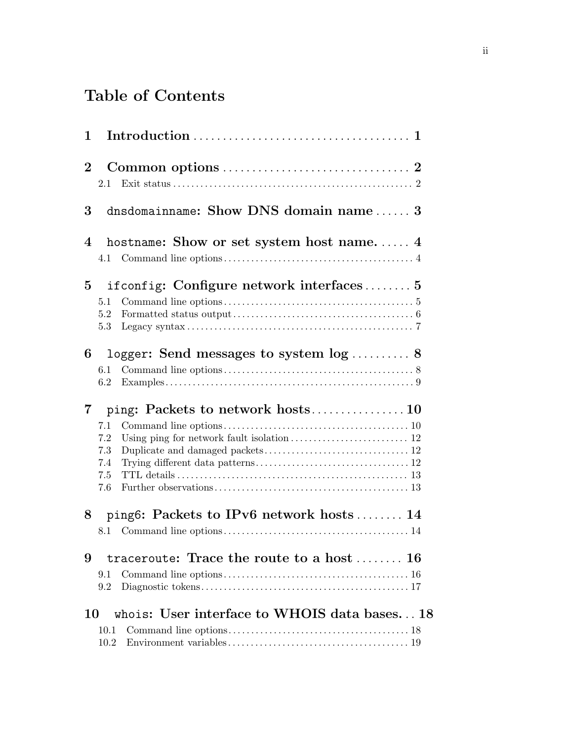# Table of Contents

- 1 Introduction ..... 1
- 2 Common options ..... 2
  - 2.1 Exit status ..... 2
- 3 `dnsdomainname`: Show DNS domain name ..... 3
- 4 `hostname`: Show or set system host name. ..... 4
  - 4.1 Command line options ..... 4
- 5 `ifconfig`: Configure network interfaces ..... 5
  - 5.1 Command line options ..... 5
  - 5.2 Formatted status output ..... 6
  - 5.3 Legacy syntax ..... 7
- 6 `logger`: Send messages to system log ..... 8
  - 6.1 Command line options ..... 8
  - 6.2 Examples ..... 9
- 7 `ping`: Packets to network hosts ..... 10
  - 7.1 Command line options ..... 10
  - 7.2 Using ping for network fault isolation ..... 12
  - 7.3 Duplicate and damaged packets ..... 12
  - 7.4 Trying different data patterns ..... 12
  - 7.5 TTL details ..... 13
  - 7.6 Further observations ..... 13
- 8 `ping6`: Packets to IPv6 network hosts ..... 14
  - 8.1 Command line options ..... 14
- 9 `traceroute`: Trace the route to a host ..... 16
  - 9.1 Command line options ..... 16
  - 9.2 Diagnostic tokens ..... 17
- 10 `whois`: User interface to WHOIS data bases. ..... 18
  - 10.1 Command line options ..... 18
  - 10.2 Environment variables ..... 19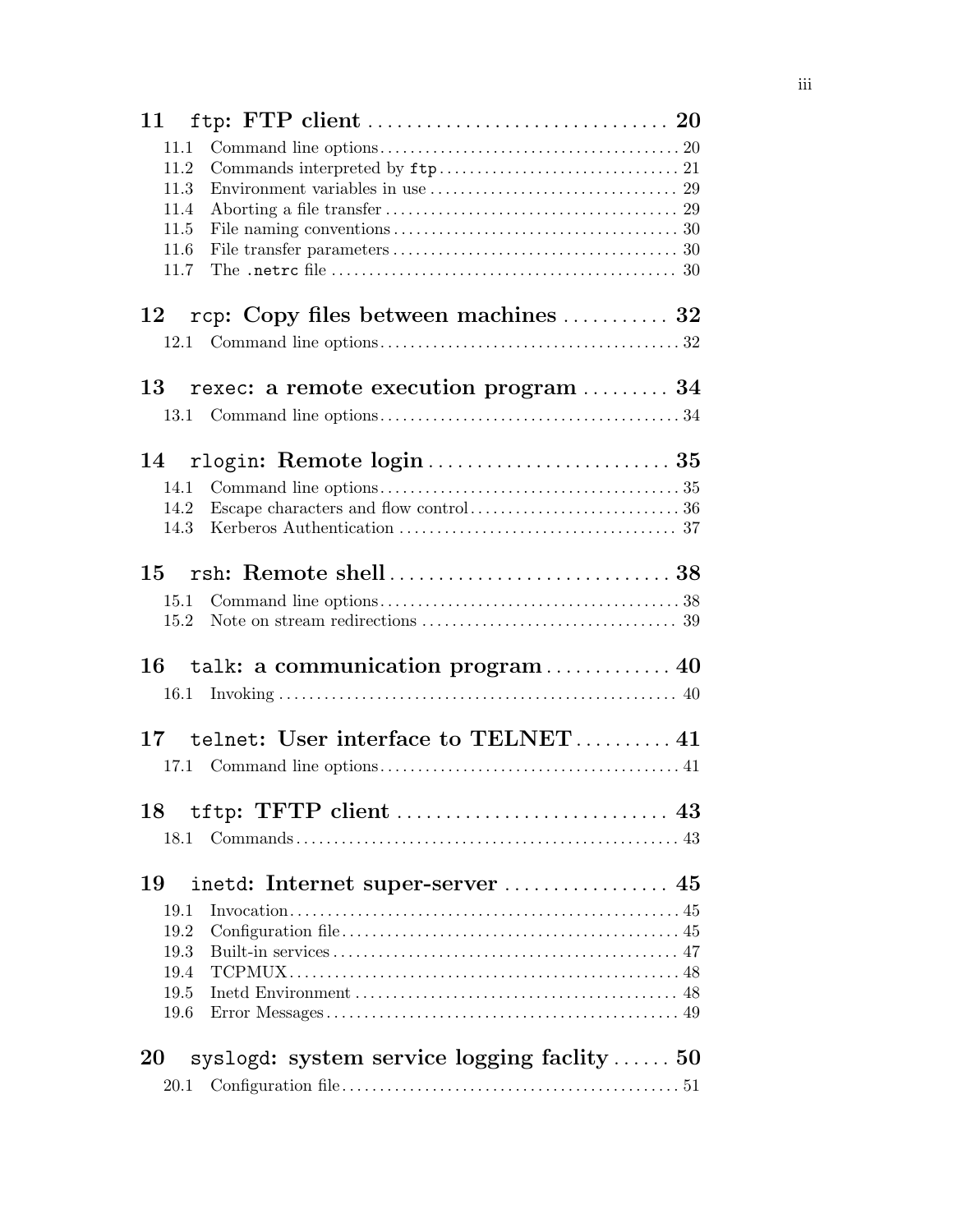**11 `ftp`: FTP client** .......... **20**

- 11.1 Command line options .......... 20
- 11.2 Commands interpreted by `ftp` .......... 21
- 11.3 Environment variables in use .......... 29
- 11.4 Aborting a file transfer .......... 29
- 11.5 File naming conventions .......... 30
- 11.6 File transfer parameters .......... 30
- 11.7 The `.netrc` file .......... 30

**12 `rcp`: Copy files between machines** .......... **32**

- 12.1 Command line options .......... 32

**13 `rexec`: a remote execution program** .......... **34**

- 13.1 Command line options .......... 34

**14 `rlogin`: Remote login** .......... **35**

- 14.1 Command line options .......... 35
- 14.2 Escape characters and flow control .......... 36
- 14.3 Kerberos Authentication .......... 37

**15 `rsh`: Remote shell** .......... **38**

- 15.1 Command line options .......... 38
- 15.2 Note on stream redirections .......... 39

**16 `talk`: a communication program** .......... **40**

- 16.1 Invoking .......... 40

**17 `telnet`: User interface to TELNET** .......... **41**

- 17.1 Command line options .......... 41

**18 `tftp`: TFTP client** .......... **43**

- 18.1 Commands .......... 43

**19 `inetd`: Internet super-server** .......... **45**

- 19.1 Invocation .......... 45
- 19.2 Configuration file .......... 45
- 19.3 Built-in services .......... 47
- 19.4 TCPMUX .......... 48
- 19.5 Inetd Environment .......... 48
- 19.6 Error Messages .......... 49

**20 `syslogd`: system service logging faclity** .......... **50**

- 20.1 Configuration file .......... 51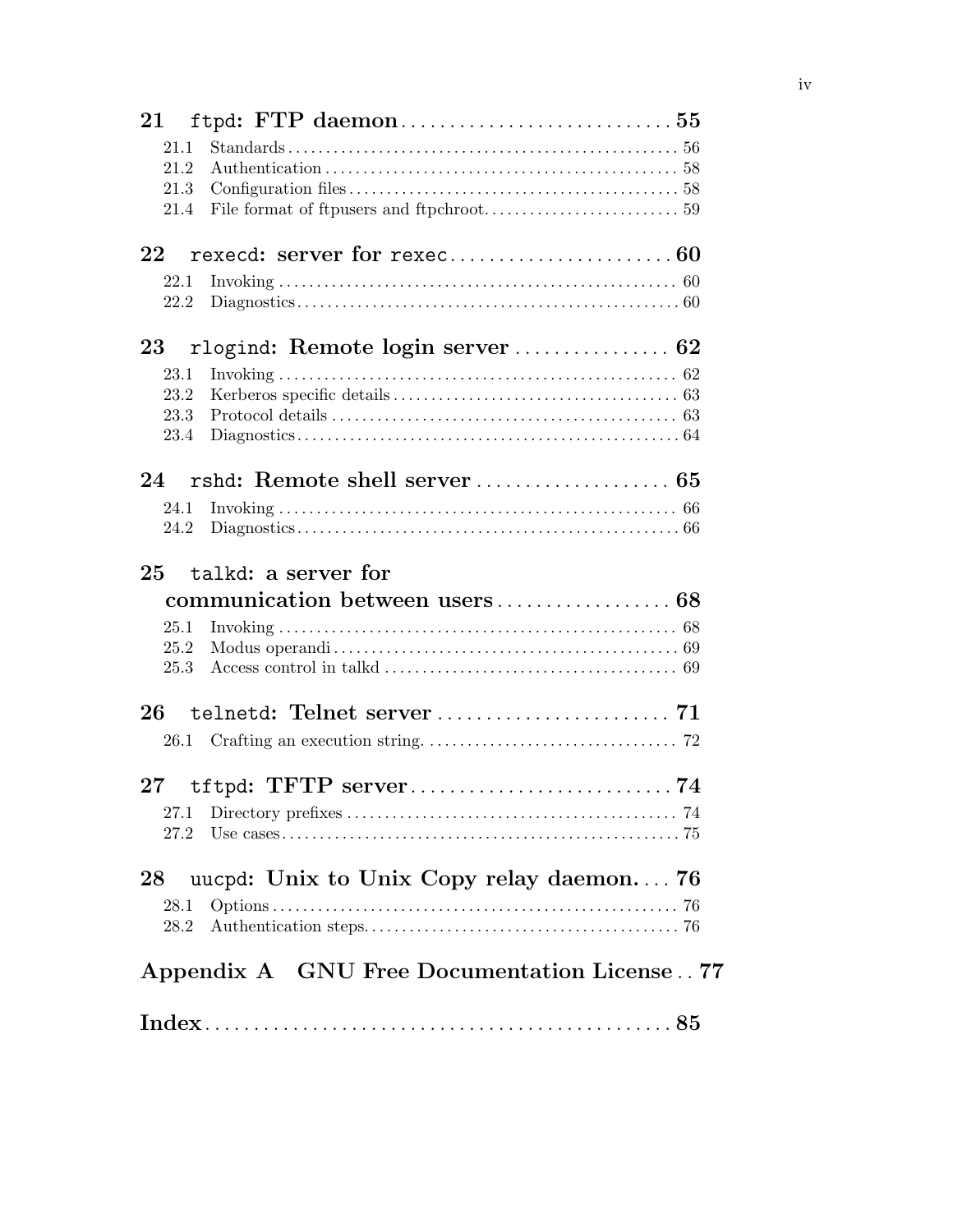**21 `ftpd`: FTP daemon** ... 55

- 21.1 Standards ... 56
- 21.2 Authentication ... 58
- 21.3 Configuration files ... 58
- 21.4 File format of ftpusers and ftpchroot ... 59

**22 `rexecd`: server for `rexec`** ... 60

- 22.1 Invoking ... 60
- 22.2 Diagnostics ... 60

**23 `rlogind`: Remote login server** ... 62

- 23.1 Invoking ... 62
- 23.2 Kerberos specific details ... 63
- 23.3 Protocol details ... 63
- 23.4 Diagnostics ... 64

**24 `rshd`: Remote shell server** ... 65

- 24.1 Invoking ... 66
- 24.2 Diagnostics ... 66

**25 `talkd`: a server for communication between users** ... 68

- 25.1 Invoking ... 68
- 25.2 Modus operandi ... 69
- 25.3 Access control in talkd ... 69

**26 `telnetd`: Telnet server** ... 71

- 26.1 Crafting an execution string. ... 72

**27 `tftpd`: TFTP server** ... 74

- 27.1 Directory prefixes ... 74
- 27.2 Use cases ... 75

**28 `uucpd`: Unix to Unix Copy relay daemon.** ... 76

- 28.1 Options ... 76
- 28.2 Authentication steps. ... 76

**Appendix A GNU Free Documentation License** ... 77

**Index** ... 85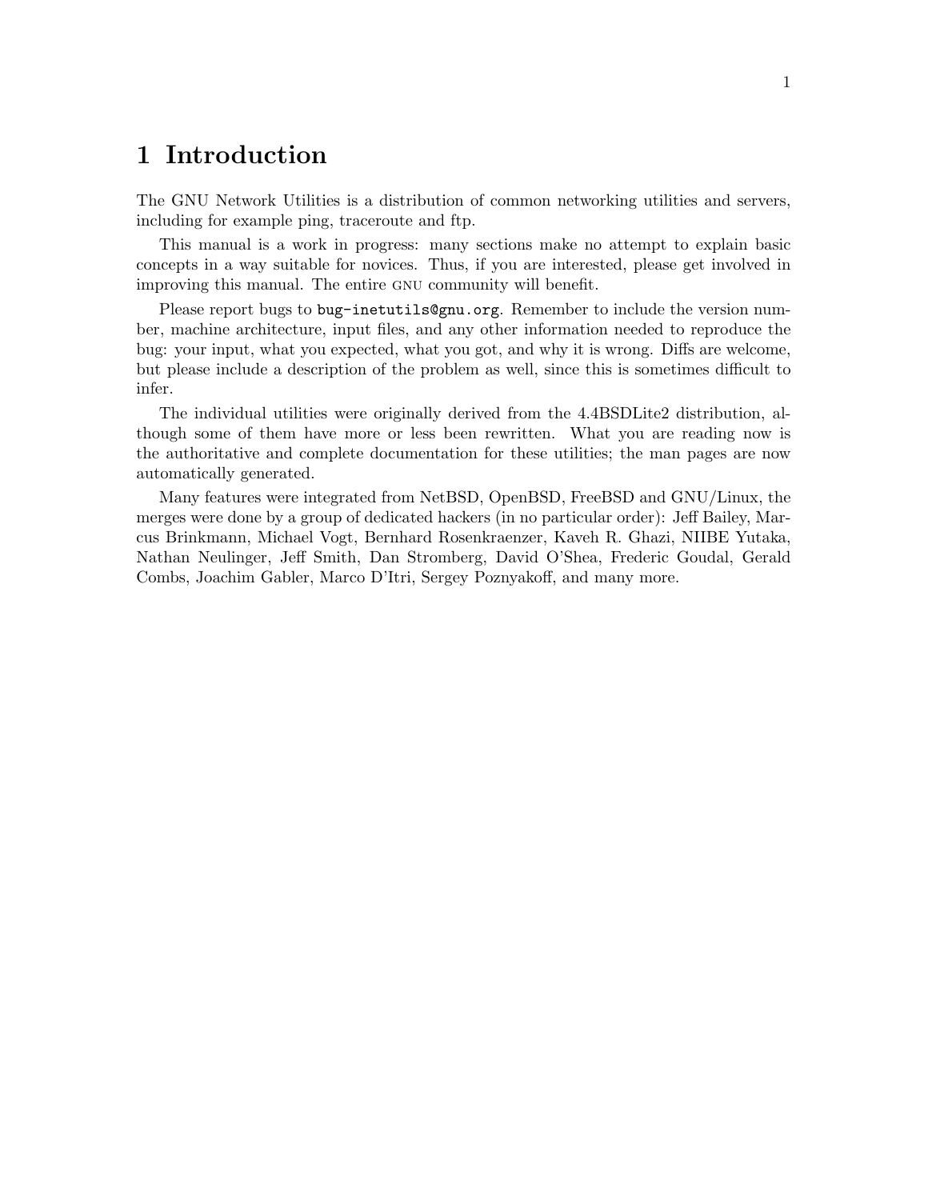# 1 Introduction

The GNU Network Utilities is a distribution of common networking utilities and servers, including for example ping, traceroute and ftp.

This manual is a work in progress: many sections make no attempt to explain basic concepts in a way suitable for novices. Thus, if you are interested, please get involved in improving this manual. The entire GNU community will benefit.

Please report bugs to `bug-inetutils@gnu.org`. Remember to include the version number, machine architecture, input files, and any other information needed to reproduce the bug: your input, what you expected, what you got, and why it is wrong. Diffs are welcome, but please include a description of the problem as well, since this is sometimes difficult to infer.

The individual utilities were originally derived from the 4.4BSDLite2 distribution, although some of them have more or less been rewritten. What you are reading now is the authoritative and complete documentation for these utilities; the man pages are now automatically generated.

Many features were integrated from NetBSD, OpenBSD, FreeBSD and GNU/Linux, the merges were done by a group of dedicated hackers (in no particular order): Jeff Bailey, Marcus Brinkmann, Michael Vogt, Bernhard Rosenkraenzer, Kaveh R. Ghazi, NIIBE Yutaka, Nathan Neulinger, Jeff Smith, Dan Stromberg, David O'Shea, Frederic Goudal, Gerald Combs, Joachim Gabler, Marco D'Itri, Sergey Poznyakoff, and many more.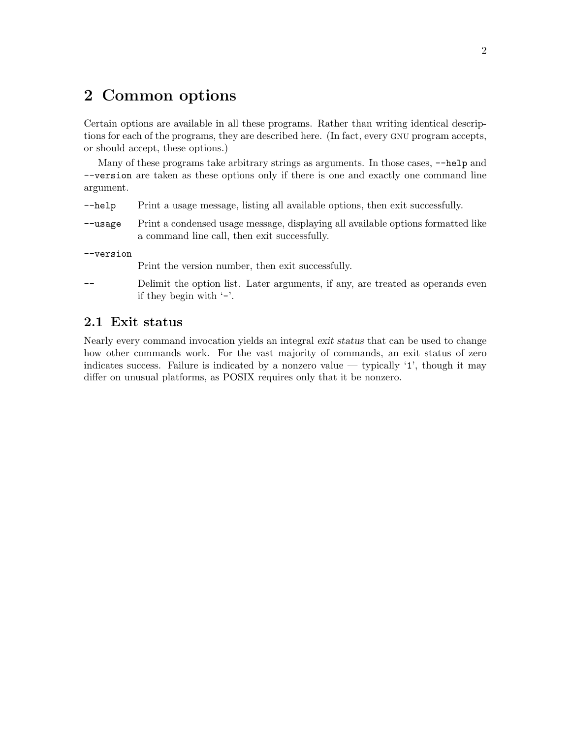# 2 Common options

Certain options are available in all these programs. Rather than writing identical descriptions for each of the programs, they are described here. (In fact, every GNU program accepts, or should accept, these options.)

Many of these programs take arbitrary strings as arguments. In those cases, `--help` and `--version` are taken as these options only if there is one and exactly one command line argument.

`--help` Print a usage message, listing all available options, then exit successfully.

`--usage` Print a condensed usage message, displaying all available options formatted like a command line call, then exit successfully.

`--version`
Print the version number, then exit successfully.

`--` Delimit the option list. Later arguments, if any, are treated as operands even if they begin with '`-`'.

## 2.1 Exit status

Nearly every command invocation yields an integral *exit status* that can be used to change how other commands work. For the vast majority of commands, an exit status of zero indicates success. Failure is indicated by a nonzero value — typically '`1`', though it may differ on unusual platforms, as POSIX requires only that it be nonzero.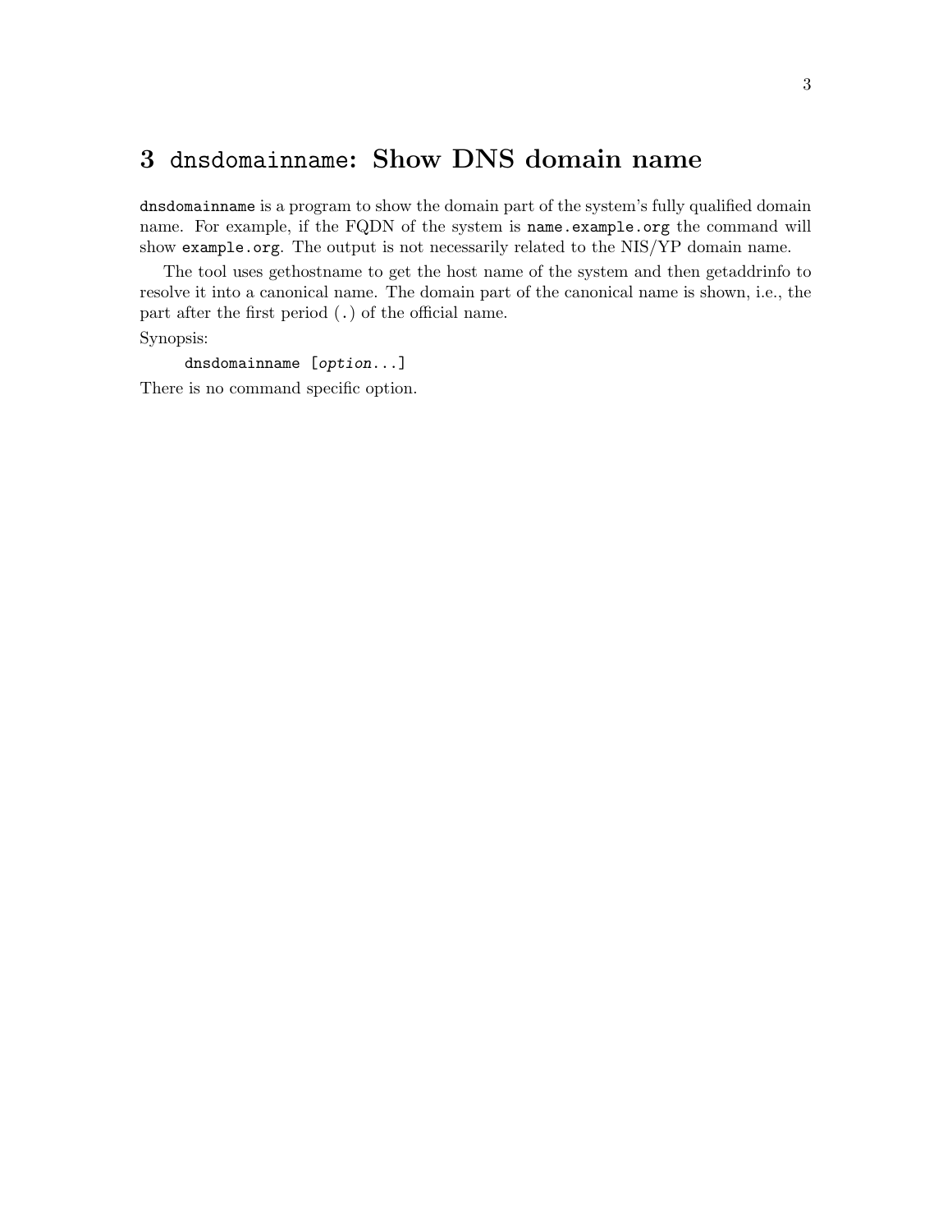# 3 `dnsdomainname`: Show DNS domain name

`dnsdomainname` is a program to show the domain part of the system's fully qualified domain name. For example, if the FQDN of the system is `name.example.org` the command will show `example.org`. The output is not necessarily related to the NIS/YP domain name.

The tool uses gethostname to get the host name of the system and then getaddrinfo to resolve it into a canonical name. The domain part of the canonical name is shown, i.e., the part after the first period (`.`) of the official name.

Synopsis:

```
dnsdomainname [option...]
```

There is no command specific option.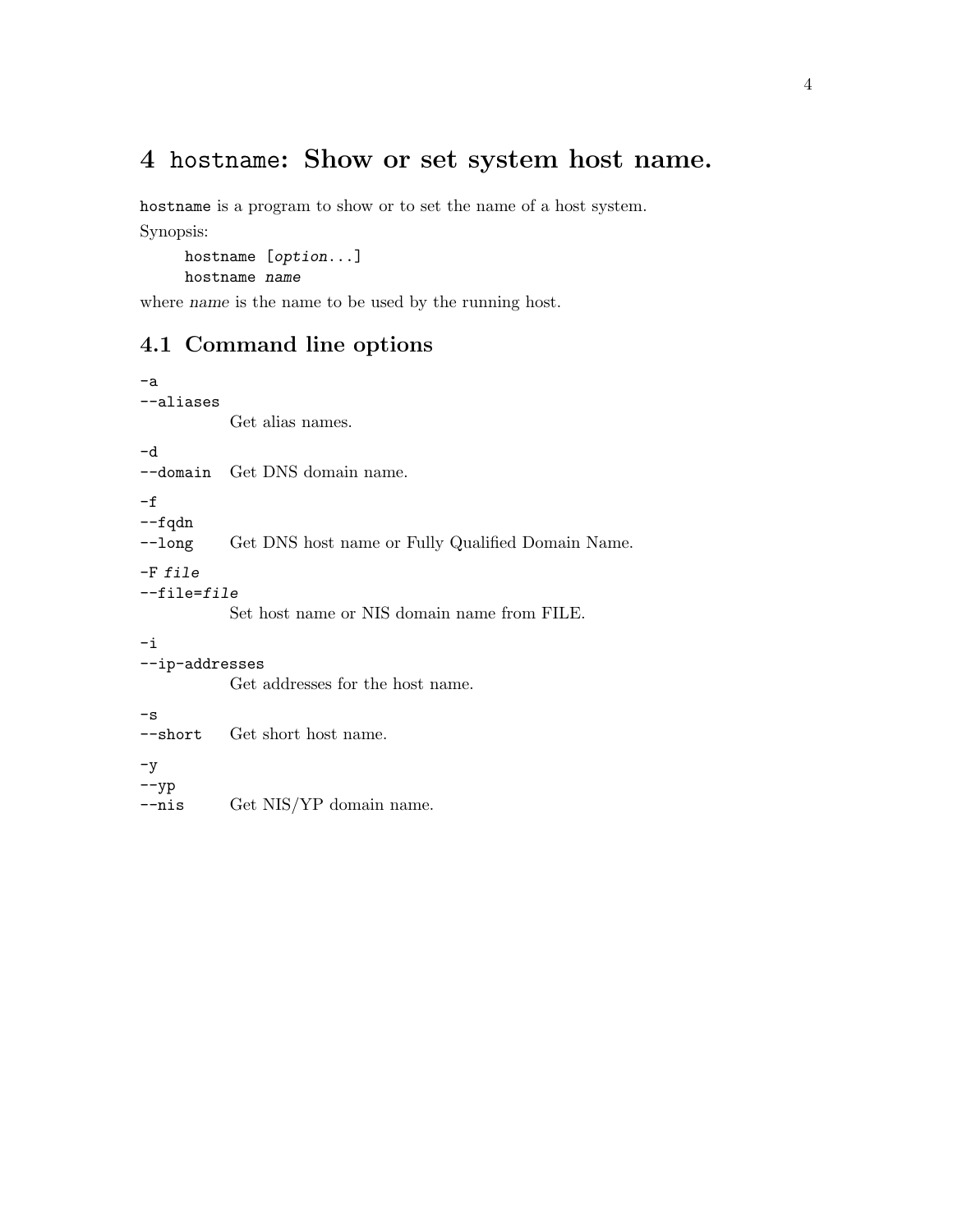# 4 `hostname`: Show or set system host name.

`hostname` is a program to show or to set the name of a host system.

Synopsis:

```
hostname [option...]
hostname name
```

where *name* is the name to be used by the running host.

## 4.1 Command line options

`-a`
`--aliases`
Get alias names.

`-d`
`--domain`
Get DNS domain name.

`-f`
`--fqdn`
`--long`
Get DNS host name or Fully Qualified Domain Name.

`-F` *file*
`--file=`*file*
Set host name or NIS domain name from FILE.

`-i`
`--ip-addresses`
Get addresses for the host name.

`-s`
`--short`
Get short host name.

`-y`
`--yp`
`--nis`
Get NIS/YP domain name.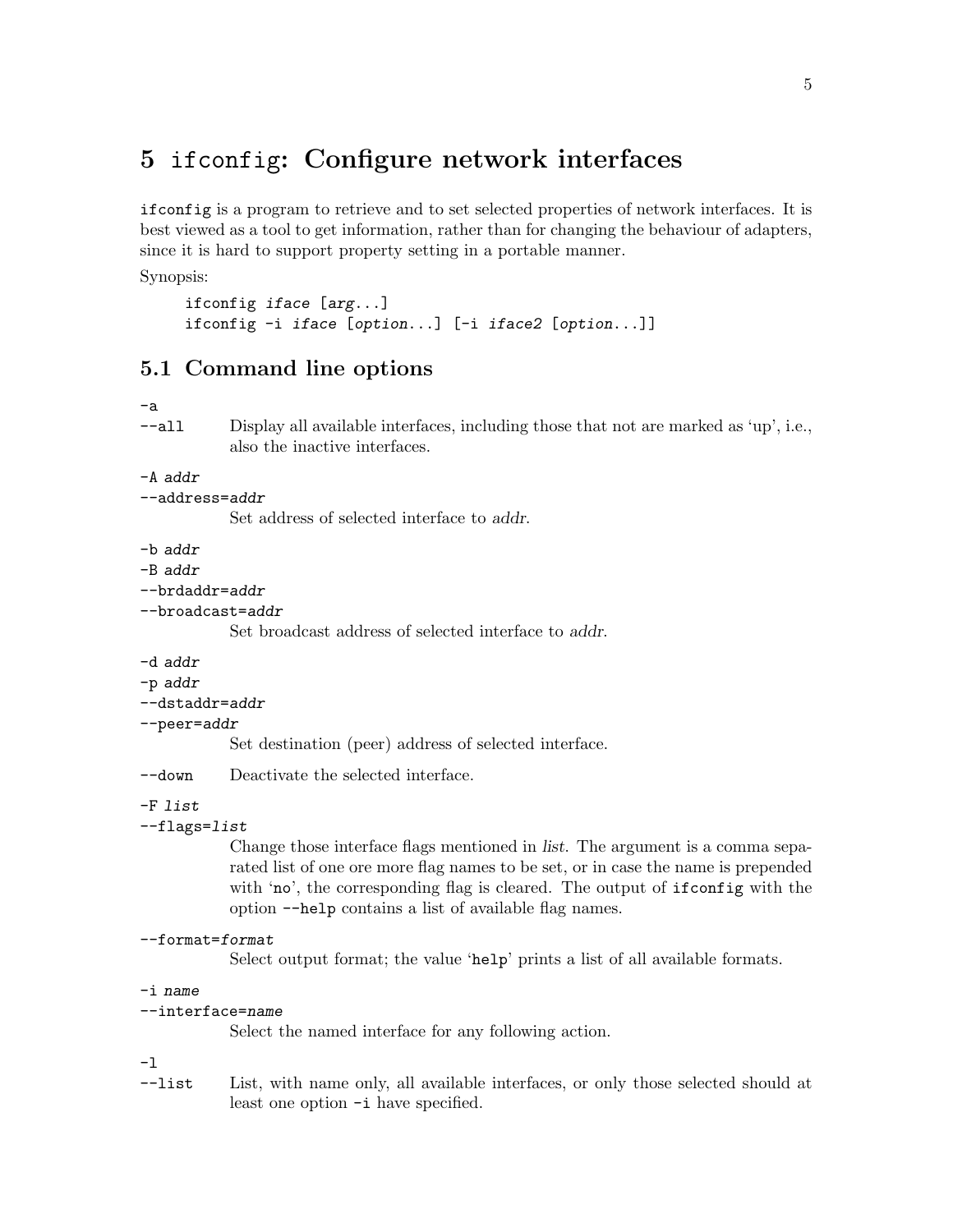# 5 `ifconfig`: Configure network interfaces

`ifconfig` is a program to retrieve and to set selected properties of network interfaces. It is best viewed as a tool to get information, rather than for changing the behaviour of adapters, since it is hard to support property setting in a portable manner.

Synopsis:

```
ifconfig iface [arg...]
ifconfig -i iface [option...] [-i iface2 [option...]]
```

## 5.1 Command line options

`-a`
`--all`
Display all available interfaces, including those that not are marked as 'up', i.e., also the inactive interfaces.

`-A addr`
`--address=addr`
Set address of selected interface to *addr*.

`-b addr`
`-B addr`
`--brdaddr=addr`
`--broadcast=addr`
Set broadcast address of selected interface to *addr*.

`-d addr`
`-p addr`
`--dstaddr=addr`
`--peer=addr`
Set destination (peer) address of selected interface.

`--down`
Deactivate the selected interface.

`-F list`
`--flags=list`
Change those interface flags mentioned in *list*. The argument is a comma separated list of one ore more flag names to be set, or in case the name is prepended with '`no`', the corresponding flag is cleared. The output of `ifconfig` with the option `--help` contains a list of available flag names.

`--format=format`
Select output format; the value '`help`' prints a list of all available formats.

`-i name`
`--interface=name`
Select the named interface for any following action.

`-l`
`--list`
List, with name only, all available interfaces, or only those selected should at least one option `-i` have specified.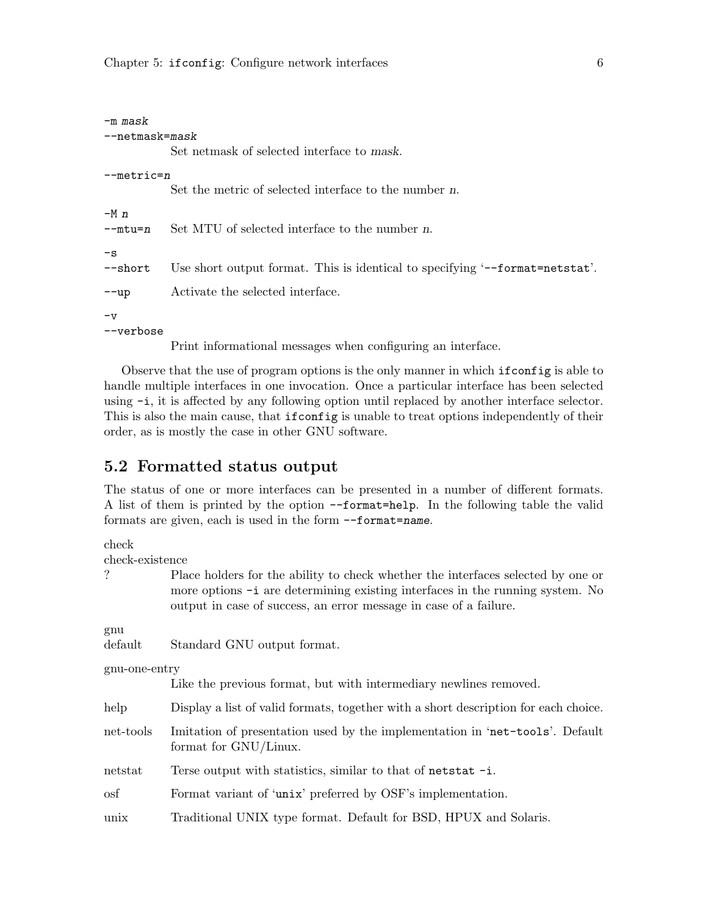`-m mask`
`--netmask=mask`
: Set netmask of selected interface to *mask*.

`--metric=n`
: Set the metric of selected interface to the number *n*.

`-M n`
`--mtu=n`
: Set MTU of selected interface to the number *n*.

`-s`
`--short`
: Use short output format. This is identical to specifying '`--format=netstat`'.

`--up`
: Activate the selected interface.

`-v`
`--verbose`
: Print informational messages when configuring an interface.

Observe that the use of program options is the only manner in which `ifconfig` is able to handle multiple interfaces in one invocation. Once a particular interface has been selected using `-i`, it is affected by any following option until replaced by another interface selector. This is also the main cause, that `ifconfig` is unable to treat options independently of their order, as is mostly the case in other GNU software.

## 5.2 Formatted status output

The status of one or more interfaces can be presented in a number of different formats. A list of them is printed by the option `--format=help`. In the following table the valid formats are given, each is used in the form `--format=name`.

check
check-existence
?
: Place holders for the ability to check whether the interfaces selected by one or more options `-i` are determining existing interfaces in the running system. No output in case of success, an error message in case of a failure.

gnu
default
: Standard GNU output format.

gnu-one-entry
: Like the previous format, but with intermediary newlines removed.

help
: Display a list of valid formats, together with a short description for each choice.

net-tools
: Imitation of presentation used by the implementation in '`net-tools`'. Default format for GNU/Linux.

netstat
: Terse output with statistics, similar to that of `netstat -i`.

osf
: Format variant of '`unix`' preferred by OSF's implementation.

unix
: Traditional UNIX type format. Default for BSD, HPUX and Solaris.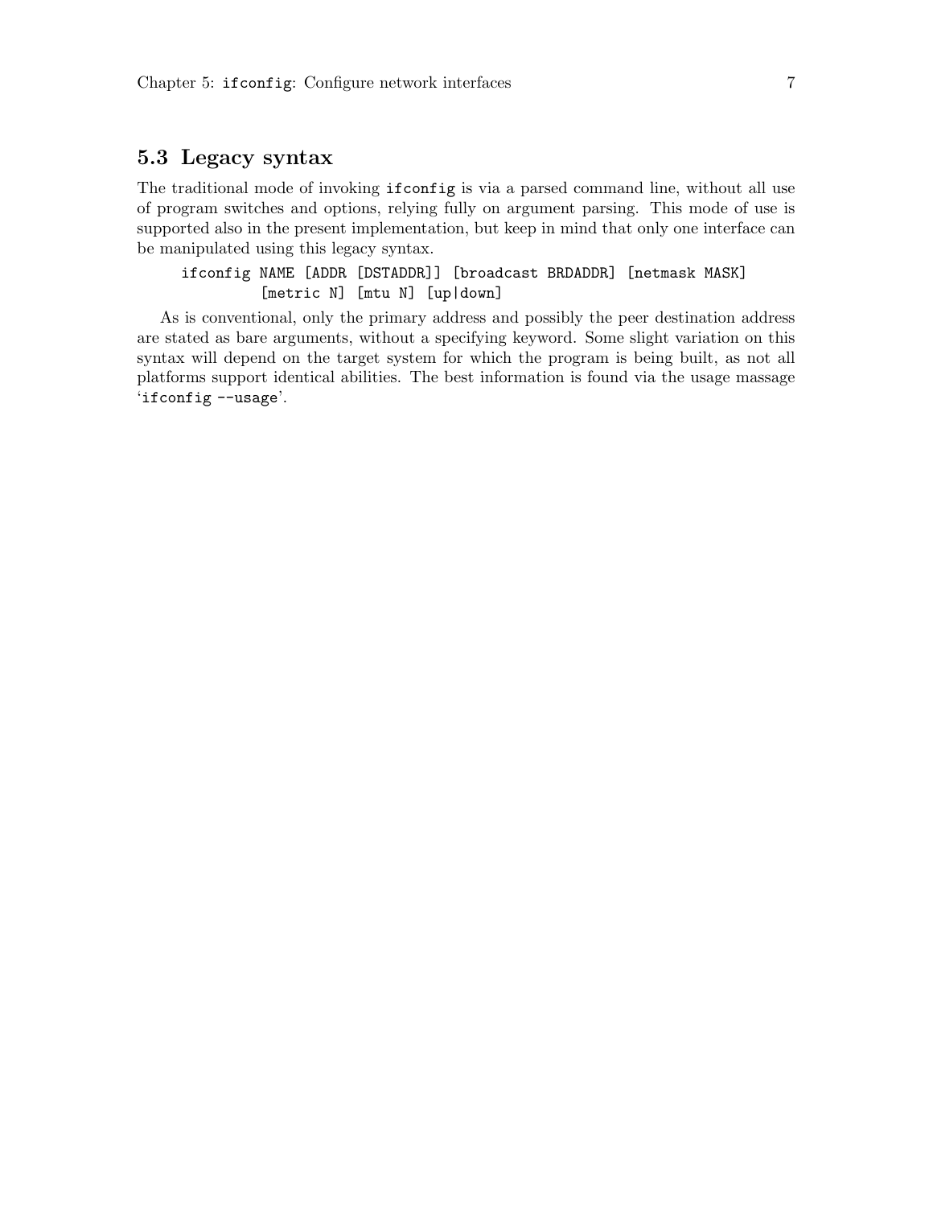## 5.3 Legacy syntax

The traditional mode of invoking `ifconfig` is via a parsed command line, without all use of program switches and options, relying fully on argument parsing. This mode of use is supported also in the present implementation, but keep in mind that only one interface can be manipulated using this legacy syntax.

```
ifconfig NAME [ADDR [DSTADDR]] [broadcast BRDADDR] [netmask MASK]
         [metric N] [mtu N] [up|down]
```

As is conventional, only the primary address and possibly the peer destination address are stated as bare arguments, without a specifying keyword. Some slight variation on this syntax will depend on the target system for which the program is being built, as not all platforms support identical abilities. The best information is found via the usage massage '`ifconfig --usage`'.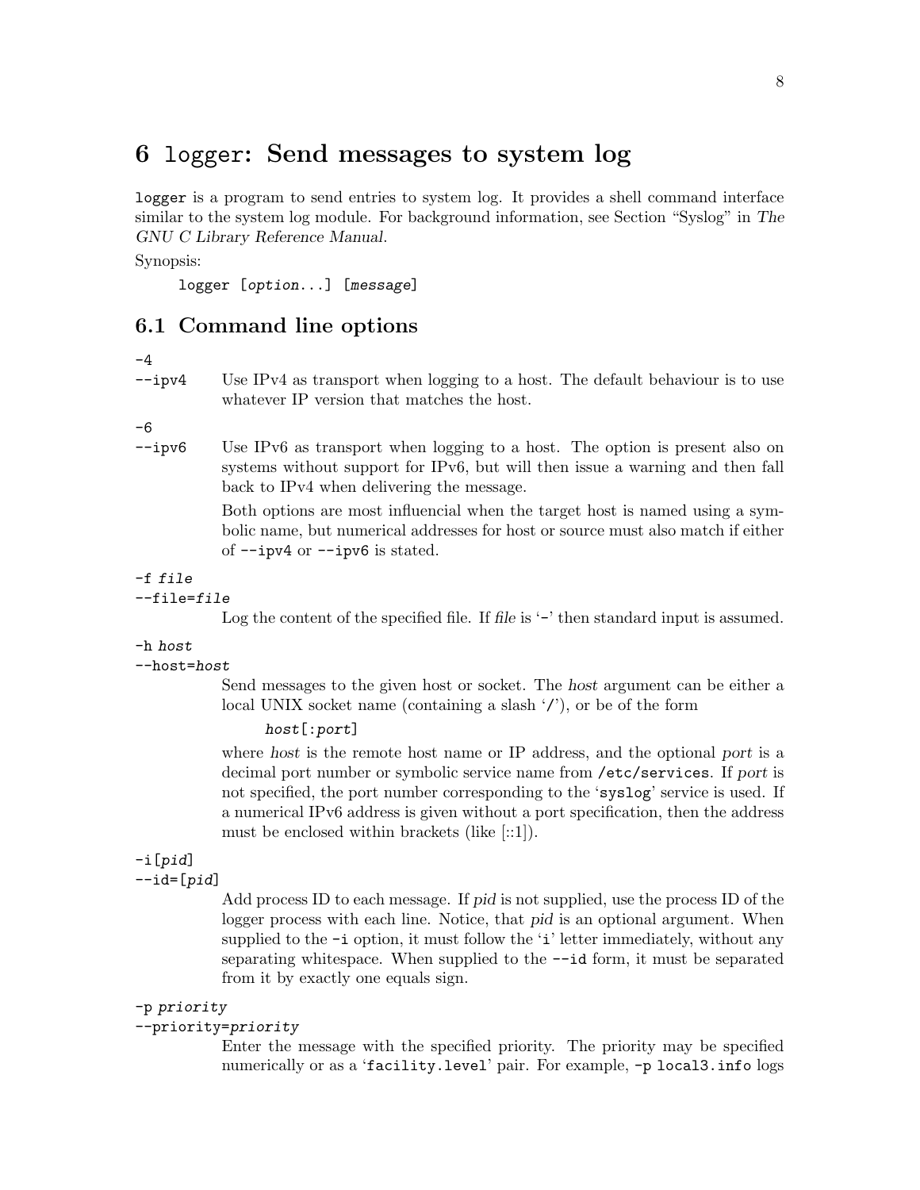# 6 `logger`: Send messages to system log

`logger` is a program to send entries to system log. It provides a shell command interface similar to the system log module. For background information, see Section "Syslog" in *The GNU C Library Reference Manual*.

Synopsis:

```
logger [option...] [message]
```

## 6.1 Command line options

`-4`
`--ipv4`
: Use IPv4 as transport when logging to a host. The default behaviour is to use whatever IP version that matches the host.

`-6`
`--ipv6`
: Use IPv6 as transport when logging to a host. The option is present also on systems without support for IPv6, but will then issue a warning and then fall back to IPv4 when delivering the message.

  Both options are most influencial when the target host is named using a symbolic name, but numerical addresses for host or source must also match if either of `--ipv4` or `--ipv6` is stated.

`-f` *file*
`--file=`*file*
: Log the content of the specified file. If *file* is '`-`' then standard input is assumed.

`-h` *host*
`--host=`*host*
: Send messages to the given host or socket. The *host* argument can be either a local UNIX socket name (containing a slash '`/`'), or be of the form

  ```
  host[:port]
  ```

  where *host* is the remote host name or IP address, and the optional *port* is a decimal port number or symbolic service name from `/etc/services`. If *port* is not specified, the port number corresponding to the '`syslog`' service is used. If a numerical IPv6 address is given without a port specification, then the address must be enclosed within brackets (like [::1]).

`-i[`*pid*`]`
`--id=[`*pid*`]`
: Add process ID to each message. If *pid* is not supplied, use the process ID of the logger process with each line. Notice, that *pid* is an optional argument. When supplied to the `-i` option, it must follow the '`i`' letter immediately, without any separating whitespace. When supplied to the `--id` form, it must be separated from it by exactly one equals sign.

`-p` *priority*
`--priority=`*priority*
: Enter the message with the specified priority. The priority may be specified numerically or as a '`facility.level`' pair. For example, `-p local3.info` logs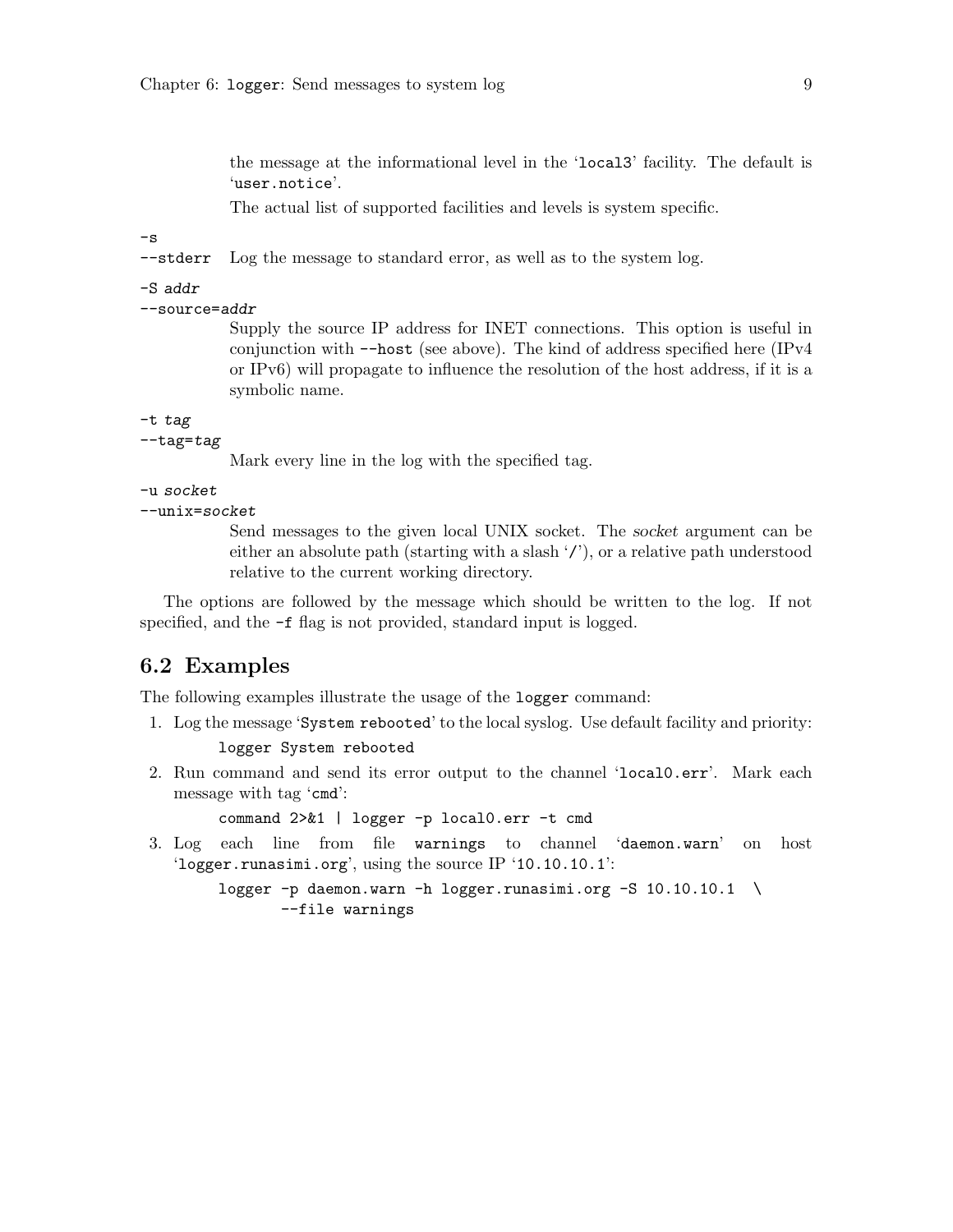the message at the informational level in the 'local3' facility. The default is 'user.notice'.

The actual list of supported facilities and levels is system specific.

`-s`
`--stderr`
: Log the message to standard error, as well as to the system log.

`-S addr`
`--source=addr`
: Supply the source IP address for INET connections. This option is useful in conjunction with `--host` (see above). The kind of address specified here (IPv4 or IPv6) will propagate to influence the resolution of the host address, if it is a symbolic name.

`-t tag`
`--tag=tag`
: Mark every line in the log with the specified tag.

`-u socket`
`--unix=socket`
: Send messages to the given local UNIX socket. The *socket* argument can be either an absolute path (starting with a slash '/'), or a relative path understood relative to the current working directory.

The options are followed by the message which should be written to the log. If not specified, and the `-f` flag is not provided, standard input is logged.

## 6.2 Examples

The following examples illustrate the usage of the `logger` command:

1. Log the message 'System rebooted' to the local syslog. Use default facility and priority:

   ```
   logger System rebooted
   ```

2. Run command and send its error output to the channel 'local0.err'. Mark each message with tag 'cmd':

   ```
   command 2>&1 | logger -p local0.err -t cmd
   ```

3. Log each line from file `warnings` to channel 'daemon.warn' on host 'logger.runasimi.org', using the source IP '10.10.10.1':

   ```
   logger -p daemon.warn -h logger.runasimi.org -S 10.10.10.1  \
          --file warnings
   ```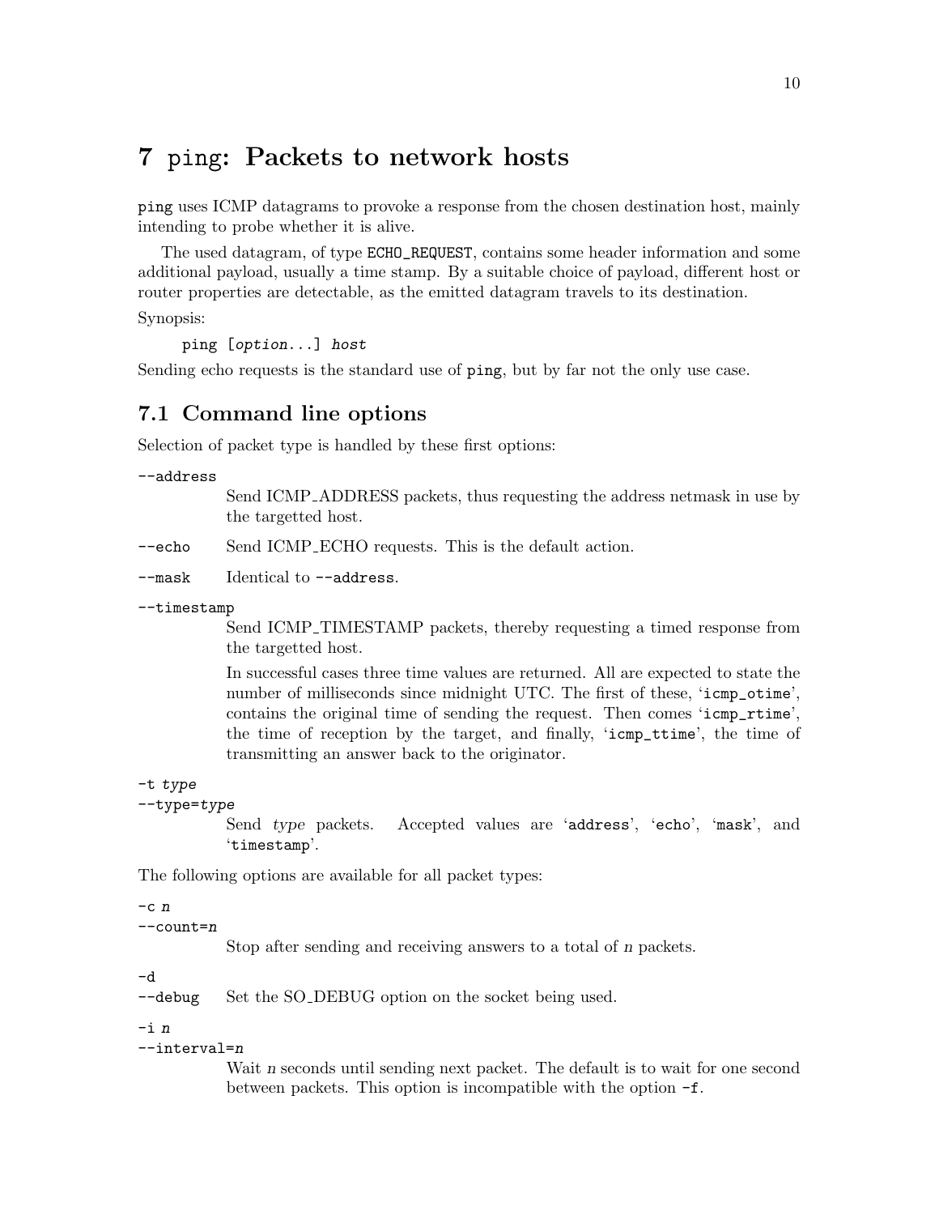# 7 `ping`: Packets to network hosts

`ping` uses ICMP datagrams to provoke a response from the chosen destination host, mainly intending to probe whether it is alive.

The used datagram, of type `ECHO_REQUEST`, contains some header information and some additional payload, usually a time stamp. By a suitable choice of payload, different host or router properties are detectable, as the emitted datagram travels to its destination.

Synopsis:

```
ping [option...] host
```

Sending echo requests is the standard use of `ping`, but by far not the only use case.

## 7.1 Command line options

Selection of packet type is handled by these first options:

`--address`
: Send ICMP_ADDRESS packets, thus requesting the address netmask in use by the targetted host.

`--echo`
: Send ICMP_ECHO requests. This is the default action.

`--mask`
: Identical to `--address`.

`--timestamp`
: Send ICMP_TIMESTAMP packets, thereby requesting a timed response from the targetted host.

: In successful cases three time values are returned. All are expected to state the number of milliseconds since midnight UTC. The first of these, '`icmp_otime`', contains the original time of sending the request. Then comes '`icmp_rtime`', the time of reception by the target, and finally, '`icmp_ttime`', the time of transmitting an answer back to the originator.

`-t` *type*
`--type=`*type*
: Send *type* packets. Accepted values are '`address`', '`echo`', '`mask`', and '`timestamp`'.

The following options are available for all packet types:

`-c` *n*
`--count=`*n*
: Stop after sending and receiving answers to a total of *n* packets.

`-d`
`--debug`
: Set the SO_DEBUG option on the socket being used.

`-i` *n*
`--interval=`*n*
: Wait *n* seconds until sending next packet. The default is to wait for one second between packets. This option is incompatible with the option `-f`.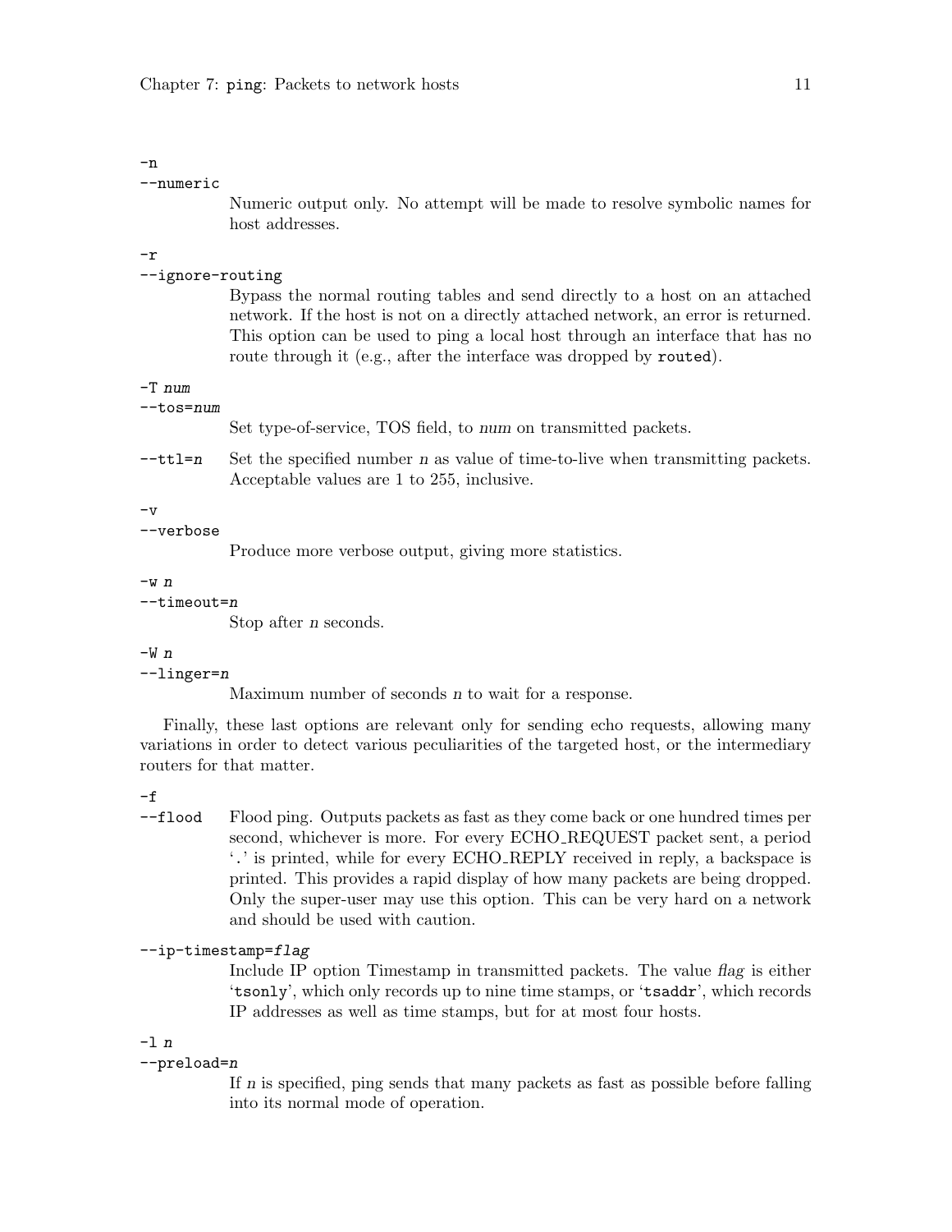`-n`
`--numeric`

Numeric output only. No attempt will be made to resolve symbolic names for host addresses.

`-r`
`--ignore-routing`

Bypass the normal routing tables and send directly to a host on an attached network. If the host is not on a directly attached network, an error is returned. This option can be used to ping a local host through an interface that has no route through it (e.g., after the interface was dropped by `routed`).

`-T num`
`--tos=num`

Set type-of-service, TOS field, to *num* on transmitted packets.

`--ttl=n`

Set the specified number *n* as value of time-to-live when transmitting packets. Acceptable values are 1 to 255, inclusive.

`-v`
`--verbose`

Produce more verbose output, giving more statistics.

`-w n`
`--timeout=n`

Stop after *n* seconds.

`-W n`
`--linger=n`

Maximum number of seconds *n* to wait for a response.

Finally, these last options are relevant only for sending echo requests, allowing many variations in order to detect various peculiarities of the targeted host, or the intermediary routers for that matter.

`-f`
`--flood`

Flood ping. Outputs packets as fast as they come back or one hundred times per second, whichever is more. For every ECHO_REQUEST packet sent, a period '`.`' is printed, while for every ECHO_REPLY received in reply, a backspace is printed. This provides a rapid display of how many packets are being dropped. Only the super-user may use this option. This can be very hard on a network and should be used with caution.

`--ip-timestamp=flag`

Include IP option Timestamp in transmitted packets. The value *flag* is either '`tsonly`', which only records up to nine time stamps, or '`tsaddr`', which records IP addresses as well as time stamps, but for at most four hosts.

`-l n`
`--preload=n`

If *n* is specified, ping sends that many packets as fast as possible before falling into its normal mode of operation.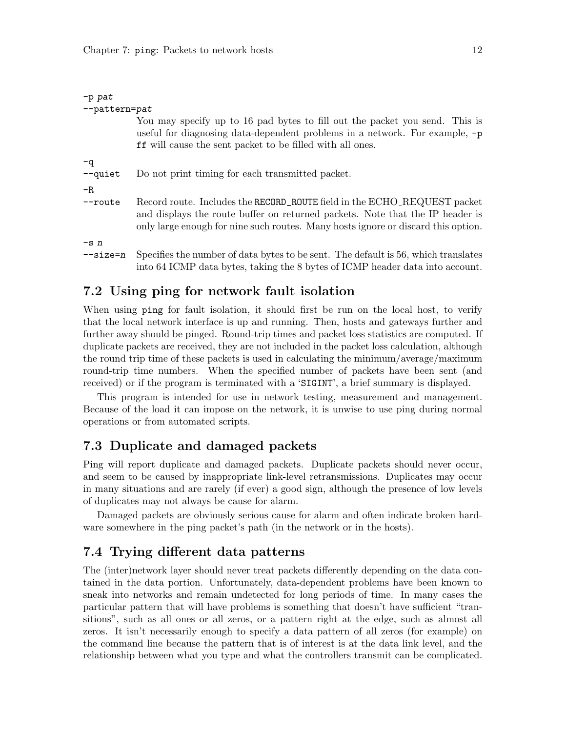`-p pat`
`--pattern=pat`

You may specify up to 16 pad bytes to fill out the packet you send. This is useful for diagnosing data-dependent problems in a network. For example, `-p ff` will cause the sent packet to be filled with all ones.

`-q`
`--quiet`

Do not print timing for each transmitted packet.

`-R`
`--route`

Record route. Includes the `RECORD_ROUTE` field in the ECHO_REQUEST packet and displays the route buffer on returned packets. Note that the IP header is only large enough for nine such routes. Many hosts ignore or discard this option.

`-s n`
`--size=n`

Specifies the number of data bytes to be sent. The default is 56, which translates into 64 ICMP data bytes, taking the 8 bytes of ICMP header data into account.

## 7.2 Using ping for network fault isolation

When using `ping` for fault isolation, it should first be run on the local host, to verify that the local network interface is up and running. Then, hosts and gateways further and further away should be pinged. Round-trip times and packet loss statistics are computed. If duplicate packets are received, they are not included in the packet loss calculation, although the round trip time of these packets is used in calculating the minimum/average/maximum round-trip time numbers. When the specified number of packets have been sent (and received) or if the program is terminated with a '`SIGINT`', a brief summary is displayed.

This program is intended for use in network testing, measurement and management. Because of the load it can impose on the network, it is unwise to use ping during normal operations or from automated scripts.

## 7.3 Duplicate and damaged packets

Ping will report duplicate and damaged packets. Duplicate packets should never occur, and seem to be caused by inappropriate link-level retransmissions. Duplicates may occur in many situations and are rarely (if ever) a good sign, although the presence of low levels of duplicates may not always be cause for alarm.

Damaged packets are obviously serious cause for alarm and often indicate broken hardware somewhere in the ping packet's path (in the network or in the hosts).

## 7.4 Trying different data patterns

The (inter)network layer should never treat packets differently depending on the data contained in the data portion. Unfortunately, data-dependent problems have been known to sneak into networks and remain undetected for long periods of time. In many cases the particular pattern that will have problems is something that doesn't have sufficient "transitions", such as all ones or all zeros, or a pattern right at the edge, such as almost all zeros. It isn't necessarily enough to specify a data pattern of all zeros (for example) on the command line because the pattern that is of interest is at the data link level, and the relationship between what you type and what the controllers transmit can be complicated.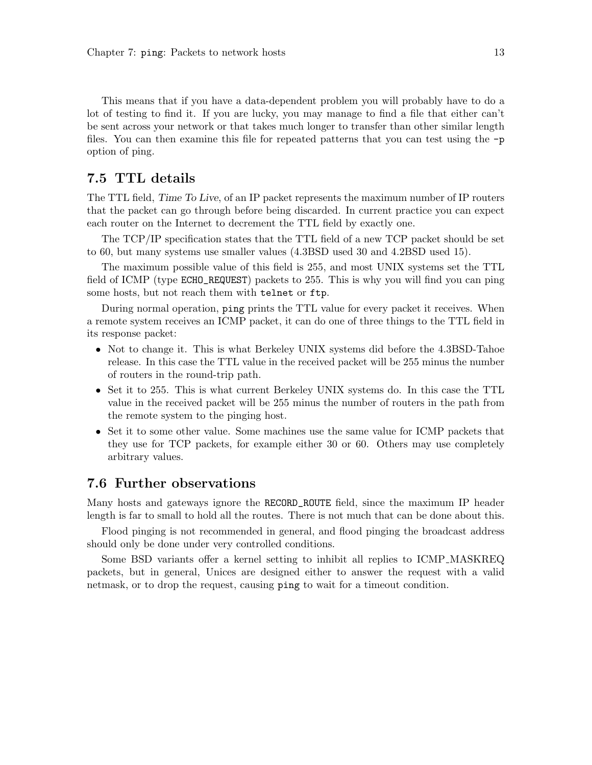This means that if you have a data-dependent problem you will probably have to do a lot of testing to find it. If you are lucky, you may manage to find a file that either can't be sent across your network or that takes much longer to transfer than other similar length files. You can then examine this file for repeated patterns that you can test using the `-p` option of ping.

## 7.5 TTL details

The TTL field, *Time To Live*, of an IP packet represents the maximum number of IP routers that the packet can go through before being discarded. In current practice you can expect each router on the Internet to decrement the TTL field by exactly one.

The TCP/IP specification states that the TTL field of a new TCP packet should be set to 60, but many systems use smaller values (4.3BSD used 30 and 4.2BSD used 15).

The maximum possible value of this field is 255, and most UNIX systems set the TTL field of ICMP (type `ECHO_REQUEST`) packets to 255. This is why you will find you can ping some hosts, but not reach them with `telnet` or `ftp`.

During normal operation, `ping` prints the TTL value for every packet it receives. When a remote system receives an ICMP packet, it can do one of three things to the TTL field in its response packet:

- Not to change it. This is what Berkeley UNIX systems did before the 4.3BSD-Tahoe release. In this case the TTL value in the received packet will be 255 minus the number of routers in the round-trip path.
- Set it to 255. This is what current Berkeley UNIX systems do. In this case the TTL value in the received packet will be 255 minus the number of routers in the path from the remote system to the pinging host.
- Set it to some other value. Some machines use the same value for ICMP packets that they use for TCP packets, for example either 30 or 60. Others may use completely arbitrary values.

## 7.6 Further observations

Many hosts and gateways ignore the `RECORD_ROUTE` field, since the maximum IP header length is far to small to hold all the routes. There is not much that can be done about this.

Flood pinging is not recommended in general, and flood pinging the broadcast address should only be done under very controlled conditions.

Some BSD variants offer a kernel setting to inhibit all replies to ICMP_MASKREQ packets, but in general, Unices are designed either to answer the request with a valid netmask, or to drop the request, causing `ping` to wait for a timeout condition.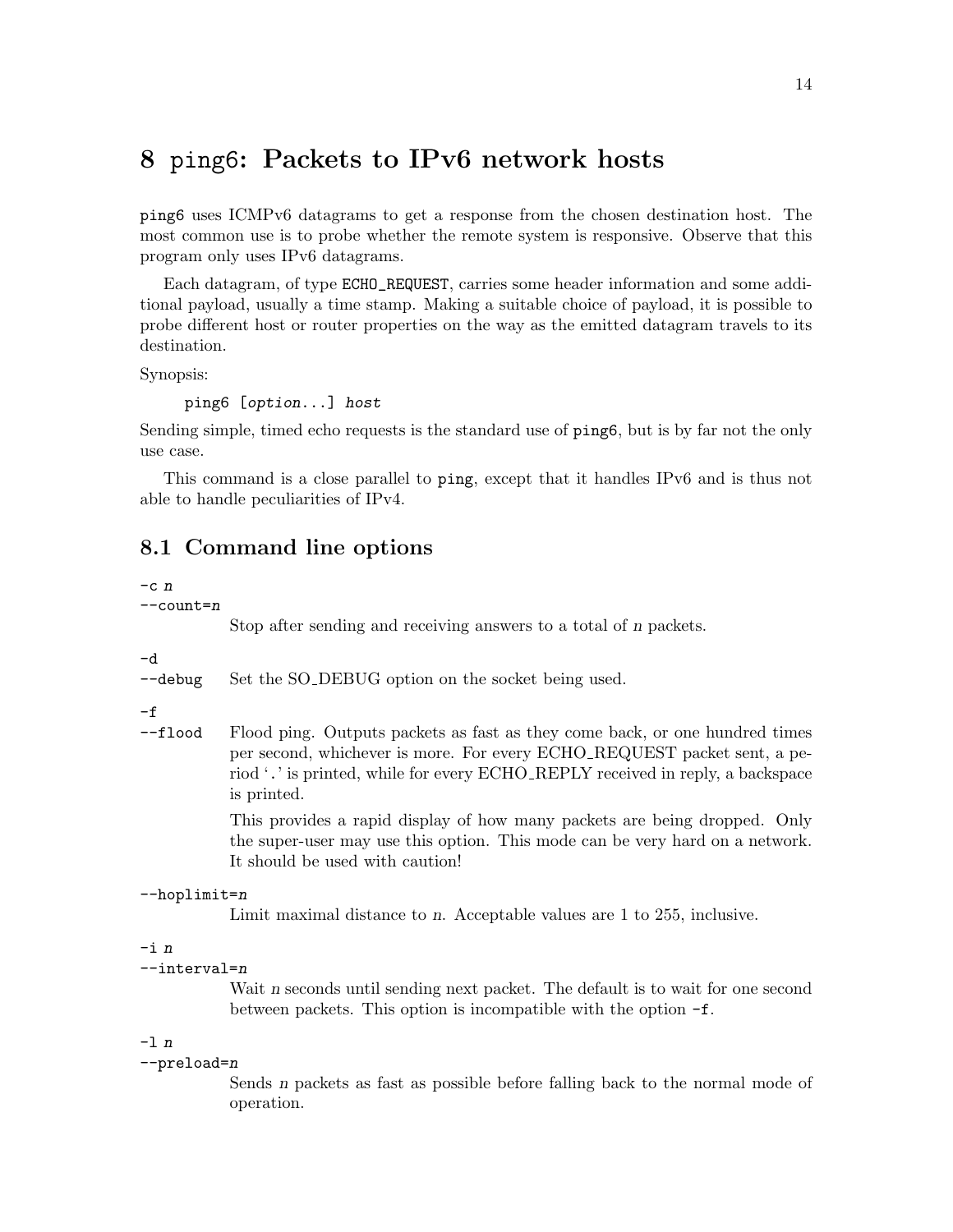# 8 `ping6`: Packets to IPv6 network hosts

`ping6` uses ICMPv6 datagrams to get a response from the chosen destination host. The most common use is to probe whether the remote system is responsive. Observe that this program only uses IPv6 datagrams.

Each datagram, of type `ECHO_REQUEST`, carries some header information and some additional payload, usually a time stamp. Making a suitable choice of payload, it is possible to probe different host or router properties on the way as the emitted datagram travels to its destination.

Synopsis:

```
ping6 [option...] host
```

Sending simple, timed echo requests is the standard use of `ping6`, but is by far not the only use case.

This command is a close parallel to `ping`, except that it handles IPv6 and is thus not able to handle peculiarities of IPv4.

## 8.1 Command line options

`-c n`
`--count=n`
: Stop after sending and receiving answers to a total of *n* packets.

`-d`
`--debug`
: Set the SO_DEBUG option on the socket being used.

`-f`
`--flood`
: Flood ping. Outputs packets as fast as they come back, or one hundred times per second, whichever is more. For every ECHO_REQUEST packet sent, a period '`.`' is printed, while for every ECHO_REPLY received in reply, a backspace is printed.

  This provides a rapid display of how many packets are being dropped. Only the super-user may use this option. This mode can be very hard on a network. It should be used with caution!

`--hoplimit=n`
: Limit maximal distance to *n*. Acceptable values are 1 to 255, inclusive.

`-i n`
`--interval=n`
: Wait *n* seconds until sending next packet. The default is to wait for one second between packets. This option is incompatible with the option `-f`.

`-l n`
`--preload=n`
: Sends *n* packets as fast as possible before falling back to the normal mode of operation.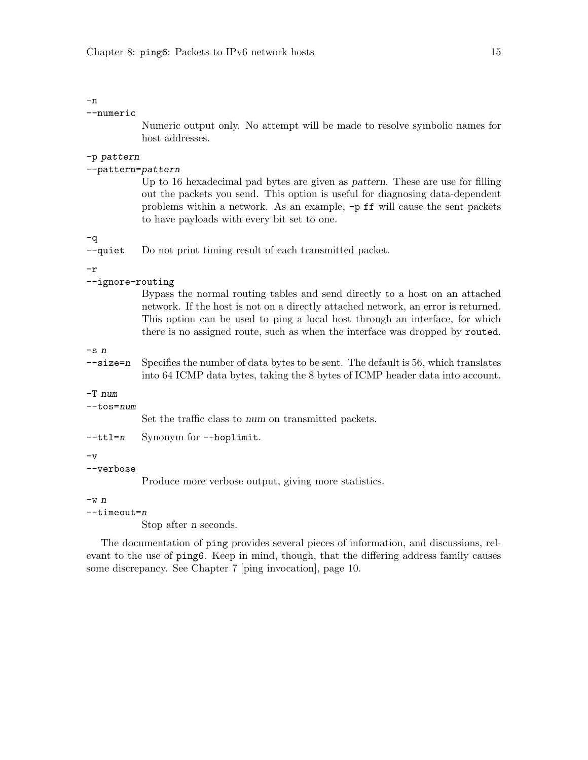`-n`
`--numeric`

Numeric output only. No attempt will be made to resolve symbolic names for host addresses.

`-p pattern`
`--pattern=pattern`

Up to 16 hexadecimal pad bytes are given as *pattern*. These are use for filling out the packets you send. This option is useful for diagnosing data-dependent problems within a network. As an example, `-p ff` will cause the sent packets to have payloads with every bit set to one.

`-q`
`--quiet`

Do not print timing result of each transmitted packet.

`-r`
`--ignore-routing`

Bypass the normal routing tables and send directly to a host on an attached network. If the host is not on a directly attached network, an error is returned. This option can be used to ping a local host through an interface, for which there is no assigned route, such as when the interface was dropped by `routed`.

`-s n`
`--size=n`

Specifies the number of data bytes to be sent. The default is 56, which translates into 64 ICMP data bytes, taking the 8 bytes of ICMP header data into account.

`-T num`
`--tos=num`

Set the traffic class to *num* on transmitted packets.

`--ttl=n`

Synonym for `--hoplimit`.

`-v`
`--verbose`

Produce more verbose output, giving more statistics.

`-w n`
`--timeout=n`

Stop after *n* seconds.

The documentation of `ping` provides several pieces of information, and discussions, relevant to the use of `ping6`. Keep in mind, though, that the differing address family causes some discrepancy. See Chapter 7 [ping invocation], page 10.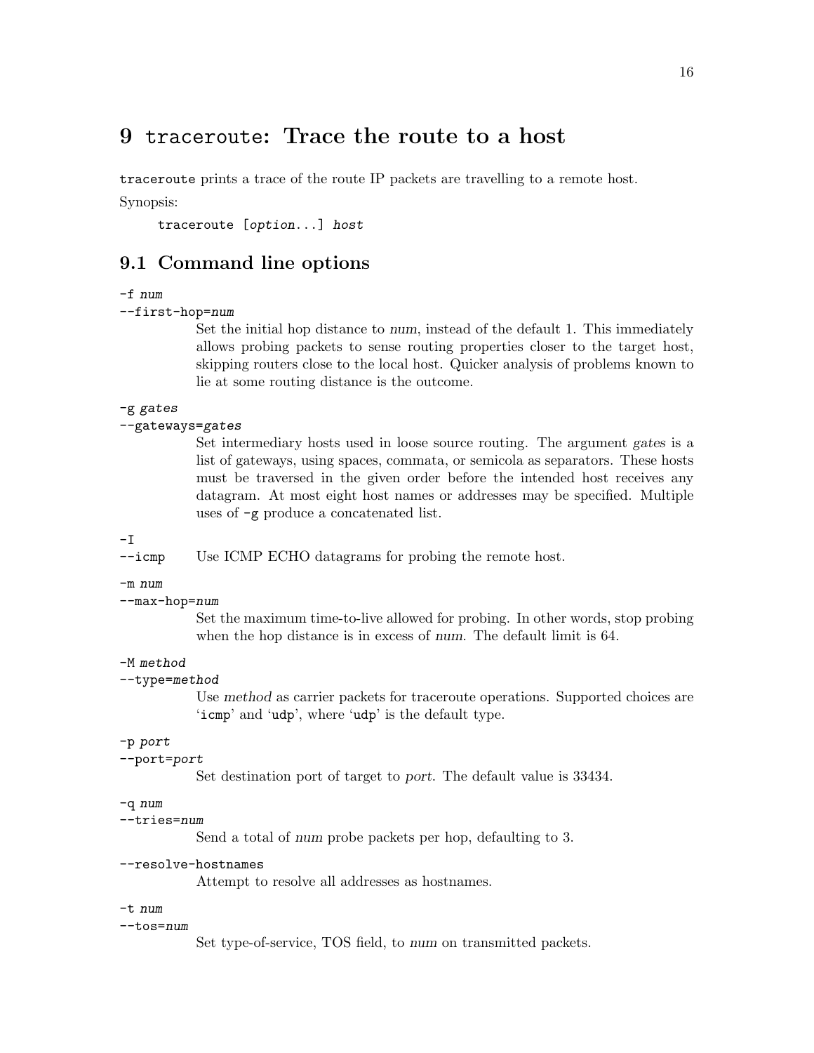# 9 traceroute: Trace the route to a host

`traceroute` prints a trace of the route IP packets are travelling to a remote host.

Synopsis:

```
traceroute [option...] host
```

## 9.1 Command line options

`-f num`
`--first-hop=num`
: Set the initial hop distance to *num*, instead of the default 1. This immediately allows probing packets to sense routing properties closer to the target host, skipping routers close to the local host. Quicker analysis of problems known to lie at some routing distance is the outcome.

`-g gates`
`--gateways=gates`
: Set intermediary hosts used in loose source routing. The argument *gates* is a list of gateways, using spaces, commata, or semicola as separators. These hosts must be traversed in the given order before the intended host receives any datagram. At most eight host names or addresses may be specified. Multiple uses of `-g` produce a concatenated list.

`-I`
`--icmp`
: Use ICMP ECHO datagrams for probing the remote host.

`-m num`
`--max-hop=num`
: Set the maximum time-to-live allowed for probing. In other words, stop probing when the hop distance is in excess of *num*. The default limit is 64.

`-M method`
`--type=method`
: Use *method* as carrier packets for traceroute operations. Supported choices are '`icmp`' and '`udp`', where '`udp`' is the default type.

`-p port`
`--port=port`
: Set destination port of target to *port*. The default value is 33434.

`-q num`
`--tries=num`
: Send a total of *num* probe packets per hop, defaulting to 3.

`--resolve-hostnames`
: Attempt to resolve all addresses as hostnames.

`-t num`
`--tos=num`
: Set type-of-service, TOS field, to *num* on transmitted packets.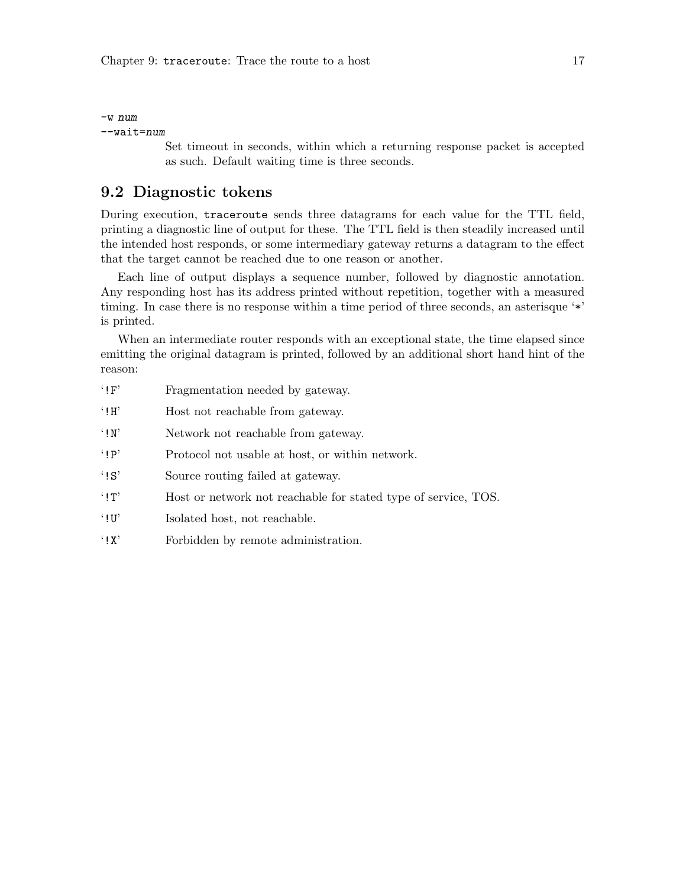`-w num`
`--wait=num`

Set timeout in seconds, within which a returning response packet is accepted as such. Default waiting time is three seconds.

## 9.2 Diagnostic tokens

During execution, `traceroute` sends three datagrams for each value for the TTL field, printing a diagnostic line of output for these. The TTL field is then steadily increased until the intended host responds, or some intermediary gateway returns a datagram to the effect that the target cannot be reached due to one reason or another.

Each line of output displays a sequence number, followed by diagnostic annotation. Any responding host has its address printed without repetition, together with a measured timing. In case there is no response within a time period of three seconds, an asterisque '`*`' is printed.

When an intermediate router responds with an exceptional state, the time elapsed since emitting the original datagram is printed, followed by an additional short hand hint of the reason:

'`!F`' Fragmentation needed by gateway.

'`!H`' Host not reachable from gateway.

'`!N`' Network not reachable from gateway.

'`!P`' Protocol not usable at host, or within network.

'`!S`' Source routing failed at gateway.

'`!T`' Host or network not reachable for stated type of service, TOS.

'`!U`' Isolated host, not reachable.

'`!X`' Forbidden by remote administration.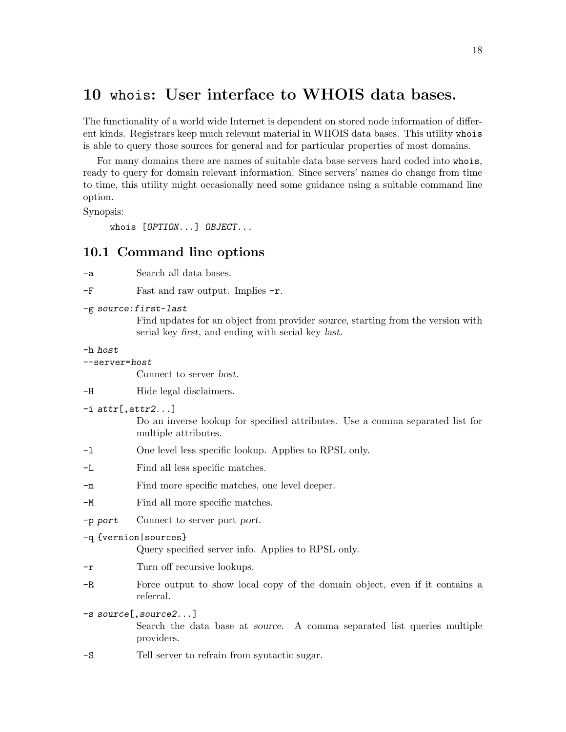# 10 `whois`: User interface to WHOIS data bases.

The functionality of a world wide Internet is dependent on stored node information of different kinds. Registrars keep much relevant material in WHOIS data bases. This utility `whois` is able to query those sources for general and for particular properties of most domains.

For many domains there are names of suitable data base servers hard coded into `whois`, ready to query for domain relevant information. Since servers' names do change from time to time, this utility might occasionally need some guidance using a suitable command line option.

Synopsis:

```
whois [OPTION...] OBJECT...
```

## 10.1 Command line options

`-a`
: Search all data bases.

`-F`
: Fast and raw output. Implies `-r`.

`-g` *source*:*first*-*last*
: Find updates for an object from provider *source*, starting from the version with serial key *first*, and ending with serial key *last*.

`-h` *host*
`--server=`*host*
: Connect to server *host*.

`-H`
: Hide legal disclaimers.

`-i` *attr*[,*attr2*...]
: Do an inverse lookup for specified attributes. Use a comma separated list for multiple attributes.

`-l`
: One level less specific lookup. Applies to RPSL only.

`-L`
: Find all less specific matches.

`-m`
: Find more specific matches, one level deeper.

`-M`
: Find all more specific matches.

`-p` *port*
: Connect to server port *port*.

`-q {version|sources}`
: Query specified server info. Applies to RPSL only.

`-r`
: Turn off recursive lookups.

`-R`
: Force output to show local copy of the domain object, even if it contains a referral.

`-s` *source*[,*source2*...]
: Search the data base at *source*. A comma separated list queries multiple providers.

`-S`
: Tell server to refrain from syntactic sugar.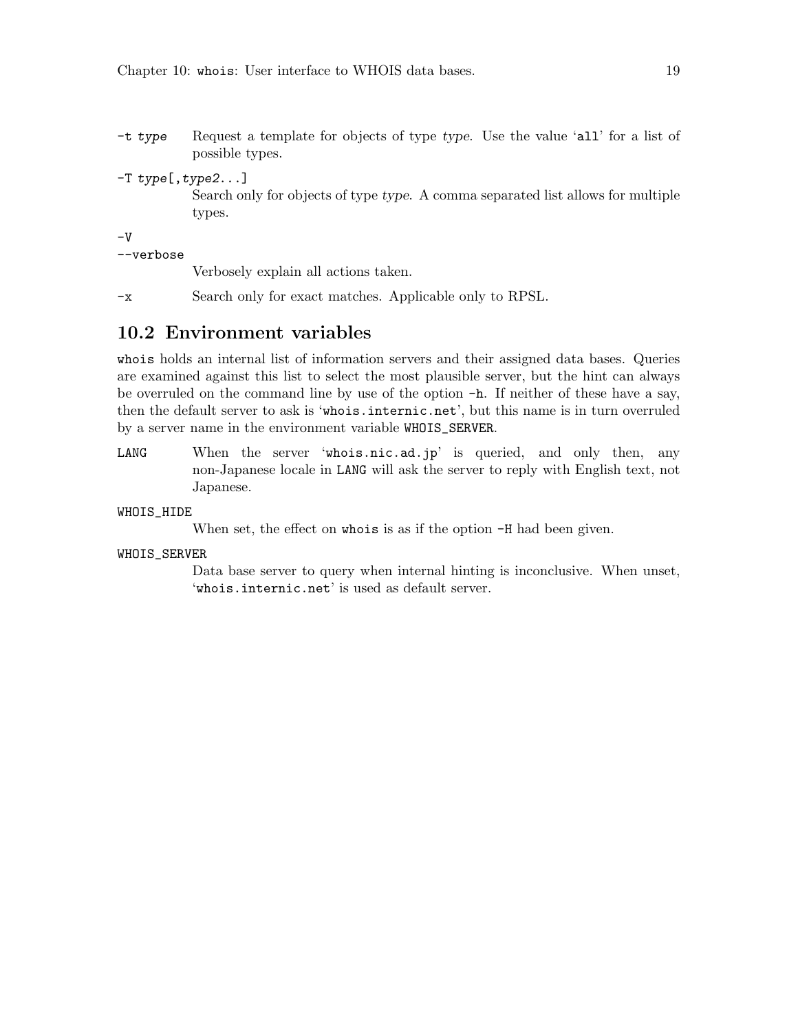`-t type`
: Request a template for objects of type *type*. Use the value '`all`' for a list of possible types.

`-T type[,type2...]`
: Search only for objects of type *type*. A comma separated list allows for multiple types.

`-V`
`--verbose`
: Verbosely explain all actions taken.

`-x`
: Search only for exact matches. Applicable only to RPSL.

## 10.2 Environment variables

`whois` holds an internal list of information servers and their assigned data bases. Queries are examined against this list to select the most plausible server, but the hint can always be overruled on the command line by use of the option `-h`. If neither of these have a say, then the default server to ask is '`whois.internic.net`', but this name is in turn overruled by a server name in the environment variable `WHOIS_SERVER`.

`LANG`
: When the server '`whois.nic.ad.jp`' is queried, and only then, any non-Japanese locale in `LANG` will ask the server to reply with English text, not Japanese.

`WHOIS_HIDE`
: When set, the effect on `whois` is as if the option `-H` had been given.

`WHOIS_SERVER`
: Data base server to query when internal hinting is inconclusive. When unset, '`whois.internic.net`' is used as default server.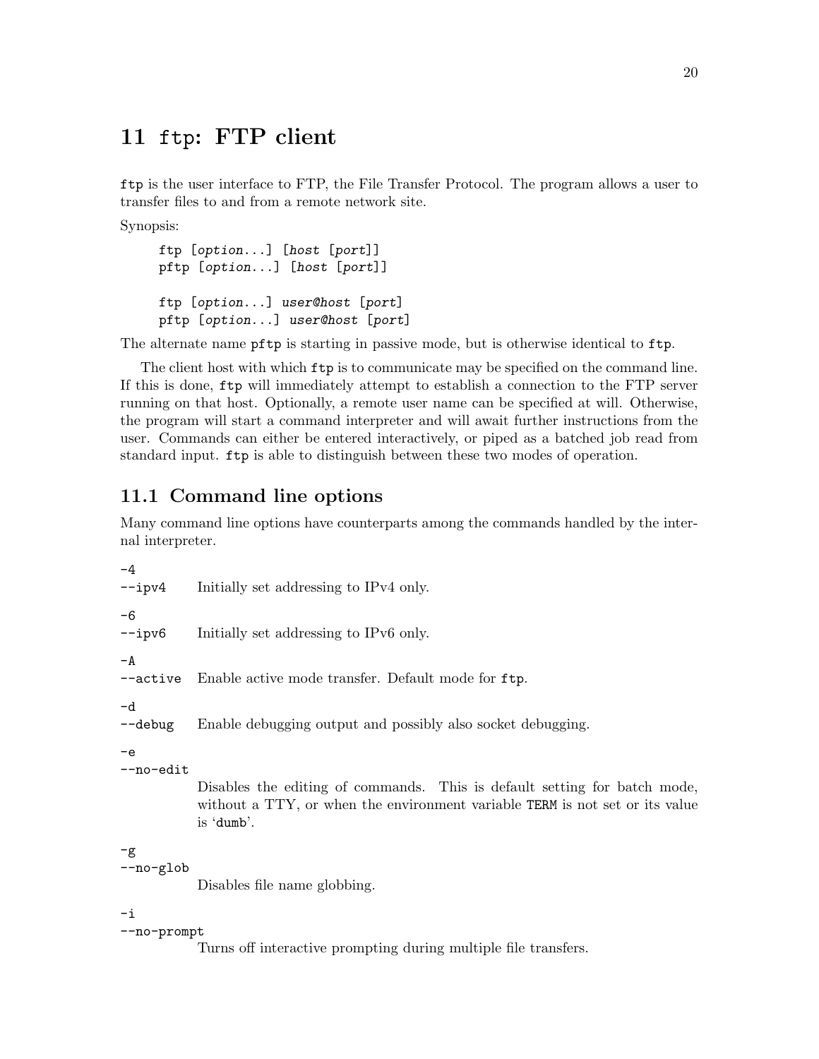# 11 `ftp`: FTP client

`ftp` is the user interface to FTP, the File Transfer Protocol. The program allows a user to transfer files to and from a remote network site.

Synopsis:

```
ftp [option...] [host [port]]
pftp [option...] [host [port]]

ftp [option...] user@host [port]
pftp [option...] user@host [port]
```

The alternate name `pftp` is starting in passive mode, but is otherwise identical to `ftp`.

The client host with which `ftp` is to communicate may be specified on the command line. If this is done, `ftp` will immediately attempt to establish a connection to the FTP server running on that host. Optionally, a remote user name can be specified at will. Otherwise, the program will start a command interpreter and will await further instructions from the user. Commands can either be entered interactively, or piped as a batched job read from standard input. `ftp` is able to distinguish between these two modes of operation.

## 11.1 Command line options

Many command line options have counterparts among the commands handled by the internal interpreter.

`-4`
`--ipv4`
: Initially set addressing to IPv4 only.

`-6`
`--ipv6`
: Initially set addressing to IPv6 only.

`-A`
`--active`
: Enable active mode transfer. Default mode for `ftp`.

`-d`
`--debug`
: Enable debugging output and possibly also socket debugging.

`-e`
`--no-edit`
: Disables the editing of commands. This is default setting for batch mode, without a TTY, or when the environment variable `TERM` is not set or its value is '`dumb`'.

`-g`
`--no-glob`
: Disables file name globbing.

`-i`
`--no-prompt`
: Turns off interactive prompting during multiple file transfers.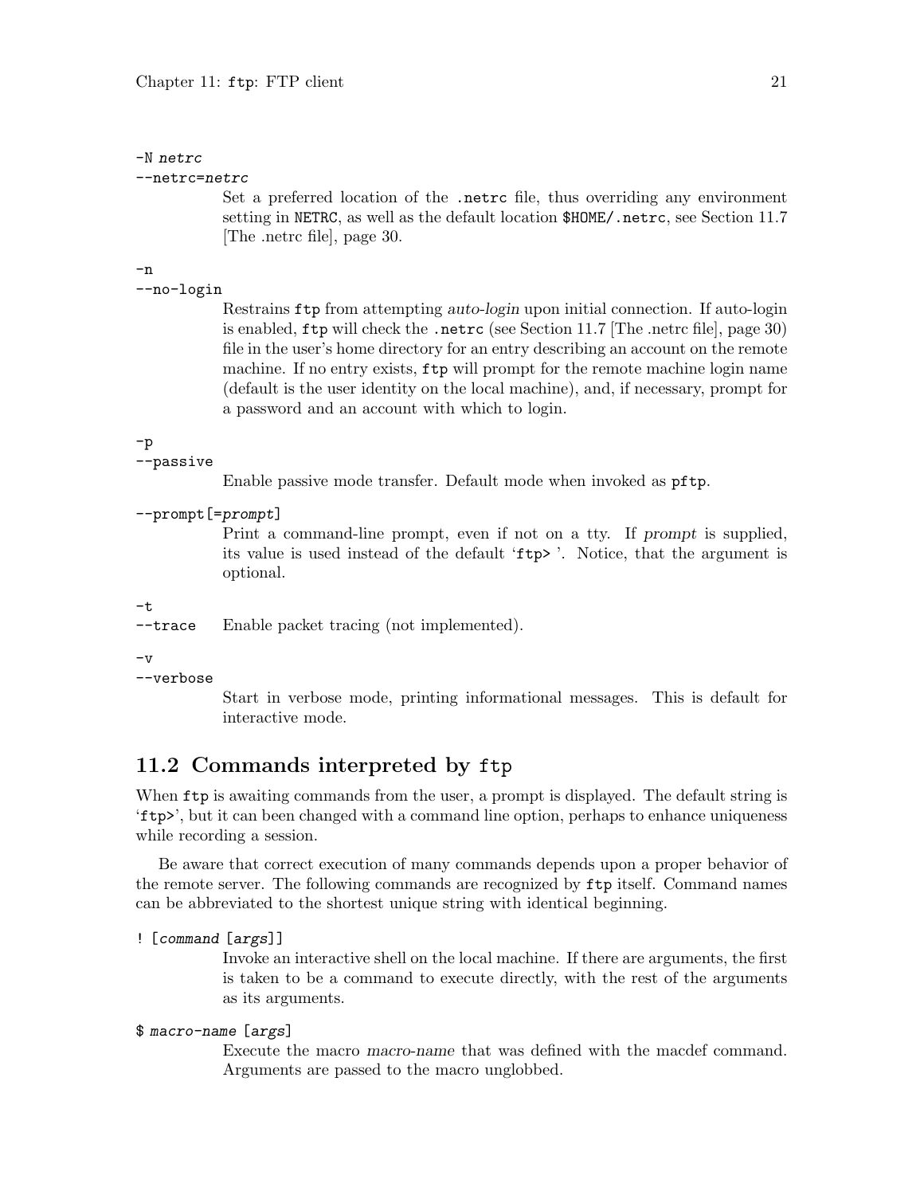`-N netrc`
`--netrc=netrc`

Set a preferred location of the `.netrc` file, thus overriding any environment setting in `NETRC`, as well as the default location `$HOME/.netrc`, see Section 11.7 [The .netrc file], page 30.

`-n`
`--no-login`

Restrains `ftp` from attempting *auto-login* upon initial connection. If auto-login is enabled, `ftp` will check the `.netrc` (see Section 11.7 [The .netrc file], page 30) file in the user's home directory for an entry describing an account on the remote machine. If no entry exists, `ftp` will prompt for the remote machine login name (default is the user identity on the local machine), and, if necessary, prompt for a password and an account with which to login.

`-p`
`--passive`

Enable passive mode transfer. Default mode when invoked as `pftp`.

`--prompt[=prompt]`

Print a command-line prompt, even if not on a tty. If *prompt* is supplied, its value is used instead of the default '`ftp> `'. Notice, that the argument is optional.

`-t`
`--trace`

Enable packet tracing (not implemented).

`-v`
`--verbose`

Start in verbose mode, printing informational messages. This is default for interactive mode.

## 11.2 Commands interpreted by `ftp`

When `ftp` is awaiting commands from the user, a prompt is displayed. The default string is '`ftp>`', but it can been changed with a command line option, perhaps to enhance uniqueness while recording a session.

Be aware that correct execution of many commands depends upon a proper behavior of the remote server. The following commands are recognized by `ftp` itself. Command names can be abbreviated to the shortest unique string with identical beginning.

`! [command [args]]`

Invoke an interactive shell on the local machine. If there are arguments, the first is taken to be a command to execute directly, with the rest of the arguments as its arguments.

`$ macro-name [args]`

Execute the macro *macro-name* that was defined with the macdef command. Arguments are passed to the macro unglobbed.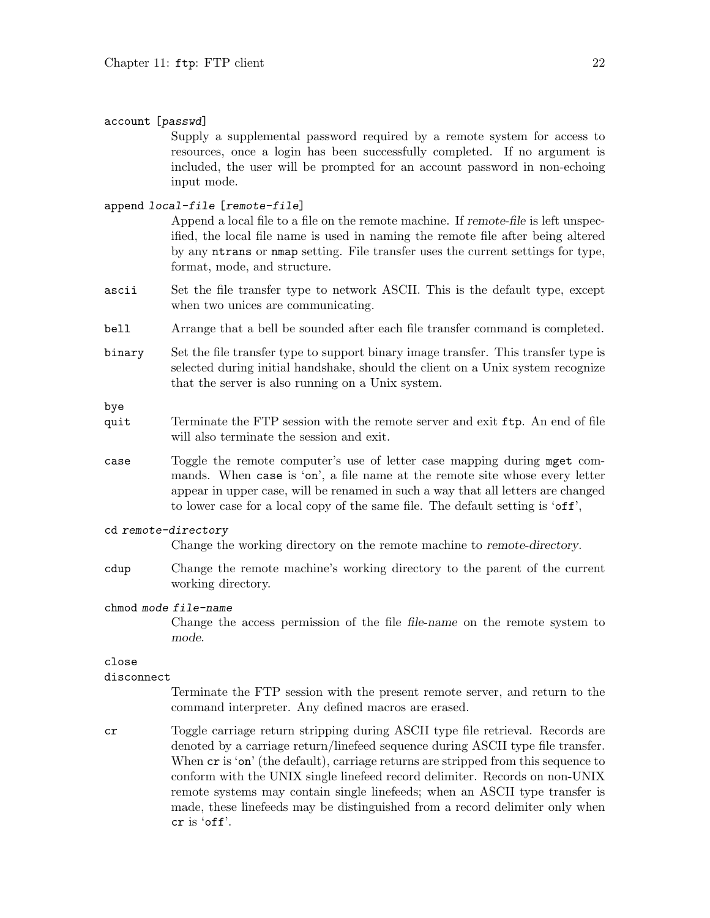`account [passwd]`
: Supply a supplemental password required by a remote system for access to resources, once a login has been successfully completed. If no argument is included, the user will be prompted for an account password in non-echoing input mode.

`append local-file [remote-file]`
: Append a local file to a file on the remote machine. If *remote-file* is left unspecified, the local file name is used in naming the remote file after being altered by any `ntrans` or `nmap` setting. File transfer uses the current settings for type, format, mode, and structure.

`ascii`
: Set the file transfer type to network ASCII. This is the default type, except when two unices are communicating.

`bell`
: Arrange that a bell be sounded after each file transfer command is completed.

`binary`
: Set the file transfer type to support binary image transfer. This transfer type is selected during initial handshake, should the client on a Unix system recognize that the server is also running on a Unix system.

`bye`
`quit`
: Terminate the FTP session with the remote server and exit `ftp`. An end of file will also terminate the session and exit.

`case`
: Toggle the remote computer's use of letter case mapping during `mget` commands. When `case` is '`on`', a file name at the remote site whose every letter appear in upper case, will be renamed in such a way that all letters are changed to lower case for a local copy of the same file. The default setting is '`off`',

`cd remote-directory`
: Change the working directory on the remote machine to *remote-directory*.

`cdup`
: Change the remote machine's working directory to the parent of the current working directory.

`chmod mode file-name`
: Change the access permission of the file *file-name* on the remote system to *mode*.

`close`
`disconnect`
: Terminate the FTP session with the present remote server, and return to the command interpreter. Any defined macros are erased.

`cr`
: Toggle carriage return stripping during ASCII type file retrieval. Records are denoted by a carriage return/linefeed sequence during ASCII type file transfer. When `cr` is '`on`' (the default), carriage returns are stripped from this sequence to conform with the UNIX single linefeed record delimiter. Records on non-UNIX remote systems may contain single linefeeds; when an ASCII type transfer is made, these linefeeds may be distinguished from a record delimiter only when `cr` is '`off`'.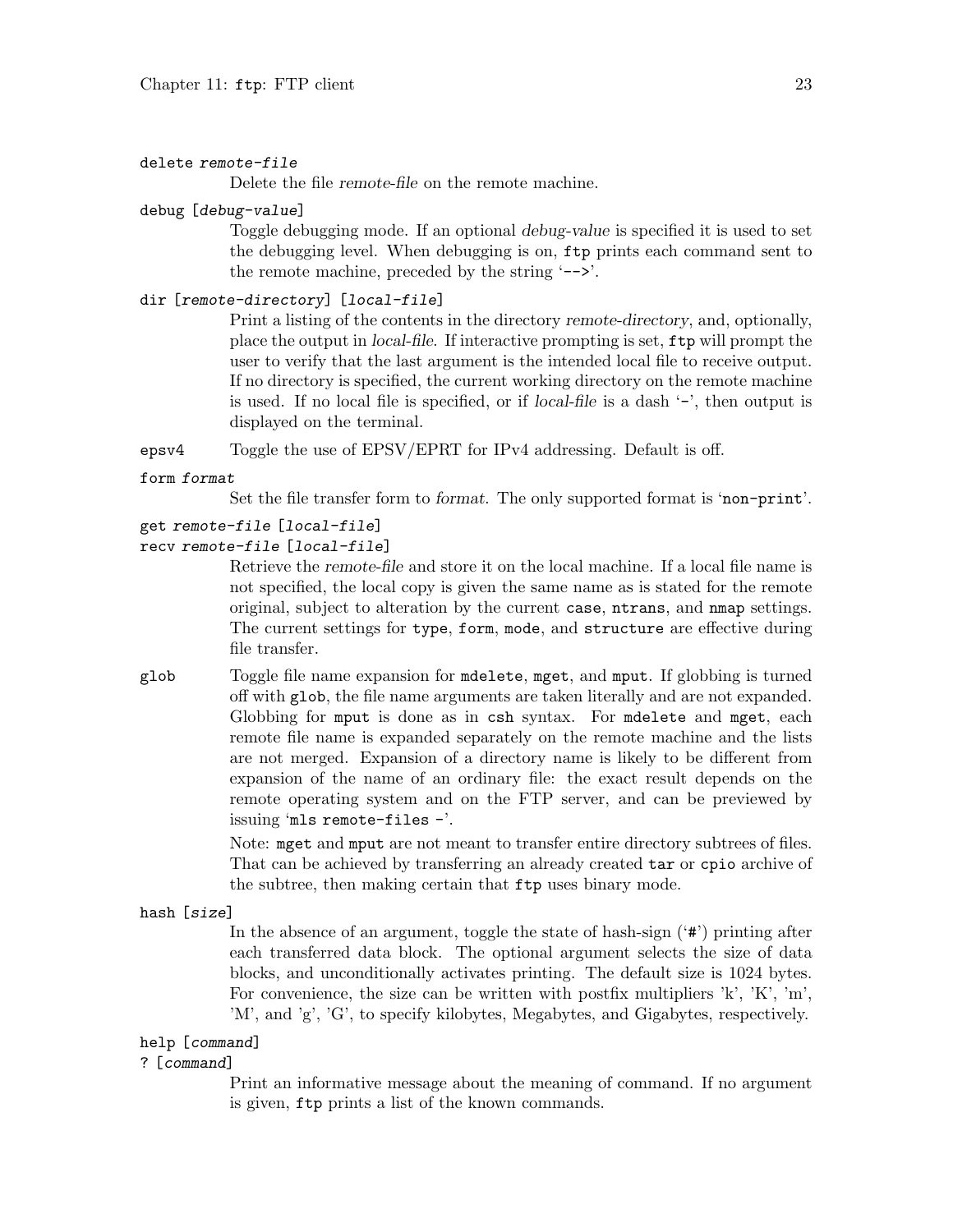`delete remote-file`
: Delete the file *remote-file* on the remote machine.

`debug [debug-value]`
: Toggle debugging mode. If an optional *debug-value* is specified it is used to set the debugging level. When debugging is on, `ftp` prints each command sent to the remote machine, preceded by the string '`-->`'.

`dir [remote-directory] [local-file]`
: Print a listing of the contents in the directory *remote-directory*, and, optionally, place the output in *local-file*. If interactive prompting is set, `ftp` will prompt the user to verify that the last argument is the intended local file to receive output. If no directory is specified, the current working directory on the remote machine is used. If no local file is specified, or if *local-file* is a dash '`-`', then output is displayed on the terminal.

`epsv4`
: Toggle the use of EPSV/EPRT for IPv4 addressing. Default is off.

`form format`
: Set the file transfer form to *format*. The only supported format is '`non-print`'.

`get remote-file [local-file]`
`recv remote-file [local-file]`
: Retrieve the *remote-file* and store it on the local machine. If a local file name is not specified, the local copy is given the same name as is stated for the remote original, subject to alteration by the current `case`, `ntrans`, and `nmap` settings. The current settings for `type`, `form`, `mode`, and `structure` are effective during file transfer.

`glob`
: Toggle file name expansion for `mdelete`, `mget`, and `mput`. If globbing is turned off with `glob`, the file name arguments are taken literally and are not expanded. Globbing for `mput` is done as in `csh` syntax. For `mdelete` and `mget`, each remote file name is expanded separately on the remote machine and the lists are not merged. Expansion of a directory name is likely to be different from expansion of the name of an ordinary file: the exact result depends on the remote operating system and on the FTP server, and can be previewed by issuing '`mls remote-files -`'.

: Note: `mget` and `mput` are not meant to transfer entire directory subtrees of files. That can be achieved by transferring an already created `tar` or `cpio` archive of the subtree, then making certain that `ftp` uses binary mode.

`hash [size]`
: In the absence of an argument, toggle the state of hash-sign ('`#`') printing after each transferred data block. The optional argument selects the size of data blocks, and unconditionally activates printing. The default size is 1024 bytes. For convenience, the size can be written with postfix multipliers 'k', 'K', 'm', 'M', and 'g', 'G', to specify kilobytes, Megabytes, and Gigabytes, respectively.

`help [command]`
`? [command]`
: Print an informative message about the meaning of command. If no argument is given, `ftp` prints a list of the known commands.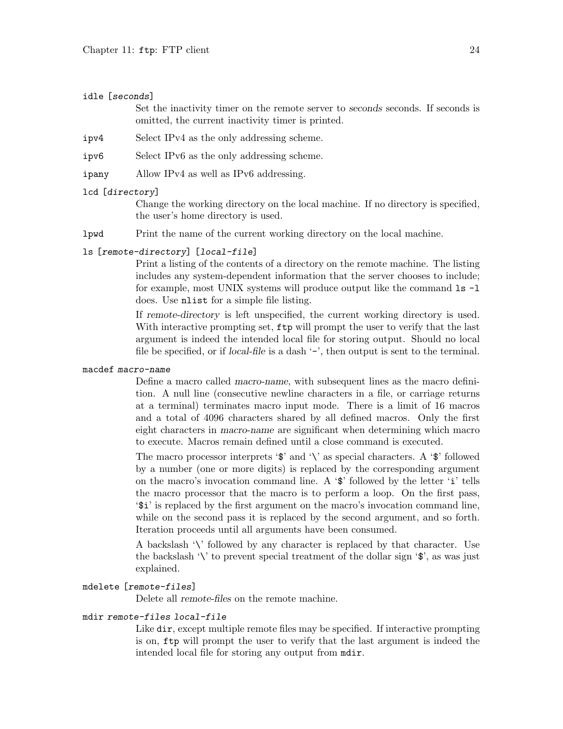`idle [seconds]`
: Set the inactivity timer on the remote server to *seconds* seconds. If seconds is omitted, the current inactivity timer is printed.

`ipv4`
: Select IPv4 as the only addressing scheme.

`ipv6`
: Select IPv6 as the only addressing scheme.

`ipany`
: Allow IPv4 as well as IPv6 addressing.

`lcd [directory]`
: Change the working directory on the local machine. If no directory is specified, the user's home directory is used.

`lpwd`
: Print the name of the current working directory on the local machine.

`ls [remote-directory] [local-file]`
: Print a listing of the contents of a directory on the remote machine. The listing includes any system-dependent information that the server chooses to include; for example, most UNIX systems will produce output like the command `ls -l` does. Use `nlist` for a simple file listing.

  If *remote-directory* is left unspecified, the current working directory is used. With interactive prompting set, `ftp` will prompt the user to verify that the last argument is indeed the intended local file for storing output. Should no local file be specified, or if *local-file* is a dash '`-`', then output is sent to the terminal.

`macdef macro-name`
: Define a macro called *macro-name*, with subsequent lines as the macro definition. A null line (consecutive newline characters in a file, or carriage returns at a terminal) terminates macro input mode. There is a limit of 16 macros and a total of 4096 characters shared by all defined macros. Only the first eight characters in *macro-name* are significant when determining which macro to execute. Macros remain defined until a close command is executed.

  The macro processor interprets '`$`' and '`\`' as special characters. A '`$`' followed by a number (one or more digits) is replaced by the corresponding argument on the macro's invocation command line. A '`$`' followed by the letter '`i`' tells the macro processor that the macro is to perform a loop. On the first pass, '`$i`' is replaced by the first argument on the macro's invocation command line, while on the second pass it is replaced by the second argument, and so forth. Iteration proceeds until all arguments have been consumed.

  A backslash '`\`' followed by any character is replaced by that character. Use the backslash '`\`' to prevent special treatment of the dollar sign '`$`', as was just explained.

`mdelete [remote-files]`
: Delete all *remote-files* on the remote machine.

`mdir remote-files local-file`
: Like `dir`, except multiple remote files may be specified. If interactive prompting is on, `ftp` will prompt the user to verify that the last argument is indeed the intended local file for storing any output from `mdir`.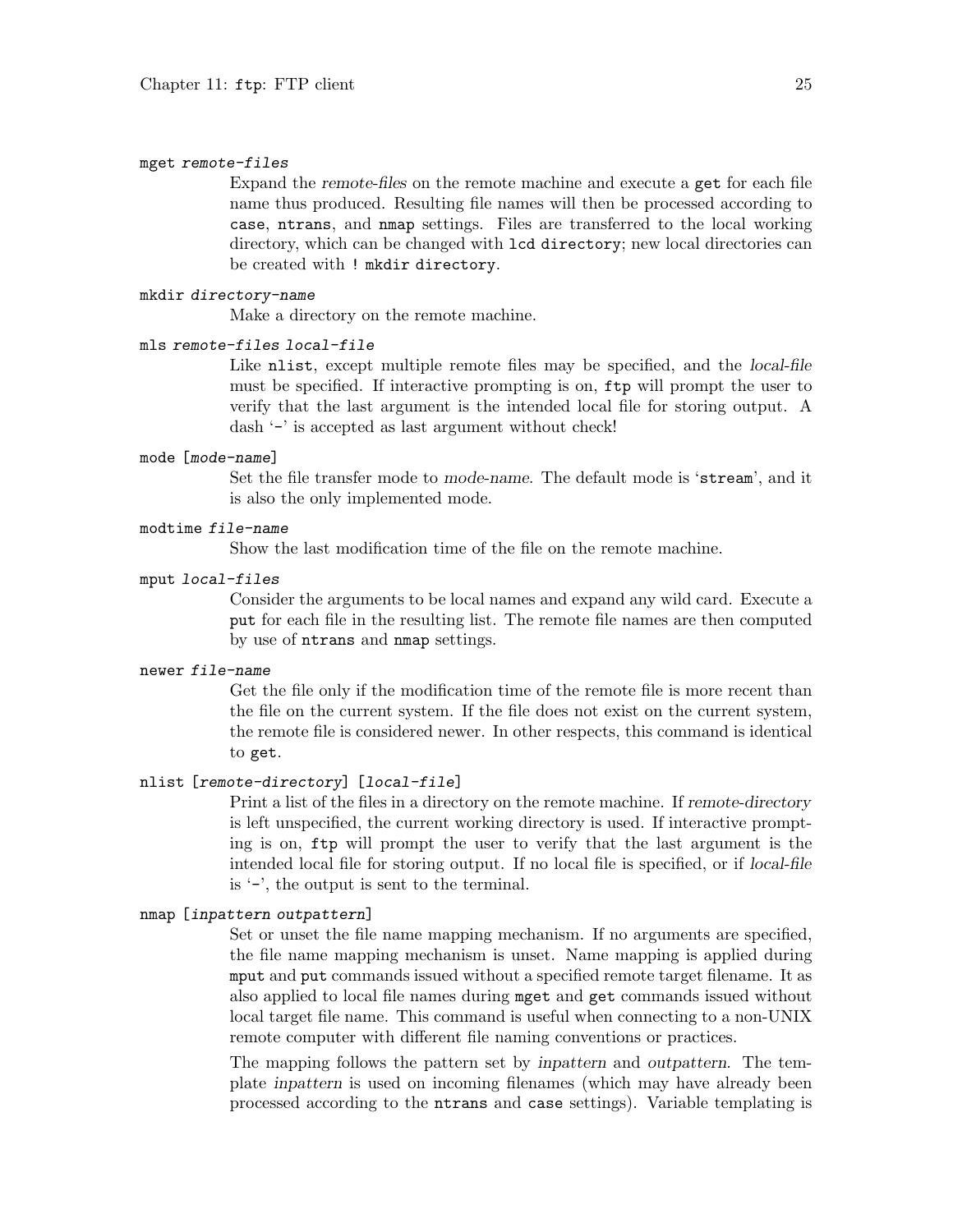`mget remote-files`

Expand the *remote-files* on the remote machine and execute a `get` for each file name thus produced. Resulting file names will then be processed according to `case`, `ntrans`, and `nmap` settings. Files are transferred to the local working directory, which can be changed with `lcd directory`; new local directories can be created with `! mkdir directory`.

`mkdir directory-name`

Make a directory on the remote machine.

`mls remote-files local-file`

Like `nlist`, except multiple remote files may be specified, and the *local-file* must be specified. If interactive prompting is on, `ftp` will prompt the user to verify that the last argument is the intended local file for storing output. A dash '`-`' is accepted as last argument without check!

`mode [mode-name]`

Set the file transfer mode to *mode-name*. The default mode is '`stream`', and it is also the only implemented mode.

`modtime file-name`

Show the last modification time of the file on the remote machine.

`mput local-files`

Consider the arguments to be local names and expand any wild card. Execute a `put` for each file in the resulting list. The remote file names are then computed by use of `ntrans` and `nmap` settings.

`newer file-name`

Get the file only if the modification time of the remote file is more recent than the file on the current system. If the file does not exist on the current system, the remote file is considered newer. In other respects, this command is identical to `get`.

`nlist [remote-directory] [local-file]`

Print a list of the files in a directory on the remote machine. If *remote-directory* is left unspecified, the current working directory is used. If interactive prompting is on, `ftp` will prompt the user to verify that the last argument is the intended local file for storing output. If no local file is specified, or if *local-file* is '`-`', the output is sent to the terminal.

`nmap [inpattern outpattern]`

Set or unset the file name mapping mechanism. If no arguments are specified, the file name mapping mechanism is unset. Name mapping is applied during `mput` and `put` commands issued without a specified remote target filename. It as also applied to local file names during `mget` and `get` commands issued without local target file name. This command is useful when connecting to a non-UNIX remote computer with different file naming conventions or practices.

The mapping follows the pattern set by *inpattern* and *outpattern*. The template *inpattern* is used on incoming filenames (which may have already been processed according to the `ntrans` and `case` settings). Variable templating is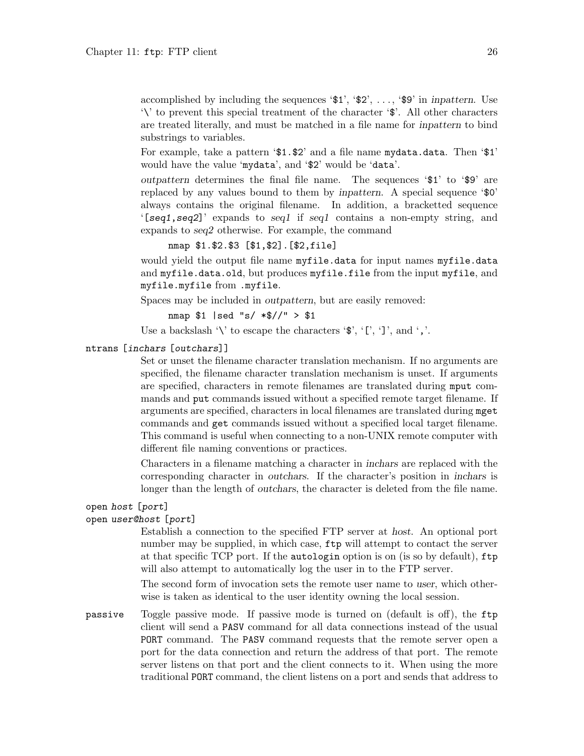accomplished by including the sequences '`$1`', '`$2`', ..., '`$9`' in *inpattern*. Use '`\`' to prevent this special treatment of the character '`$`'. All other characters are treated literally, and must be matched in a file name for *inpattern* to bind substrings to variables.

For example, take a pattern '`$1.$2`' and a file name `mydata.data`. Then '`$1`' would have the value '`mydata`', and '`$2`' would be '`data`'.

*outpattern* determines the final file name. The sequences '`$1`' to '`$9`' are replaced by any values bound to them by *inpattern*. A special sequence '`$0`' always contains the original filename. In addition, a bracketted sequence '`[`*seq1*`,`*seq2*`]`' expands to *seq1* if *seq1* contains a non-empty string, and expands to *seq2* otherwise. For example, the command

```
nmap $1.$2.$3 [$1,$2].[$2,file]
```

would yield the output file name `myfile.data` for input names `myfile.data` and `myfile.data.old`, but produces `myfile.file` from the input `myfile`, and `myfile.myfile` from `.myfile`.

Spaces may be included in *outpattern*, but are easily removed:

```
nmap $1 |sed "s/ *$//" > $1
```

Use a backslash '`\`' to escape the characters '`$`', '`[`', '`]`', and '`,`'.

`ntrans [`*inchars* `[`*outchars*`]]`

Set or unset the filename character translation mechanism. If no arguments are specified, the filename character translation mechanism is unset. If arguments are specified, characters in remote filenames are translated during `mput` commands and `put` commands issued without a specified remote target filename. If arguments are specified, characters in local filenames are translated during `mget` commands and `get` commands issued without a specified local target filename. This command is useful when connecting to a non-UNIX remote computer with different file naming conventions or practices.

Characters in a filename matching a character in *inchars* are replaced with the corresponding character in *outchars*. If the character's position in *inchars* is longer than the length of *outchars*, the character is deleted from the file name.

`open` *host* `[`*port*`]`
`open` *user*`@`*host* `[`*port*`]`

Establish a connection to the specified FTP server at *host*. An optional port number may be supplied, in which case, `ftp` will attempt to contact the server at that specific TCP port. If the `autologin` option is on (is so by default), `ftp` will also attempt to automatically log the user in to the FTP server.

The second form of invocation sets the remote user name to *user*, which otherwise is taken as identical to the user identity owning the local session.

`passive` Toggle passive mode. If passive mode is turned on (default is off), the `ftp` client will send a `PASV` command for all data connections instead of the usual `PORT` command. The `PASV` command requests that the remote server open a port for the data connection and return the address of that port. The remote server listens on that port and the client connects to it. When using the more traditional `PORT` command, the client listens on a port and sends that address to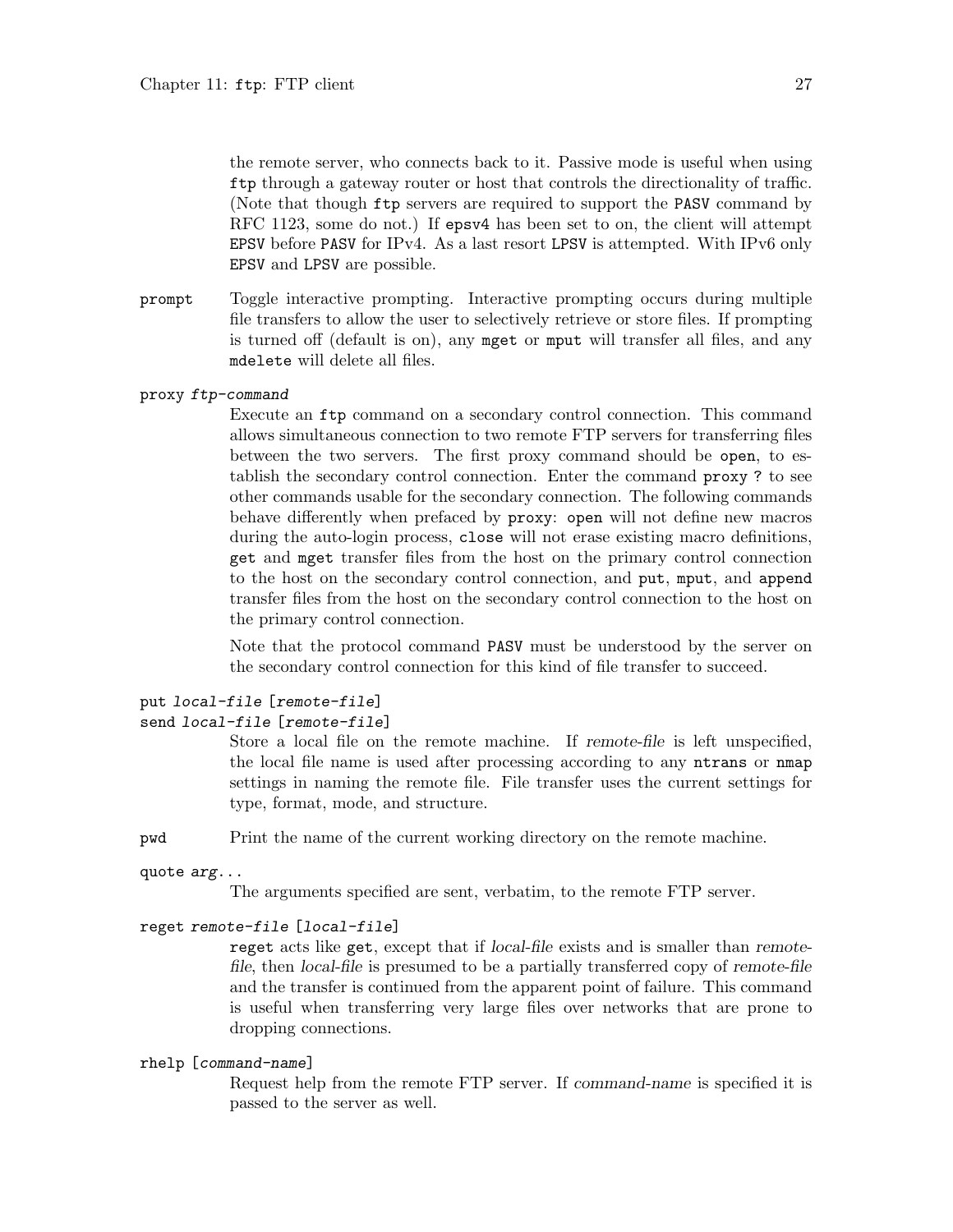the remote server, who connects back to it. Passive mode is useful when using `ftp` through a gateway router or host that controls the directionality of traffic. (Note that though `ftp` servers are required to support the `PASV` command by RFC 1123, some do not.) If `epsv4` has been set to on, the client will attempt `EPSV` before `PASV` for IPv4. As a last resort `LPSV` is attempted. With IPv6 only `EPSV` and `LPSV` are possible.

`prompt`
: Toggle interactive prompting. Interactive prompting occurs during multiple file transfers to allow the user to selectively retrieve or store files. If prompting is turned off (default is on), any `mget` or `mput` will transfer all files, and any `mdelete` will delete all files.

`proxy` *`ftp-command`*
: Execute an `ftp` command on a secondary control connection. This command allows simultaneous connection to two remote FTP servers for transferring files between the two servers. The first proxy command should be `open`, to establish the secondary control connection. Enter the command `proxy ?` to see other commands usable for the secondary connection. The following commands behave differently when prefaced by `proxy`: `open` will not define new macros during the auto-login process, `close` will not erase existing macro definitions, `get` and `mget` transfer files from the host on the primary control connection to the host on the secondary control connection, and `put`, `mput`, and `append` transfer files from the host on the secondary control connection to the host on the primary control connection.

  Note that the protocol command `PASV` must be understood by the server on the secondary control connection for this kind of file transfer to succeed.

`put` *`local-file`* `[`*`remote-file`*`]`
`send` *`local-file`* `[`*`remote-file`*`]`
: Store a local file on the remote machine. If *remote-file* is left unspecified, the local file name is used after processing according to any `ntrans` or `nmap` settings in naming the remote file. File transfer uses the current settings for type, format, mode, and structure.

`pwd`
: Print the name of the current working directory on the remote machine.

`quote` *`arg...`*
: The arguments specified are sent, verbatim, to the remote FTP server.

`reget` *`remote-file`* `[`*`local-file`*`]`
: `reget` acts like `get`, except that if *local-file* exists and is smaller than *remote-file*, then *local-file* is presumed to be a partially transferred copy of *remote-file* and the transfer is continued from the apparent point of failure. This command is useful when transferring very large files over networks that are prone to dropping connections.

`rhelp` `[`*`command-name`*`]`
: Request help from the remote FTP server. If *command-name* is specified it is passed to the server as well.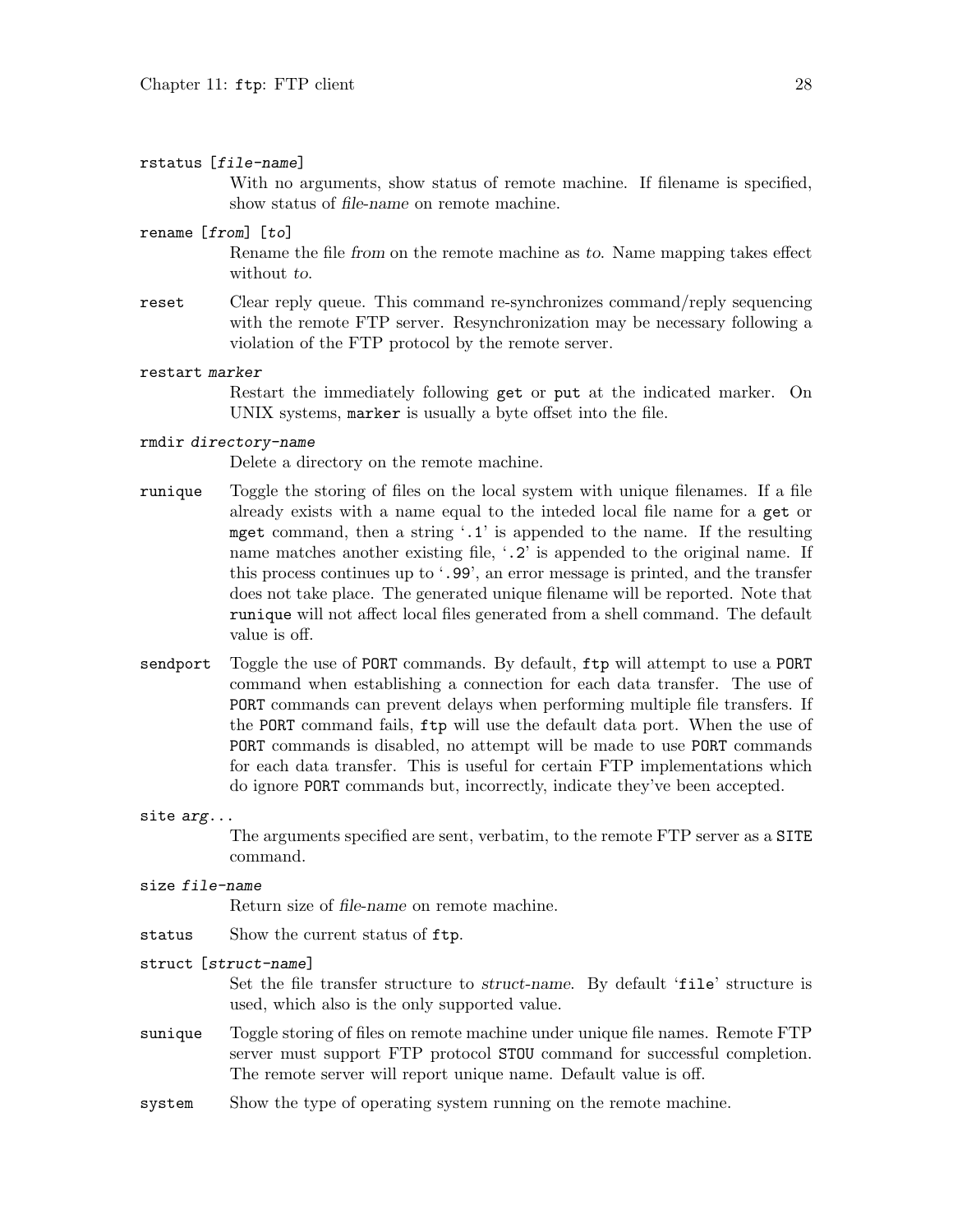`rstatus [file-name]`
: With no arguments, show status of remote machine. If filename is specified, show status of *file-name* on remote machine.

`rename [from] [to]`
: Rename the file *from* on the remote machine as *to*. Name mapping takes effect without *to*.

`reset`
: Clear reply queue. This command re-synchronizes command/reply sequencing with the remote FTP server. Resynchronization may be necessary following a violation of the FTP protocol by the remote server.

`restart marker`
: Restart the immediately following `get` or `put` at the indicated marker. On UNIX systems, `marker` is usually a byte offset into the file.

`rmdir directory-name`
: Delete a directory on the remote machine.

`runique`
: Toggle the storing of files on the local system with unique filenames. If a file already exists with a name equal to the inteded local file name for a `get` or `mget` command, then a string '`.1`' is appended to the name. If the resulting name matches another existing file, '`.2`' is appended to the original name. If this process continues up to '`.99`', an error message is printed, and the transfer does not take place. The generated unique filename will be reported. Note that `runique` will not affect local files generated from a shell command. The default value is off.

`sendport`
: Toggle the use of `PORT` commands. By default, `ftp` will attempt to use a `PORT` command when establishing a connection for each data transfer. The use of `PORT` commands can prevent delays when performing multiple file transfers. If the `PORT` command fails, `ftp` will use the default data port. When the use of `PORT` commands is disabled, no attempt will be made to use `PORT` commands for each data transfer. This is useful for certain FTP implementations which do ignore `PORT` commands but, incorrectly, indicate they've been accepted.

`site arg...`
: The arguments specified are sent, verbatim, to the remote FTP server as a `SITE` command.

`size file-name`
: Return size of *file-name* on remote machine.

`status`
: Show the current status of `ftp`.

`struct [struct-name]`
: Set the file transfer structure to *struct-name*. By default '`file`' structure is used, which also is the only supported value.

`sunique`
: Toggle storing of files on remote machine under unique file names. Remote FTP server must support FTP protocol `STOU` command for successful completion. The remote server will report unique name. Default value is off.

`system`
: Show the type of operating system running on the remote machine.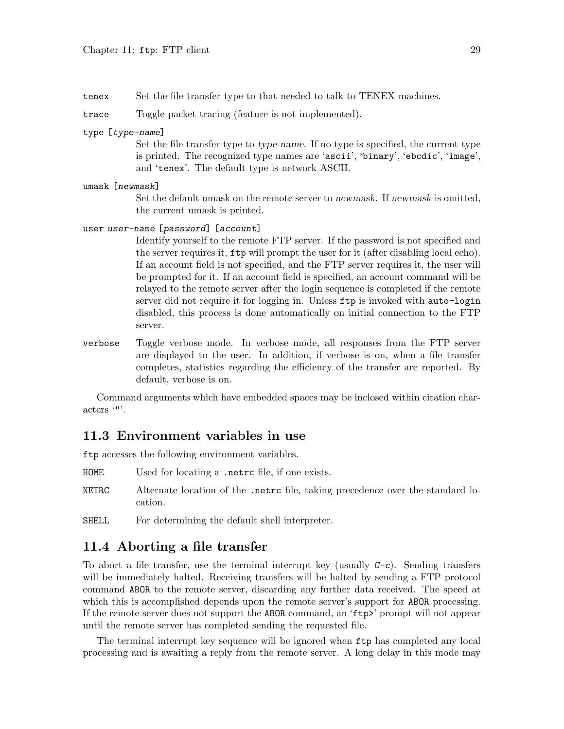`tenex` Set the file transfer type to that needed to talk to TENEX machines.

`trace` Toggle packet tracing (feature is not implemented).

`type [type-name]`
: Set the file transfer type to *type-name*. If no type is specified, the current type is printed. The recognized type names are '`ascii`', '`binary`', '`ebcdic`', '`image`', and '`tenex`'. The default type is network ASCII.

`umask [newmask]`
: Set the default umask on the remote server to *newmask*. If *newmask* is omitted, the current umask is printed.

`user user-name [password] [account]`
: Identify yourself to the remote FTP server. If the password is not specified and the server requires it, `ftp` will prompt the user for it (after disabling local echo). If an account field is not specified, and the FTP server requires it, the user will be prompted for it. If an account field is specified, an account command will be relayed to the remote server after the login sequence is completed if the remote server did not require it for logging in. Unless `ftp` is invoked with `auto-login` disabled, this process is done automatically on initial connection to the FTP server.

`verbose` Toggle verbose mode. In verbose mode, all responses from the FTP server are displayed to the user. In addition, if verbose is on, when a file transfer completes, statistics regarding the efficiency of the transfer are reported. By default, verbose is on.

Command arguments which have embedded spaces may be inclosed within citation characters '`"`'.

## 11.3 Environment variables in use

`ftp` accesses the following environment variables.

`HOME` Used for locating a `.netrc` file, if one exists.

`NETRC` Alternate location of the `.netrc` file, taking precedence over the standard location.

`SHELL` For determining the default shell interpreter.

## 11.4 Aborting a file transfer

To abort a file transfer, use the terminal interrupt key (usually *C-c*). Sending transfers will be immediately halted. Receiving transfers will be halted by sending a FTP protocol command `ABOR` to the remote server, discarding any further data received. The speed at which this is accomplished depends upon the remote server's support for `ABOR` processing. If the remote server does not support the `ABOR` command, an '`ftp>`' prompt will not appear until the remote server has completed sending the requested file.

The terminal interrupt key sequence will be ignored when `ftp` has completed any local processing and is awaiting a reply from the remote server. A long delay in this mode may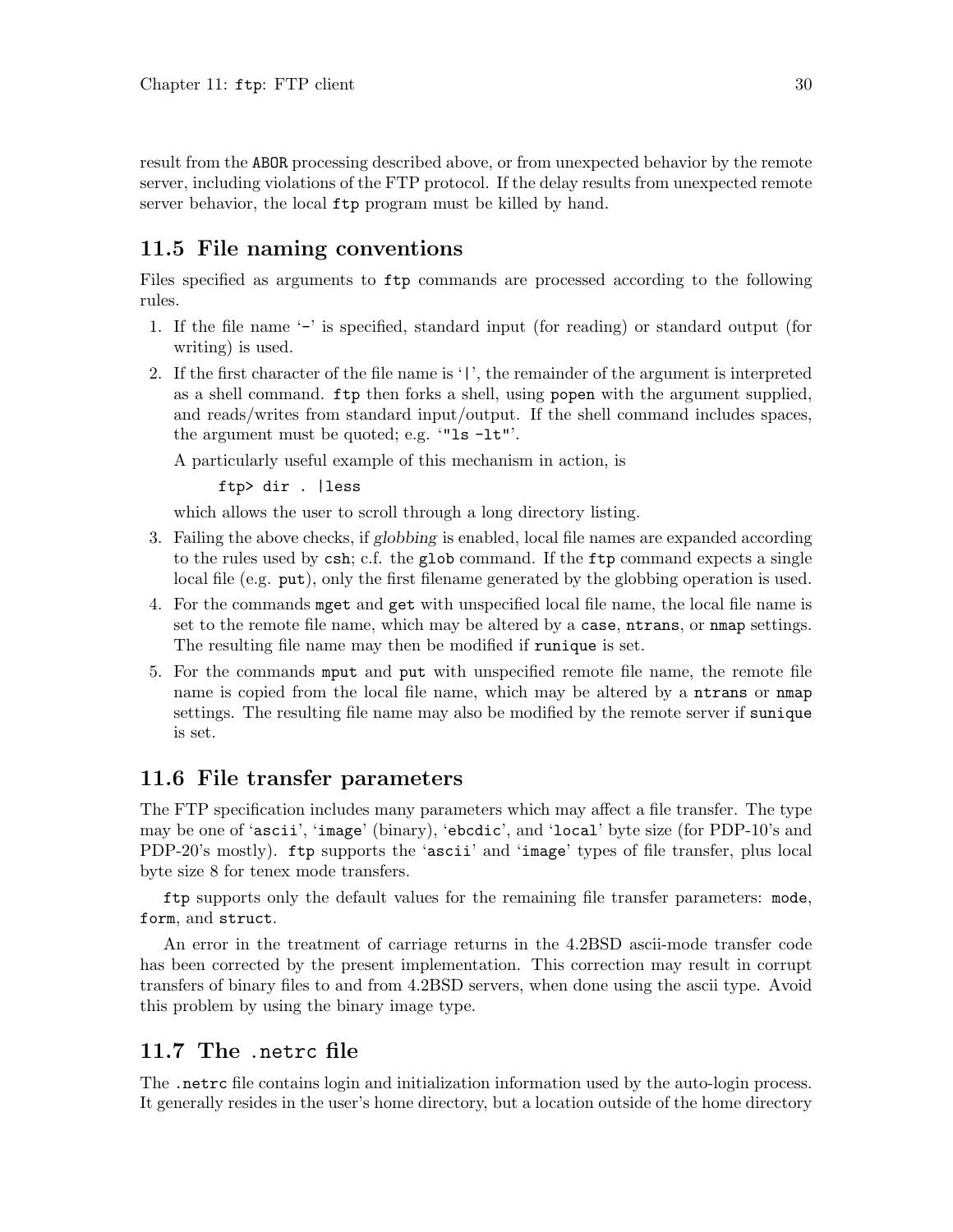result from the `ABOR` processing described above, or from unexpected behavior by the remote server, including violations of the FTP protocol. If the delay results from unexpected remote server behavior, the local `ftp` program must be killed by hand.

## 11.5 File naming conventions

Files specified as arguments to `ftp` commands are processed according to the following rules.

1. If the file name '`-`' is specified, standard input (for reading) or standard output (for writing) is used.
2. If the first character of the file name is '`|`', the remainder of the argument is interpreted as a shell command. `ftp` then forks a shell, using `popen` with the argument supplied, and reads/writes from standard input/output. If the shell command includes spaces, the argument must be quoted; e.g. '`"ls -lt"`'.

   A particularly useful example of this mechanism in action, is

   ```
   ftp> dir . |less
   ```

   which allows the user to scroll through a long directory listing.
3. Failing the above checks, if *globbing* is enabled, local file names are expanded according to the rules used by `csh`; c.f. the `glob` command. If the `ftp` command expects a single local file (e.g. `put`), only the first filename generated by the globbing operation is used.
4. For the commands `mget` and `get` with unspecified local file name, the local file name is set to the remote file name, which may be altered by a `case`, `ntrans`, or `nmap` settings. The resulting file name may then be modified if `runique` is set.
5. For the commands `mput` and `put` with unspecified remote file name, the remote file name is copied from the local file name, which may be altered by a `ntrans` or `nmap` settings. The resulting file name may also be modified by the remote server if `sunique` is set.

## 11.6 File transfer parameters

The FTP specification includes many parameters which may affect a file transfer. The type may be one of '`ascii`', '`image`' (binary), '`ebcdic`', and '`local`' byte size (for PDP-10's and PDP-20's mostly). `ftp` supports the '`ascii`' and '`image`' types of file transfer, plus local byte size 8 for tenex mode transfers.

`ftp` supports only the default values for the remaining file transfer parameters: `mode`, `form`, and `struct`.

An error in the treatment of carriage returns in the 4.2BSD ascii-mode transfer code has been corrected by the present implementation. This correction may result in corrupt transfers of binary files to and from 4.2BSD servers, when done using the ascii type. Avoid this problem by using the binary image type.

## 11.7 The `.netrc` file

The `.netrc` file contains login and initialization information used by the auto-login process. It generally resides in the user's home directory, but a location outside of the home directory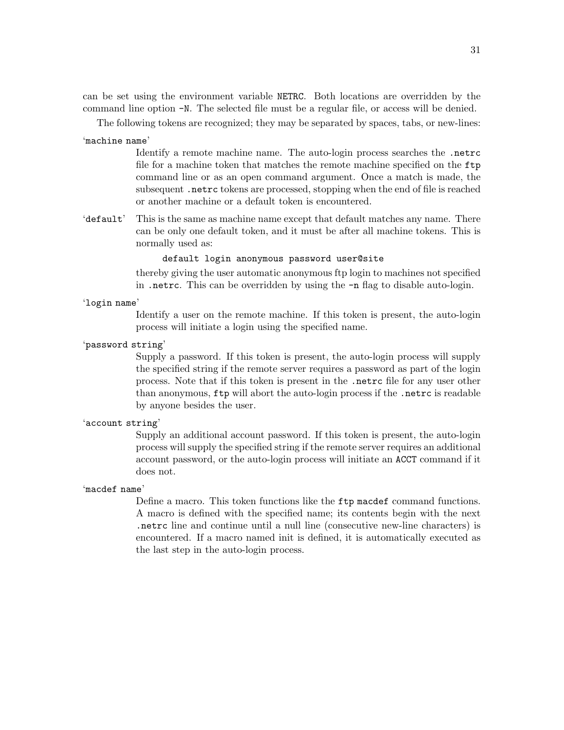can be set using the environment variable `NETRC`. Both locations are overridden by the command line option `-N`. The selected file must be a regular file, or access will be denied.

The following tokens are recognized; they may be separated by spaces, tabs, or new-lines:

'`machine name`'

Identify a remote machine name. The auto-login process searches the `.netrc` file for a machine token that matches the remote machine specified on the `ftp` command line or as an open command argument. Once a match is made, the subsequent `.netrc` tokens are processed, stopping when the end of file is reached or another machine or a default token is encountered.

'`default`'

This is the same as machine name except that default matches any name. There can be only one default token, and it must be after all machine tokens. This is normally used as:

```
default login anonymous password user@site
```

thereby giving the user automatic anonymous ftp login to machines not specified in `.netrc`. This can be overridden by using the `-n` flag to disable auto-login.

'`login name`'

Identify a user on the remote machine. If this token is present, the auto-login process will initiate a login using the specified name.

'`password string`'

Supply a password. If this token is present, the auto-login process will supply the specified string if the remote server requires a password as part of the login process. Note that if this token is present in the `.netrc` file for any user other than anonymous, `ftp` will abort the auto-login process if the `.netrc` is readable by anyone besides the user.

'`account string`'

Supply an additional account password. If this token is present, the auto-login process will supply the specified string if the remote server requires an additional account password, or the auto-login process will initiate an `ACCT` command if it does not.

'`macdef name`'

Define a macro. This token functions like the `ftp macdef` command functions. A macro is defined with the specified name; its contents begin with the next `.netrc` line and continue until a null line (consecutive new-line characters) is encountered. If a macro named init is defined, it is automatically executed as the last step in the auto-login process.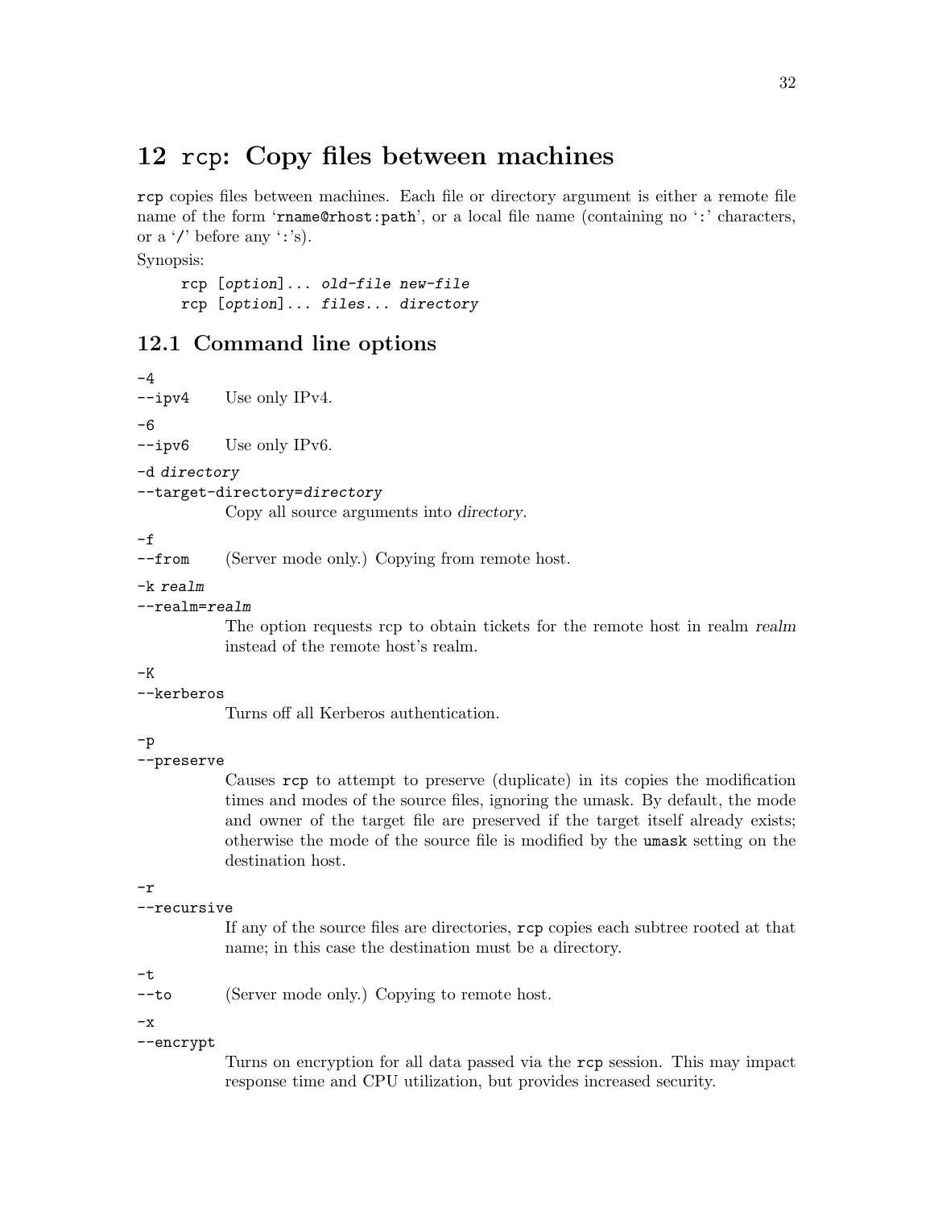# 12 `rcp`: Copy files between machines

`rcp` copies files between machines. Each file or directory argument is either a remote file name of the form '`rname@rhost:path`', or a local file name (containing no '`:`' characters, or a '`/`' before any '`:`'s).

Synopsis:

```
rcp [option]... old-file new-file
rcp [option]... files... directory
```

## 12.1 Command line options

`-4`
`--ipv4`
: Use only IPv4.

`-6`
`--ipv6`
: Use only IPv6.

`-d` *directory*
`--target-directory=`*directory*
: Copy all source arguments into *directory*.

`-f`
`--from`
: (Server mode only.) Copying from remote host.

`-k` *realm*
`--realm=`*realm*
: The option requests rcp to obtain tickets for the remote host in realm *realm* instead of the remote host's realm.

`-K`
`--kerberos`
: Turns off all Kerberos authentication.

`-p`
`--preserve`
: Causes `rcp` to attempt to preserve (duplicate) in its copies the modification times and modes of the source files, ignoring the umask. By default, the mode and owner of the target file are preserved if the target itself already exists; otherwise the mode of the source file is modified by the `umask` setting on the destination host.

`-r`
`--recursive`
: If any of the source files are directories, `rcp` copies each subtree rooted at that name; in this case the destination must be a directory.

`-t`
`--to`
: (Server mode only.) Copying to remote host.

`-x`
`--encrypt`
: Turns on encryption for all data passed via the `rcp` session. This may impact response time and CPU utilization, but provides increased security.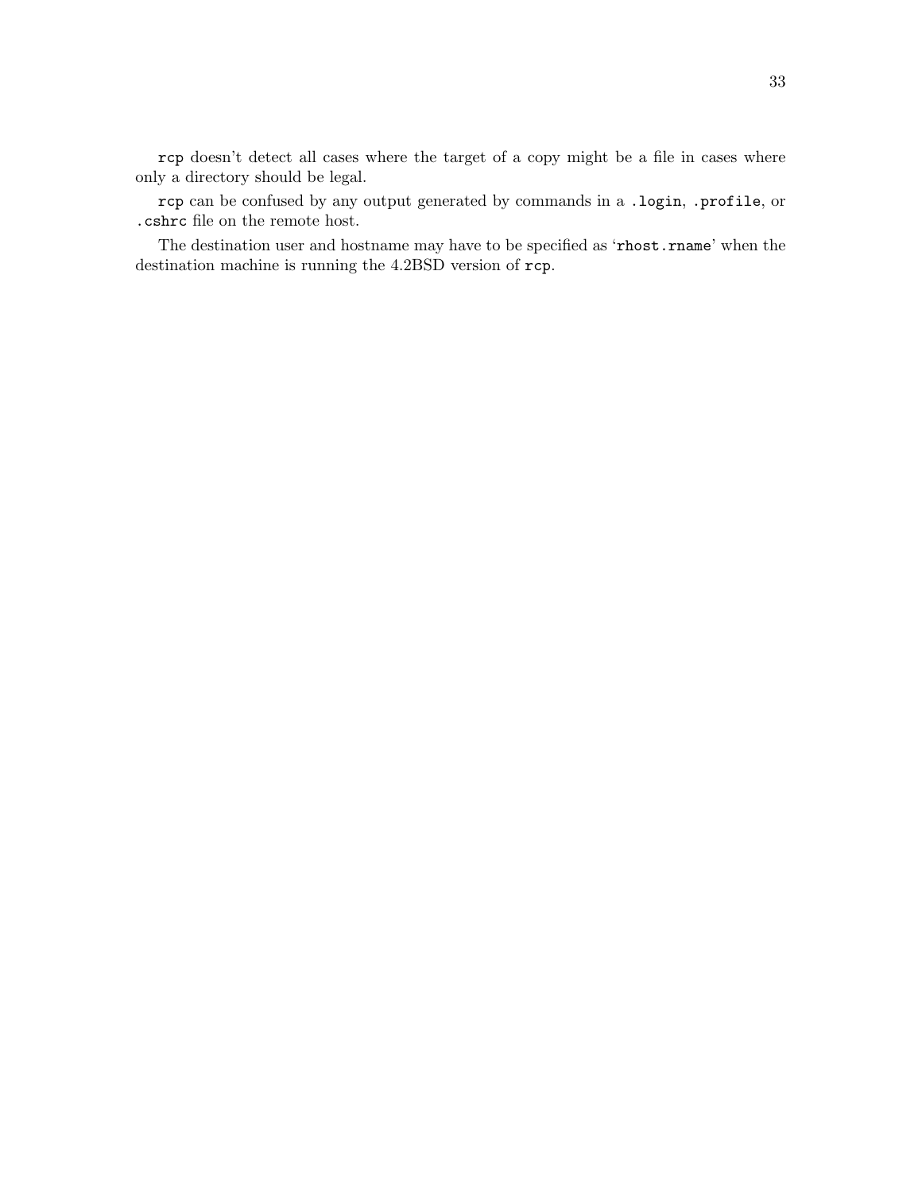`rcp` doesn't detect all cases where the target of a copy might be a file in cases where only a directory should be legal.

`rcp` can be confused by any output generated by commands in a `.login`, `.profile`, or `.cshrc` file on the remote host.

The destination user and hostname may have to be specified as '`rhost.rname`' when the destination machine is running the 4.2BSD version of `rcp`.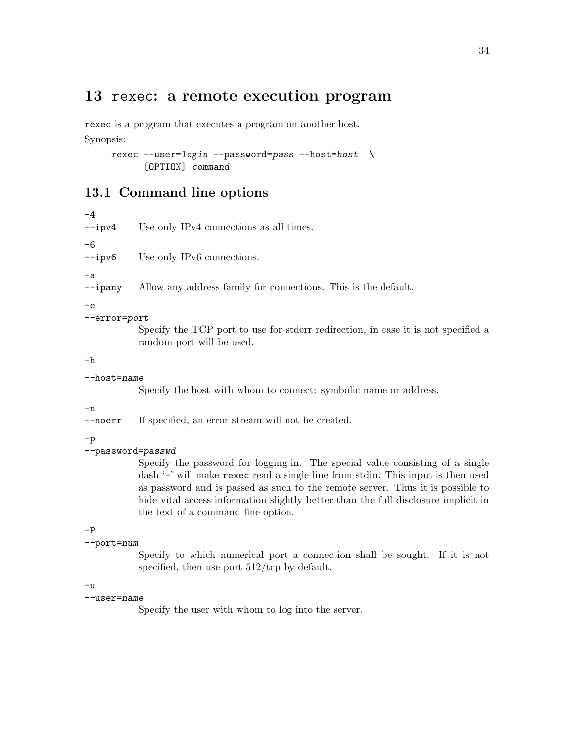# 13 `rexec`: a remote execution program

`rexec` is a program that executes a program on another host.

Synopsis:

```
rexec --user=login --password=pass --host=host  \
        [OPTION] command
```

## 13.1 Command line options

`-4`  
`--ipv4` Use only IPv4 connections as all times.

`-6`  
`--ipv6` Use only IPv6 connections.

`-a`  
`--ipany` Allow any address family for connections. This is the default.

`-e`  
`--error=port`  
Specify the TCP port to use for stderr redirection, in case it is not specified a random port will be used.

`-h`

`--host=name`  
Specify the host with whom to connect: symbolic name or address.

`-n`  
`--noerr` If specified, an error stream will not be created.

`-p`  
`--password=passwd`  
Specify the password for logging-in. The special value consisting of a single dash '`-`' will make `rexec` read a single line from stdin. This input is then used as password and is passed as such to the remote server. Thus it is possible to hide vital access information slightly better than the full disclosure implicit in the text of a command line option.

`-P`  
`--port=num`  
Specify to which numerical port a connection shall be sought. If it is not specified, then use port 512/tcp by default.

`-u`  
`--user=name`  
Specify the user with whom to log into the server.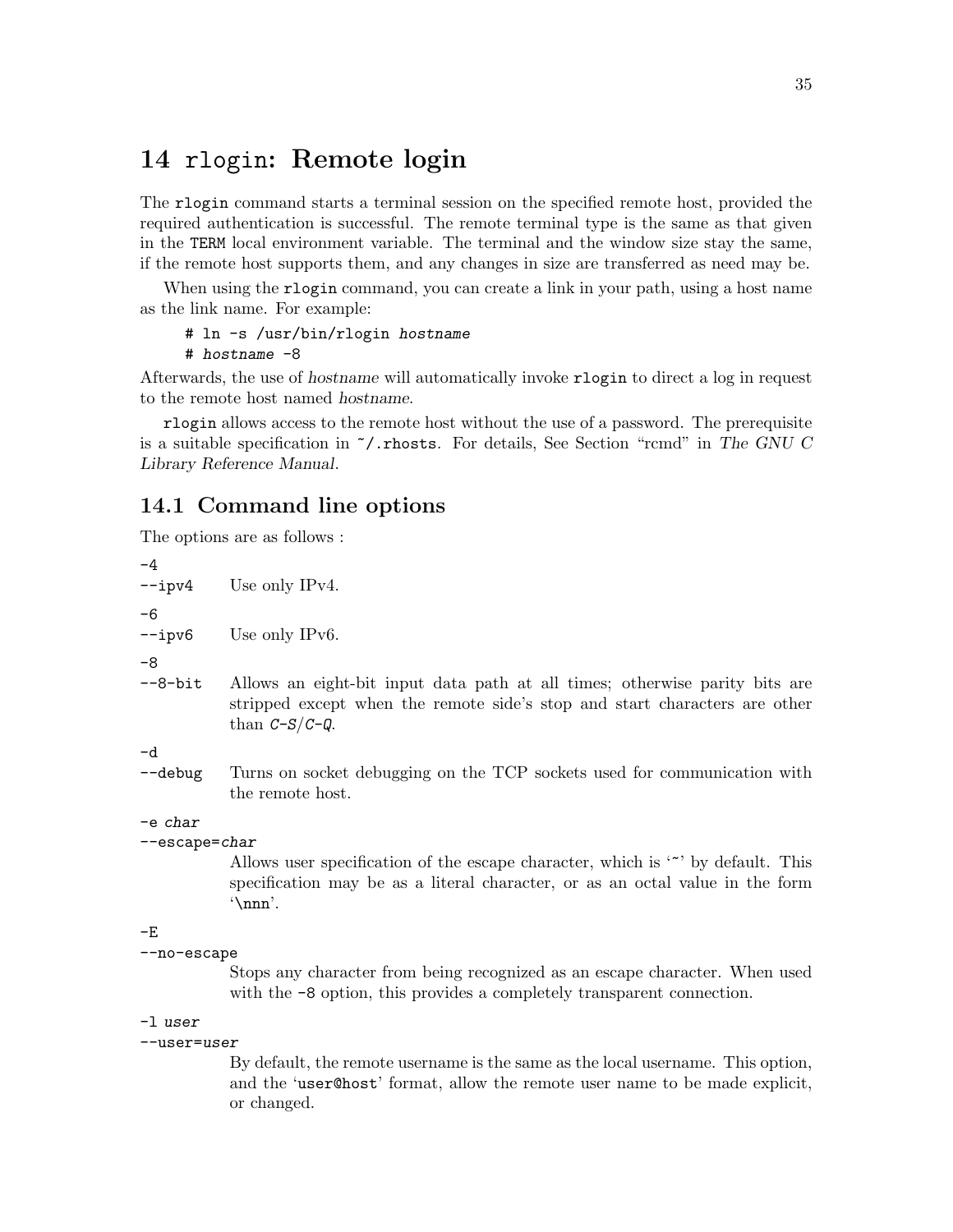# 14 `rlogin`: Remote login

The `rlogin` command starts a terminal session on the specified remote host, provided the required authentication is successful. The remote terminal type is the same as that given in the `TERM` local environment variable. The terminal and the window size stay the same, if the remote host supports them, and any changes in size are transferred as need may be.

When using the `rlogin` command, you can create a link in your path, using a host name as the link name. For example:

```
# ln -s /usr/bin/rlogin hostname
# hostname -8
```

Afterwards, the use of *hostname* will automatically invoke `rlogin` to direct a log in request to the remote host named *hostname*.

`rlogin` allows access to the remote host without the use of a password. The prerequisite is a suitable specification in `~/.rhosts`. For details, See Section "rcmd" in *The GNU C Library Reference Manual*.

## 14.1 Command line options

The options are as follows :

`-4`
`--ipv4`
: Use only IPv4.

`-6`
`--ipv6`
: Use only IPv6.

`-8`
`--8-bit`
: Allows an eight-bit input data path at all times; otherwise parity bits are stripped except when the remote side's stop and start characters are other than *C-S*/*C-Q*.

`-d`
`--debug`
: Turns on socket debugging on the TCP sockets used for communication with the remote host.

`-e` *char*
`--escape=`*char*
: Allows user specification of the escape character, which is '~' by default. This specification may be as a literal character, or as an octal value in the form '`\nnn`'.

`-E`
`--no-escape`
: Stops any character from being recognized as an escape character. When used with the `-8` option, this provides a completely transparent connection.

`-l` *user*
`--user=`*user*
: By default, the remote username is the same as the local username. This option, and the '`user@host`' format, allow the remote user name to be made explicit, or changed.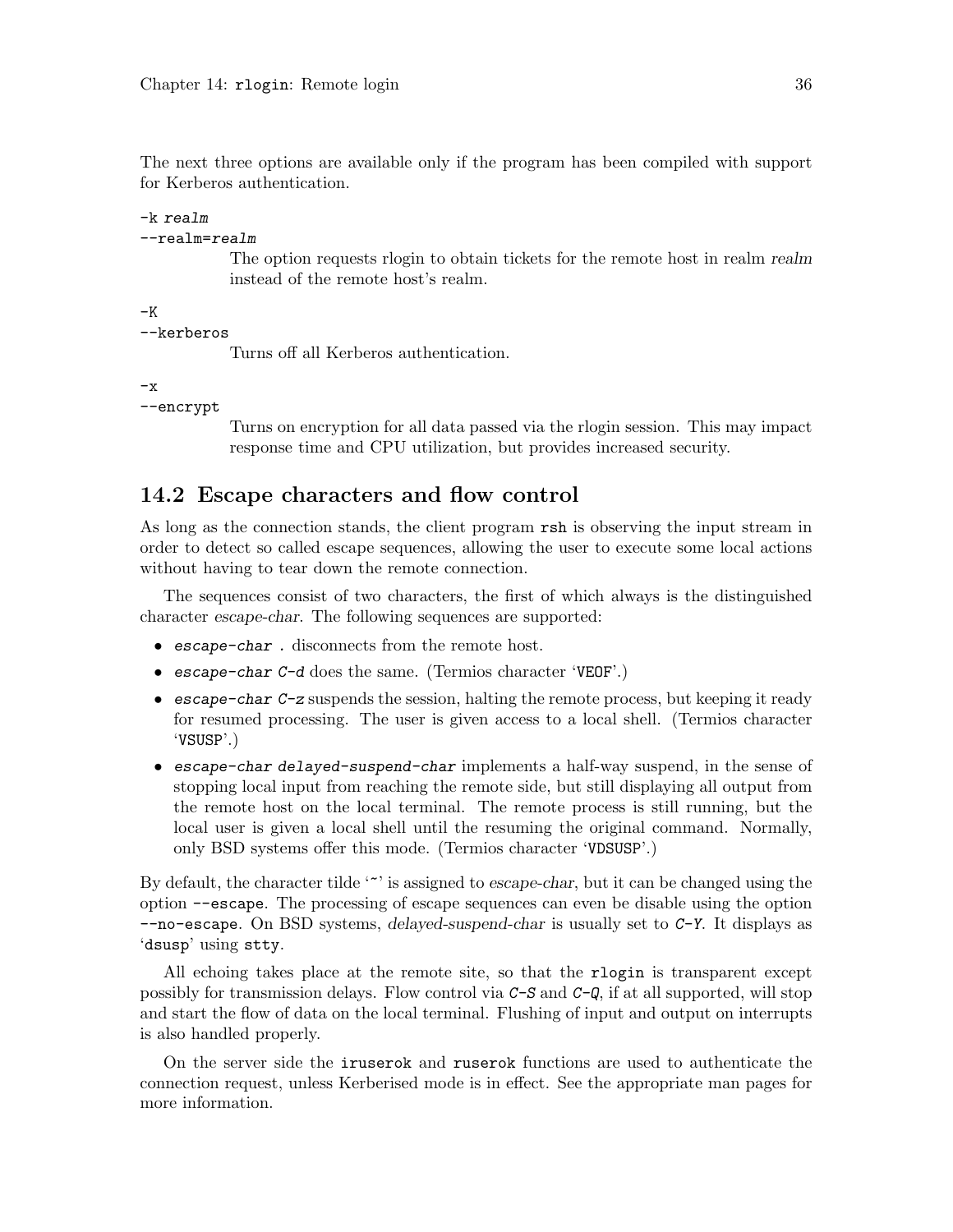The next three options are available only if the program has been compiled with support for Kerberos authentication.

`-k realm`
`--realm=realm`
: The option requests rlogin to obtain tickets for the remote host in realm *realm* instead of the remote host's realm.

`-K`
`--kerberos`
: Turns off all Kerberos authentication.

`-x`
`--encrypt`
: Turns on encryption for all data passed via the rlogin session. This may impact response time and CPU utilization, but provides increased security.

## 14.2 Escape characters and flow control

As long as the connection stands, the client program `rsh` is observing the input stream in order to detect so called escape sequences, allowing the user to execute some local actions without having to tear down the remote connection.

The sequences consist of two characters, the first of which always is the distinguished character *escape-char*. The following sequences are supported:

- *escape-char* `.` disconnects from the remote host.
- *escape-char* *C-d* does the same. (Termios character '`VEOF`'.)
- *escape-char* *C-z* suspends the session, halting the remote process, but keeping it ready for resumed processing. The user is given access to a local shell. (Termios character '`VSUSP`'.)
- *escape-char* *delayed-suspend-char* implements a half-way suspend, in the sense of stopping local input from reaching the remote side, but still displaying all output from the remote host on the local terminal. The remote process is still running, but the local user is given a local shell until the resuming the original command. Normally, only BSD systems offer this mode. (Termios character '`VDSUSP`'.)

By default, the character tilde '`~`' is assigned to *escape-char*, but it can be changed using the option `--escape`. The processing of escape sequences can even be disable using the option `--no-escape`. On BSD systems, *delayed-suspend-char* is usually set to *C-Y*. It displays as '`dsusp`' using `stty`.

All echoing takes place at the remote site, so that the `rlogin` is transparent except possibly for transmission delays. Flow control via *C-S* and *C-Q*, if at all supported, will stop and start the flow of data on the local terminal. Flushing of input and output on interrupts is also handled properly.

On the server side the `iruserok` and `ruserok` functions are used to authenticate the connection request, unless Kerberised mode is in effect. See the appropriate man pages for more information.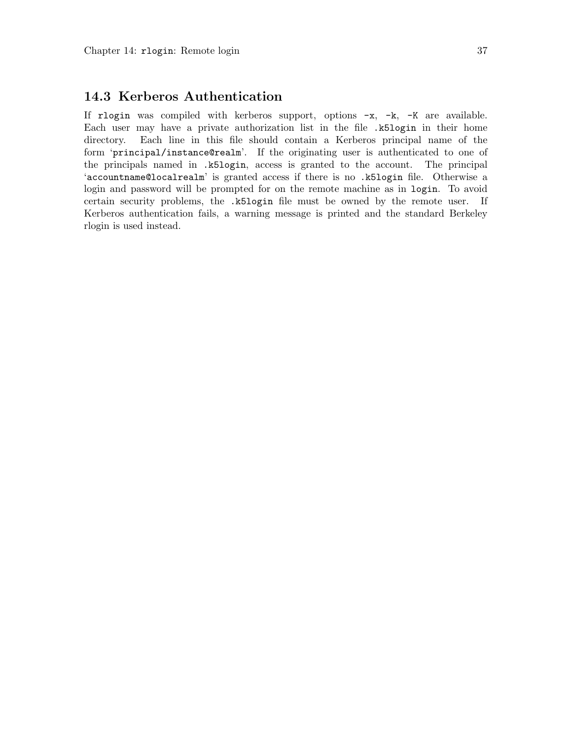## 14.3 Kerberos Authentication

If `rlogin` was compiled with kerberos support, options `-x`, `-k`, `-K` are available. Each user may have a private authorization list in the file `.k5login` in their home directory. Each line in this file should contain a Kerberos principal name of the form '`principal/instance@realm`'. If the originating user is authenticated to one of the principals named in `.k5login`, access is granted to the account. The principal '`accountname@localrealm`' is granted access if there is no `.k5login` file. Otherwise a login and password will be prompted for on the remote machine as in `login`. To avoid certain security problems, the `.k5login` file must be owned by the remote user. If Kerberos authentication fails, a warning message is printed and the standard Berkeley rlogin is used instead.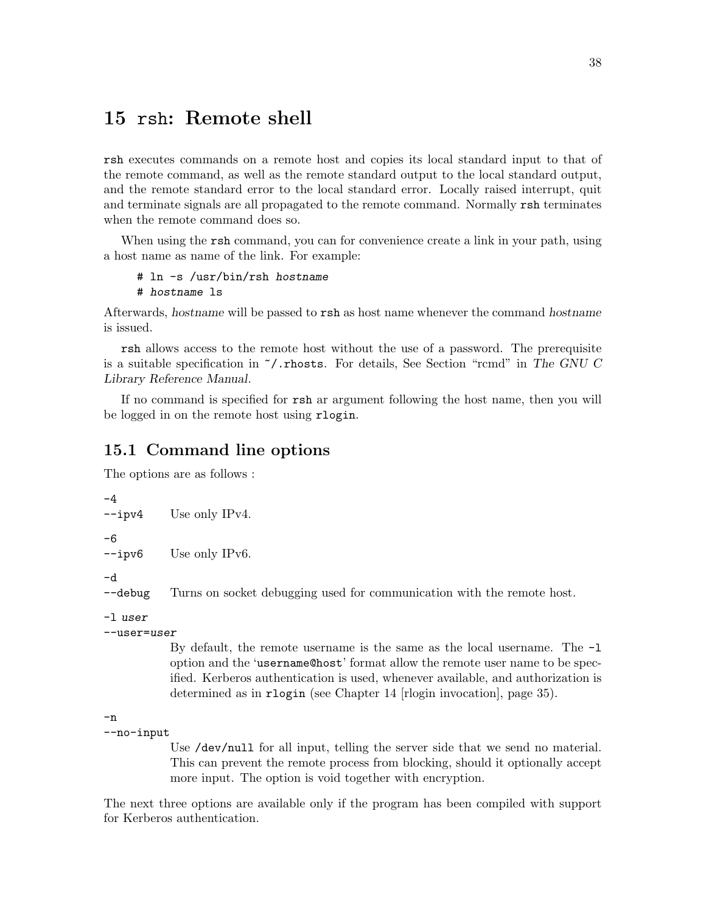# 15 rsh: Remote shell

`rsh` executes commands on a remote host and copies its local standard input to that of the remote command, as well as the remote standard output to the local standard output, and the remote standard error to the local standard error. Locally raised interrupt, quit and terminate signals are all propagated to the remote command. Normally `rsh` terminates when the remote command does so.

When using the `rsh` command, you can for convenience create a link in your path, using a host name as name of the link. For example:

```
# ln -s /usr/bin/rsh hostname
# hostname ls
```

Afterwards, *hostname* will be passed to `rsh` as host name whenever the command *hostname* is issued.

`rsh` allows access to the remote host without the use of a password. The prerequisite is a suitable specification in `~/.rhosts`. For details, See Section "rcmd" in *The GNU C Library Reference Manual*.

If no command is specified for `rsh` ar argument following the host name, then you will be logged in on the remote host using `rlogin`.

## 15.1 Command line options

The options are as follows :

`-4`
`--ipv4`
: Use only IPv4.

`-6`
`--ipv6`
: Use only IPv6.

`-d`
`--debug`
: Turns on socket debugging used for communication with the remote host.

`-l` *user*
`--user=`*user*
: By default, the remote username is the same as the local username. The `-l` option and the '`username@host`' format allow the remote user name to be specified. Kerberos authentication is used, whenever available, and authorization is determined as in `rlogin` (see Chapter 14 [rlogin invocation], page 35).

`-n`
`--no-input`
: Use `/dev/null` for all input, telling the server side that we send no material. This can prevent the remote process from blocking, should it optionally accept more input. The option is void together with encryption.

The next three options are available only if the program has been compiled with support for Kerberos authentication.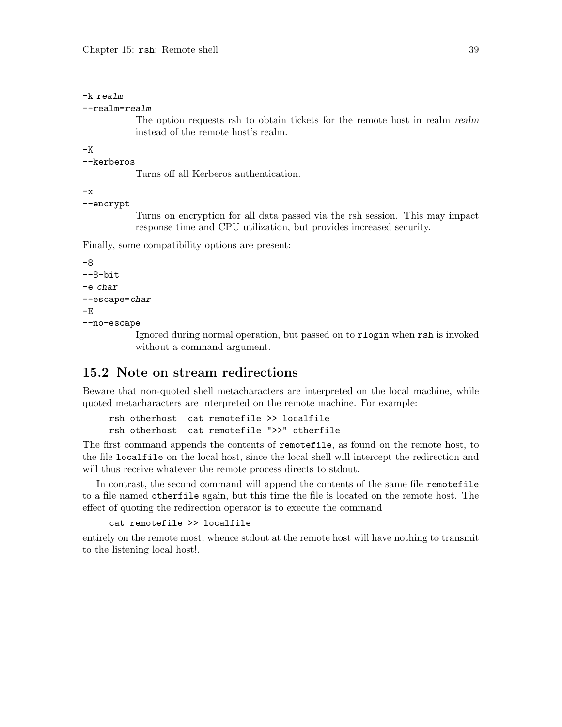`-k realm`
`--realm=realm`

> The option requests rsh to obtain tickets for the remote host in realm *realm* instead of the remote host's realm.

`-K`
`--kerberos`

> Turns off all Kerberos authentication.

`-x`
`--encrypt`

> Turns on encryption for all data passed via the rsh session. This may impact response time and CPU utilization, but provides increased security.

Finally, some compatibility options are present:

`-8`
`--8-bit`
`-e char`
`--escape=char`
`-E`
`--no-escape`

> Ignored during normal operation, but passed on to `rlogin` when `rsh` is invoked without a command argument.

## 15.2 Note on stream redirections

Beware that non-quoted shell metacharacters are interpreted on the local machine, while quoted metacharacters are interpreted on the remote machine. For example:

```
rsh otherhost  cat remotefile >> localfile
rsh otherhost  cat remotefile ">>" otherfile
```

The first command appends the contents of `remotefile`, as found on the remote host, to the file `localfile` on the local host, since the local shell will intercept the redirection and will thus receive whatever the remote process directs to stdout.

In contrast, the second command will append the contents of the same file `remotefile` to a file named `otherfile` again, but this time the file is located on the remote host. The effect of quoting the redirection operator is to execute the command

```
cat remotefile >> localfile
```

entirely on the remote most, whence stdout at the remote host will have nothing to transmit to the listening local host!.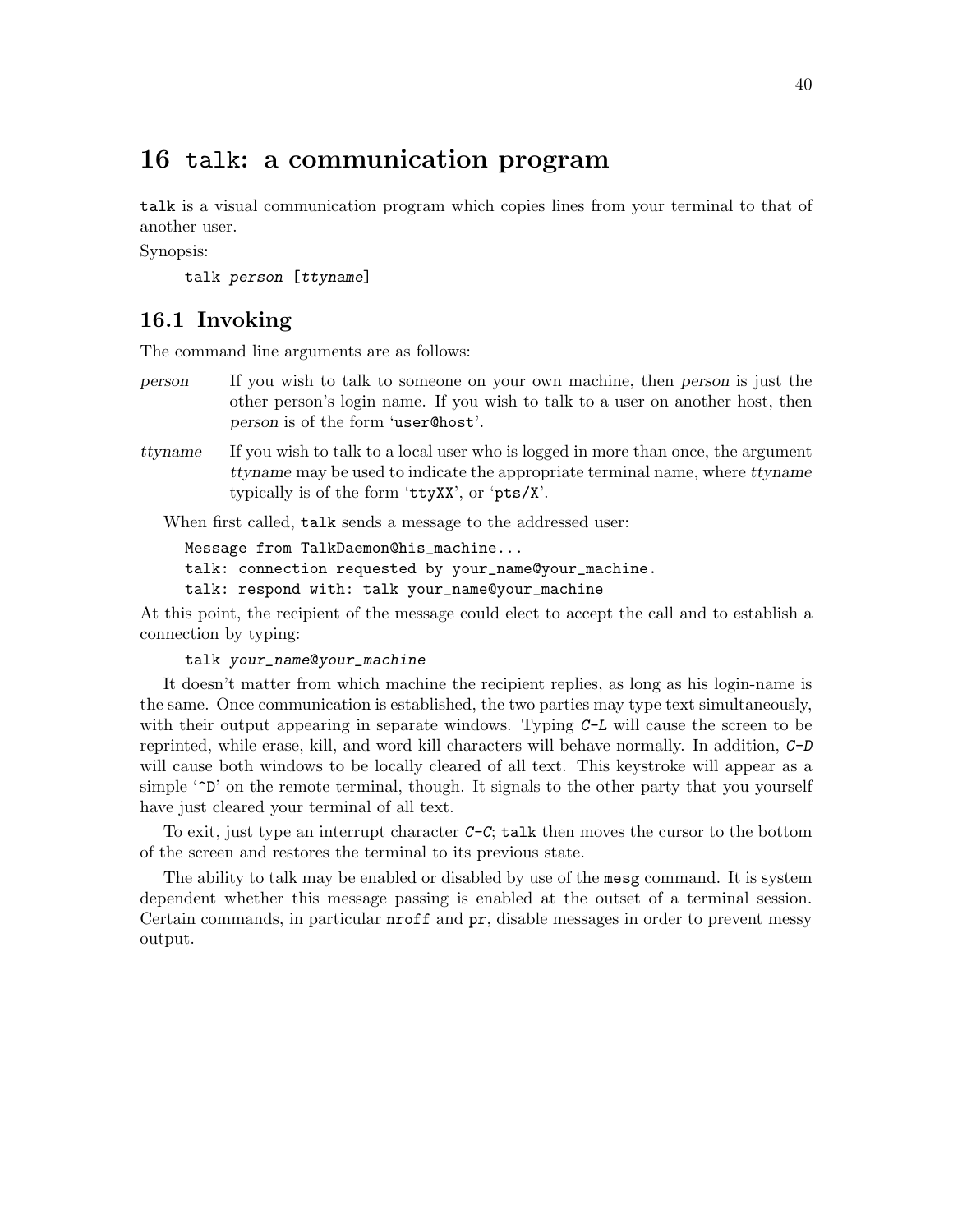# 16 `talk`: a communication program

`talk` is a visual communication program which copies lines from your terminal to that of another user.

Synopsis:

```
talk person [ttyname]
```

## 16.1 Invoking

The command line arguments are as follows:

*person*
: If you wish to talk to someone on your own machine, then *person* is just the other person's login name. If you wish to talk to a user on another host, then *person* is of the form '`user@host`'.

*ttyname*
: If you wish to talk to a local user who is logged in more than once, the argument *ttyname* may be used to indicate the appropriate terminal name, where *ttyname* typically is of the form '`ttyXX`', or '`pts/X`'.

When first called, `talk` sends a message to the addressed user:

```
Message from TalkDaemon@his_machine...
talk: connection requested by your_name@your_machine.
talk: respond with: talk your_name@your_machine
```

At this point, the recipient of the message could elect to accept the call and to establish a connection by typing:

```
talk your_name@your_machine
```

It doesn't matter from which machine the recipient replies, as long as his login-name is the same. Once communication is established, the two parties may type text simultaneously, with their output appearing in separate windows. Typing *C-L* will cause the screen to be reprinted, while erase, kill, and word kill characters will behave normally. In addition, *C-D* will cause both windows to be locally cleared of all text. This keystroke will appear as a simple '`^D`' on the remote terminal, though. It signals to the other party that you yourself have just cleared your terminal of all text.

To exit, just type an interrupt character *C-C*; `talk` then moves the cursor to the bottom of the screen and restores the terminal to its previous state.

The ability to talk may be enabled or disabled by use of the `mesg` command. It is system dependent whether this message passing is enabled at the outset of a terminal session. Certain commands, in particular `nroff` and `pr`, disable messages in order to prevent messy output.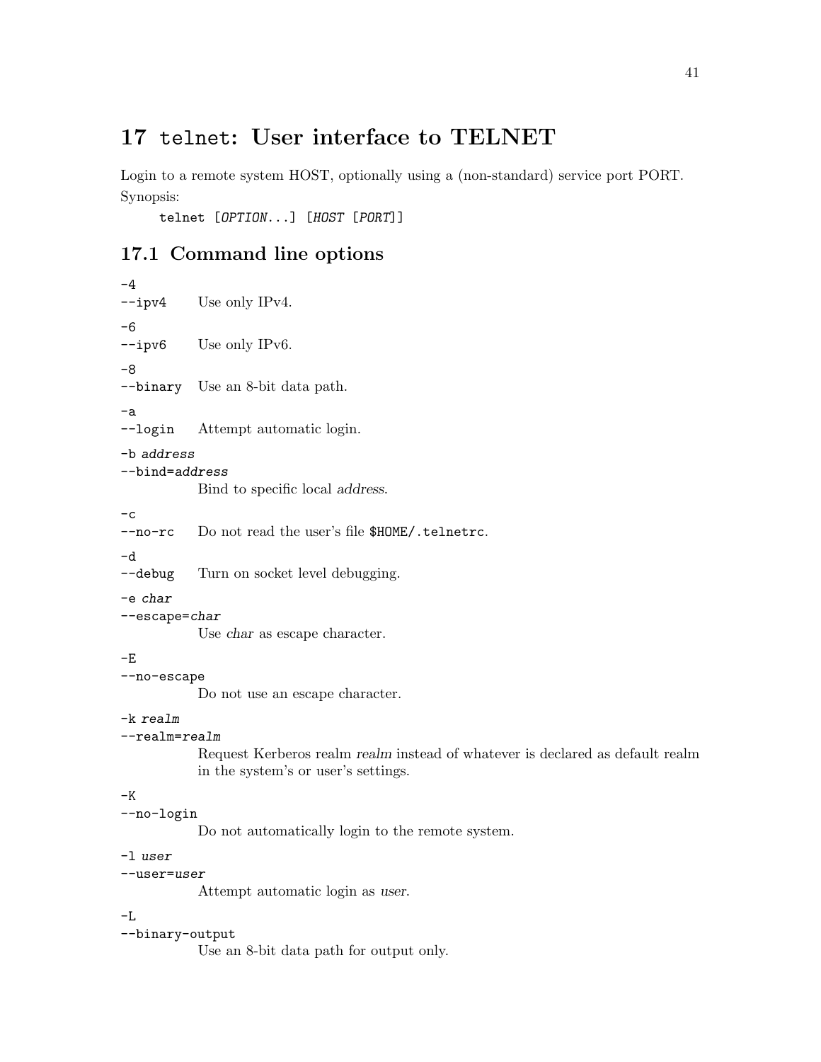# 17 `telnet`: User interface to TELNET

Login to a remote system HOST, optionally using a (non-standard) service port PORT.

Synopsis:

```
telnet [OPTION...] [HOST [PORT]]
```

## 17.1 Command line options

`-4`
`--ipv4`
: Use only IPv4.

`-6`
`--ipv6`
: Use only IPv6.

`-8`
`--binary`
: Use an 8-bit data path.

`-a`
`--login`
: Attempt automatic login.

`-b` *address*
`--bind=`*address*
: Bind to specific local *address*.

`-c`
`--no-rc`
: Do not read the user's file `$HOME/.telnetrc`.

`-d`
`--debug`
: Turn on socket level debugging.

`-e` *char*
`--escape=`*char*
: Use *char* as escape character.

`-E`
`--no-escape`
: Do not use an escape character.

`-k` *realm*
`--realm=`*realm*
: Request Kerberos realm *realm* instead of whatever is declared as default realm in the system's or user's settings.

`-K`
`--no-login`
: Do not automatically login to the remote system.

`-l` *user*
`--user=`*user*
: Attempt automatic login as *user*.

`-L`
`--binary-output`
: Use an 8-bit data path for output only.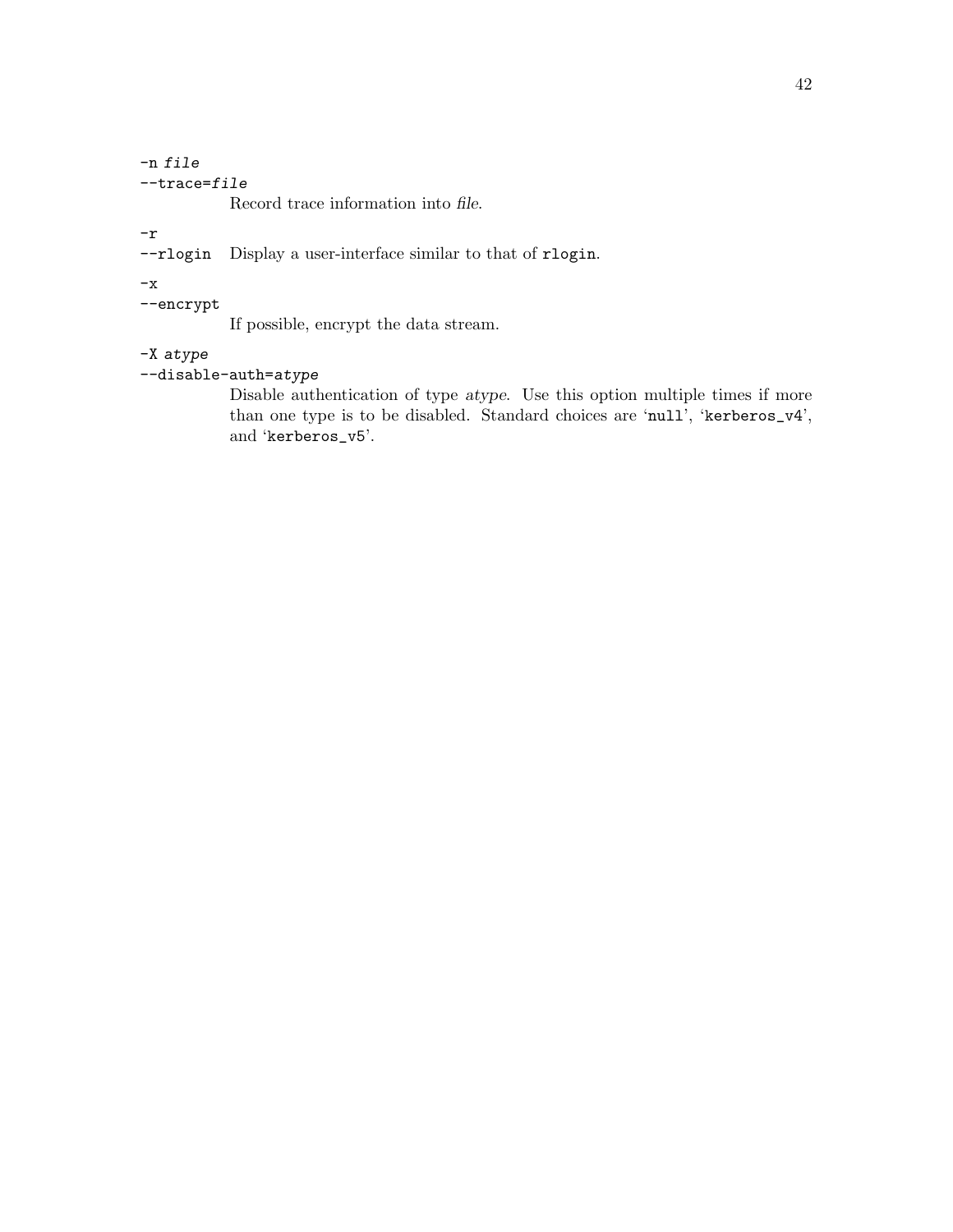`-n file`
`--trace=file`
: Record trace information into *file*.

`-r`
`--rlogin`
: Display a user-interface similar to that of `rlogin`.

`-x`
`--encrypt`
: If possible, encrypt the data stream.

`-X atype`
`--disable-auth=atype`
: Disable authentication of type *atype*. Use this option multiple times if more than one type is to be disabled. Standard choices are '`null`', '`kerberos_v4`', and '`kerberos_v5`'.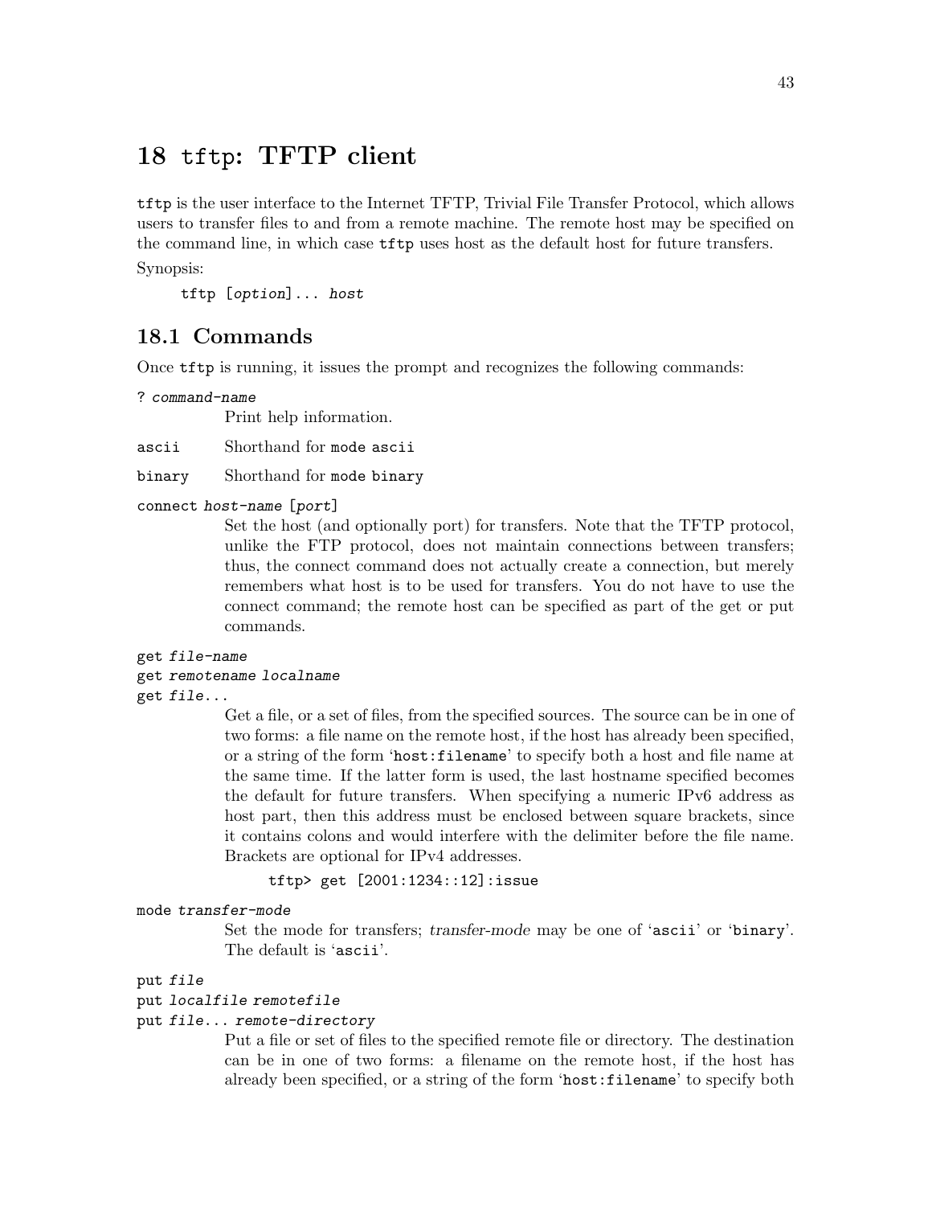# 18 `tftp`: TFTP client

`tftp` is the user interface to the Internet TFTP, Trivial File Transfer Protocol, which allows users to transfer files to and from a remote machine. The remote host may be specified on the command line, in which case `tftp` uses host as the default host for future transfers.

Synopsis:

```
tftp [option]... host
```

## 18.1 Commands

Once `tftp` is running, it issues the prompt and recognizes the following commands:

`? command-name`
: Print help information.

`ascii`
: Shorthand for `mode ascii`

`binary`
: Shorthand for `mode binary`

`connect host-name [port]`
: Set the host (and optionally port) for transfers. Note that the TFTP protocol, unlike the FTP protocol, does not maintain connections between transfers; thus, the connect command does not actually create a connection, but merely remembers what host is to be used for transfers. You do not have to use the connect command; the remote host can be specified as part of the get or put commands.

`get file-name`
`get remotename localname`
`get file...`
: Get a file, or a set of files, from the specified sources. The source can be in one of two forms: a file name on the remote host, if the host has already been specified, or a string of the form '`host:filename`' to specify both a host and file name at the same time. If the latter form is used, the last hostname specified becomes the default for future transfers. When specifying a numeric IPv6 address as host part, then this address must be enclosed between square brackets, since it contains colons and would interfere with the delimiter before the file name. Brackets are optional for IPv4 addresses.

```
tftp> get [2001:1234::12]:issue
```

`mode transfer-mode`
: Set the mode for transfers; *transfer-mode* may be one of '`ascii`' or '`binary`'. The default is '`ascii`'.

`put file`
`put localfile remotefile`
`put file... remote-directory`
: Put a file or set of files to the specified remote file or directory. The destination can be in one of two forms: a filename on the remote host, if the host has already been specified, or a string of the form '`host:filename`' to specify both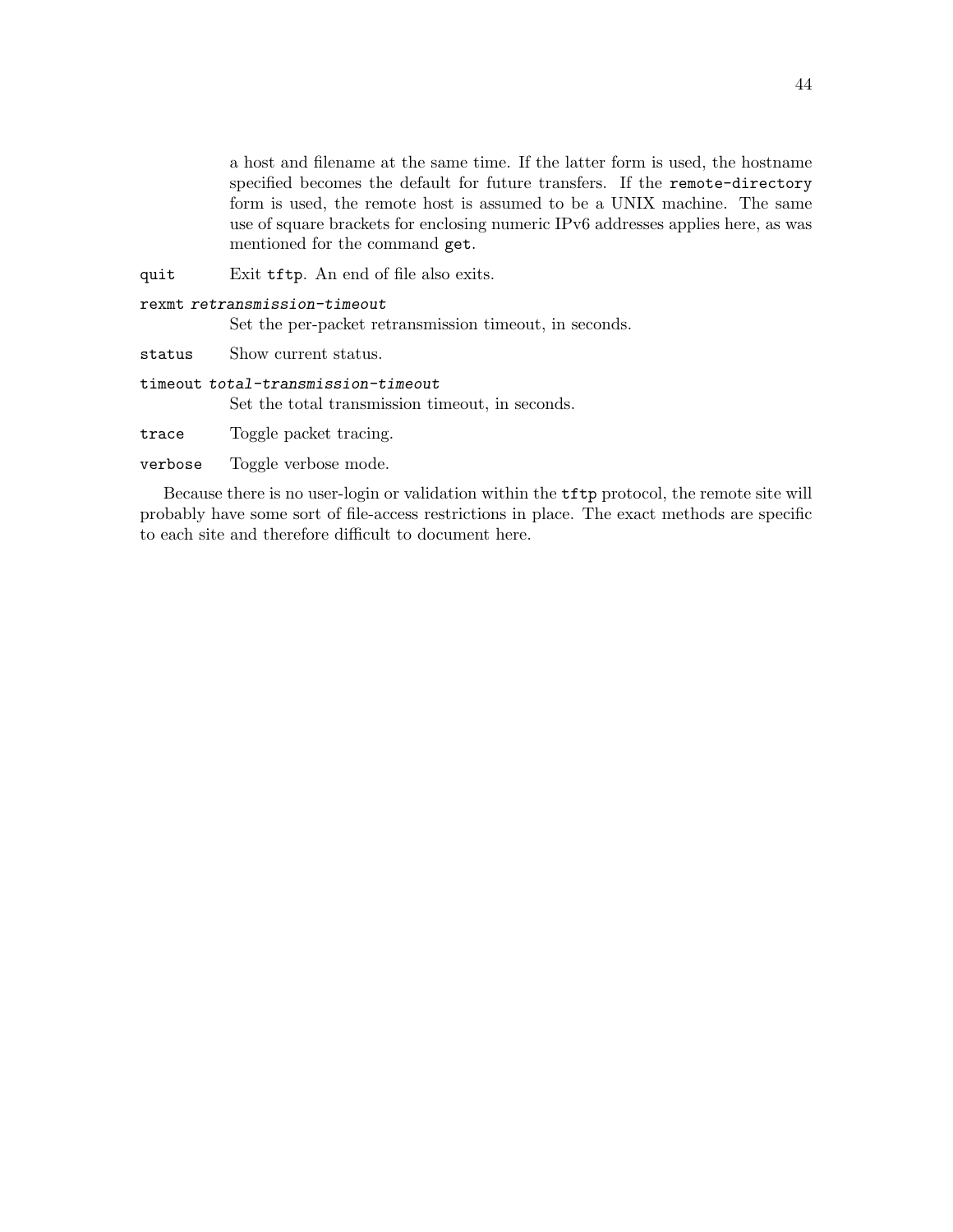a host and filename at the same time. If the latter form is used, the hostname specified becomes the default for future transfers. If the `remote-directory` form is used, the remote host is assumed to be a UNIX machine. The same use of square brackets for enclosing numeric IPv6 addresses applies here, as was mentioned for the command `get`.

`quit` Exit `tftp`. An end of file also exits.

`rexmt` *retransmission-timeout*
: Set the per-packet retransmission timeout, in seconds.

`status` Show current status.

`timeout` *total-transmission-timeout*
: Set the total transmission timeout, in seconds.

`trace` Toggle packet tracing.

`verbose` Toggle verbose mode.

Because there is no user-login or validation within the `tftp` protocol, the remote site will probably have some sort of file-access restrictions in place. The exact methods are specific to each site and therefore difficult to document here.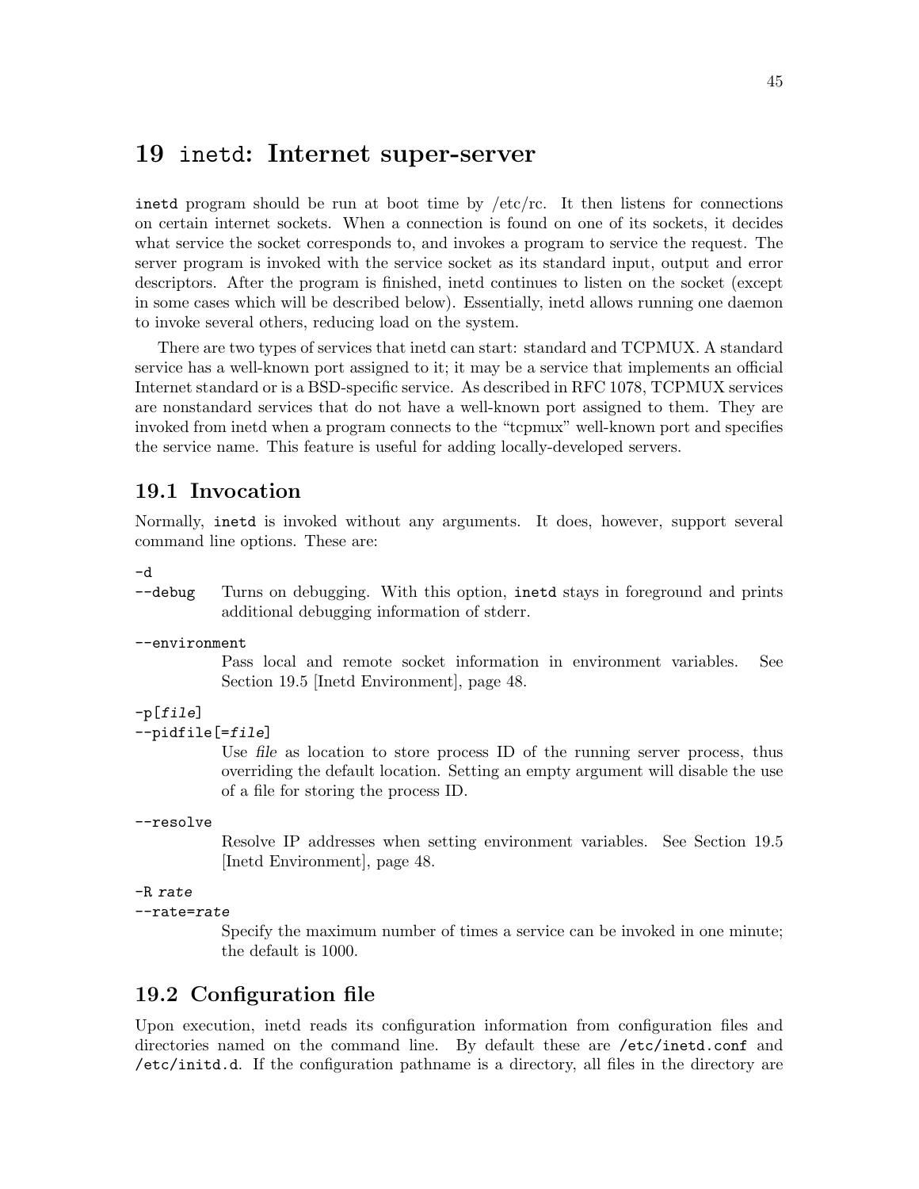# 19 `inetd`: Internet super-server

`inetd` program should be run at boot time by /etc/rc. It then listens for connections on certain internet sockets. When a connection is found on one of its sockets, it decides what service the socket corresponds to, and invokes a program to service the request. The server program is invoked with the service socket as its standard input, output and error descriptors. After the program is finished, inetd continues to listen on the socket (except in some cases which will be described below). Essentially, inetd allows running one daemon to invoke several others, reducing load on the system.

There are two types of services that inetd can start: standard and TCPMUX. A standard service has a well-known port assigned to it; it may be a service that implements an official Internet standard or is a BSD-specific service. As described in RFC 1078, TCPMUX services are nonstandard services that do not have a well-known port assigned to them. They are invoked from inetd when a program connects to the "tcpmux" well-known port and specifies the service name. This feature is useful for adding locally-developed servers.

## 19.1 Invocation

Normally, `inetd` is invoked without any arguments. It does, however, support several command line options. These are:

`-d`
`--debug`
: Turns on debugging. With this option, `inetd` stays in foreground and prints additional debugging information of stderr.

`--environment`
: Pass local and remote socket information in environment variables. See Section 19.5 [Inetd Environment], page 48.

`-p[file]`
`--pidfile[=file]`
: Use *file* as location to store process ID of the running server process, thus overriding the default location. Setting an empty argument will disable the use of a file for storing the process ID.

`--resolve`
: Resolve IP addresses when setting environment variables. See Section 19.5 [Inetd Environment], page 48.

`-R rate`
`--rate=rate`
: Specify the maximum number of times a service can be invoked in one minute; the default is 1000.

## 19.2 Configuration file

Upon execution, inetd reads its configuration information from configuration files and directories named on the command line. By default these are `/etc/inetd.conf` and `/etc/initd.d`. If the configuration pathname is a directory, all files in the directory are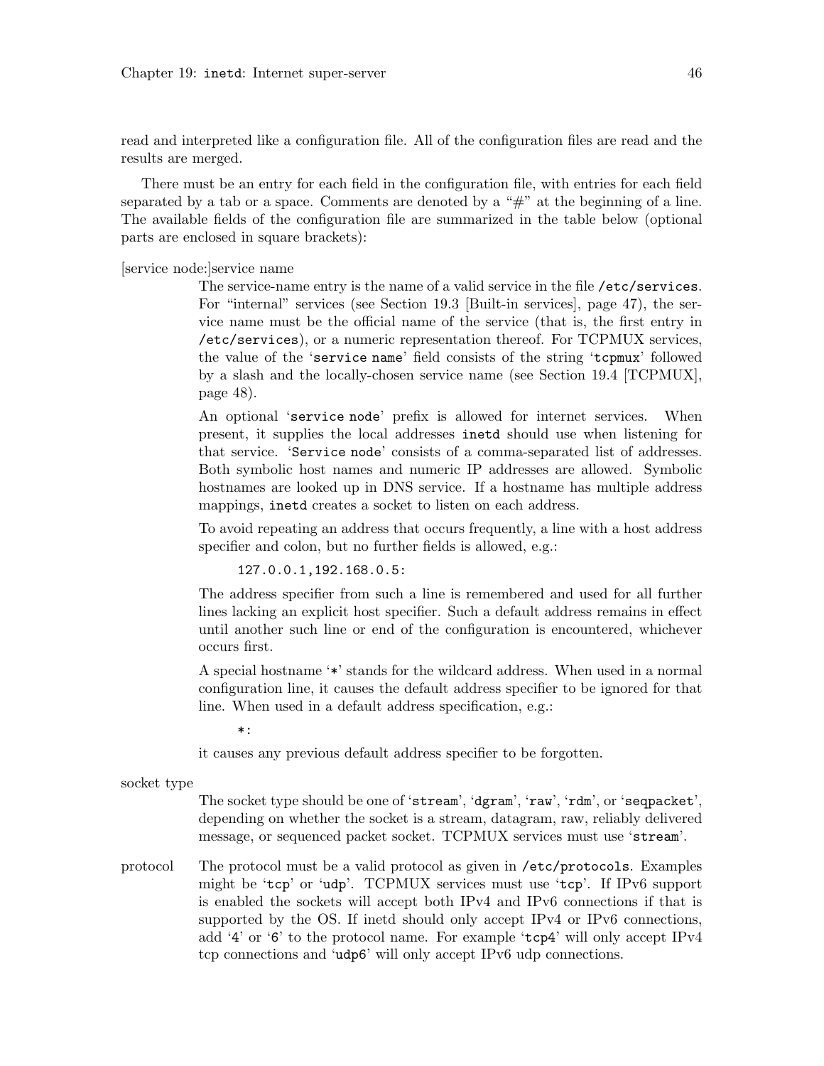read and interpreted like a configuration file. All of the configuration files are read and the results are merged.

There must be an entry for each field in the configuration file, with entries for each field separated by a tab or a space. Comments are denoted by a "#" at the beginning of a line. The available fields of the configuration file are summarized in the table below (optional parts are enclosed in square brackets):

[service node:]service name

: The service-name entry is the name of a valid service in the file `/etc/services`. For "internal" services (see Section 19.3 [Built-in services], page 47), the service name must be the official name of the service (that is, the first entry in `/etc/services`), or a numeric representation thereof. For TCPMUX services, the value of the '`service name`' field consists of the string '`tcpmux`' followed by a slash and the locally-chosen service name (see Section 19.4 [TCPMUX], page 48).

  An optional '`service node`' prefix is allowed for internet services. When present, it supplies the local addresses `inetd` should use when listening for that service. '`Service node`' consists of a comma-separated list of addresses. Both symbolic host names and numeric IP addresses are allowed. Symbolic hostnames are looked up in DNS service. If a hostname has multiple address mappings, `inetd` creates a socket to listen on each address.

  To avoid repeating an address that occurs frequently, a line with a host address specifier and colon, but no further fields is allowed, e.g.:

  ```
  127.0.0.1,192.168.0.5:
  ```

  The address specifier from such a line is remembered and used for all further lines lacking an explicit host specifier. Such a default address remains in effect until another such line or end of the configuration is encountered, whichever occurs first.

  A special hostname '`*`' stands for the wildcard address. When used in a normal configuration line, it causes the default address specifier to be ignored for that line. When used in a default address specification, e.g.:

  ```
  *:
  ```

  it causes any previous default address specifier to be forgotten.

socket type

: The socket type should be one of '`stream`', '`dgram`', '`raw`', '`rdm`', or '`seqpacket`', depending on whether the socket is a stream, datagram, raw, reliably delivered message, or sequenced packet socket. TCPMUX services must use '`stream`'.

protocol

: The protocol must be a valid protocol as given in `/etc/protocols`. Examples might be '`tcp`' or '`udp`'. TCPMUX services must use '`tcp`'. If IPv6 support is enabled the sockets will accept both IPv4 and IPv6 connections if that is supported by the OS. If inetd should only accept IPv4 or IPv6 connections, add '`4`' or '`6`' to the protocol name. For example '`tcp4`' will only accept IPv4 tcp connections and '`udp6`' will only accept IPv6 udp connections.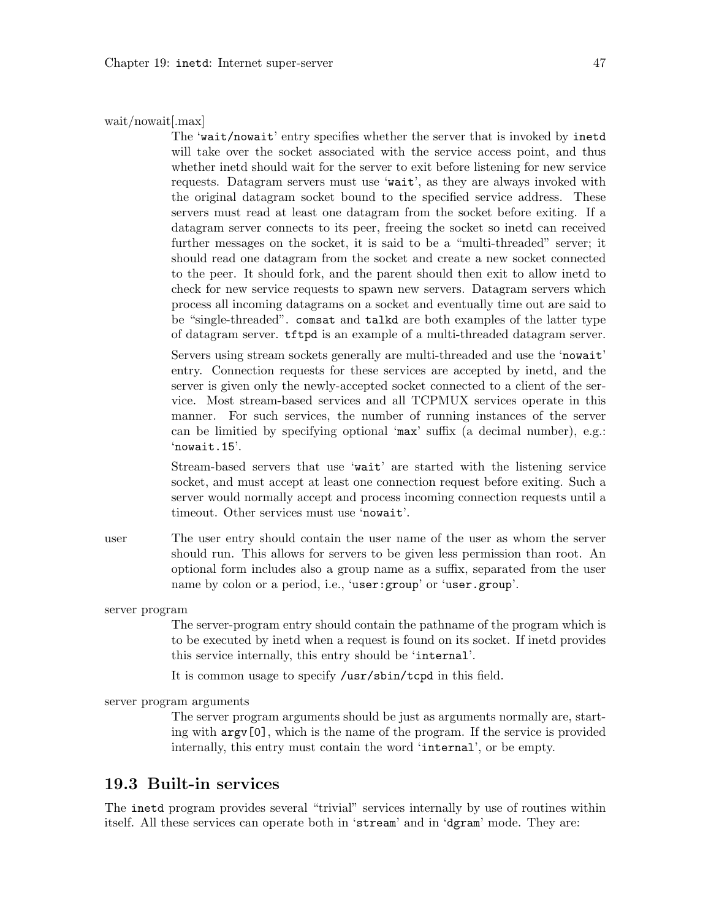wait/nowait[.max]

The 'wait/nowait' entry specifies whether the server that is invoked by inetd will take over the socket associated with the service access point, and thus whether inetd should wait for the server to exit before listening for new service requests. Datagram servers must use 'wait', as they are always invoked with the original datagram socket bound to the specified service address. These servers must read at least one datagram from the socket before exiting. If a datagram server connects to its peer, freeing the socket so inetd can received further messages on the socket, it is said to be a "multi-threaded" server; it should read one datagram from the socket and create a new socket connected to the peer. It should fork, and the parent should then exit to allow inetd to check for new service requests to spawn new servers. Datagram servers which process all incoming datagrams on a socket and eventually time out are said to be "single-threaded". comsat and talkd are both examples of the latter type of datagram server. tftpd is an example of a multi-threaded datagram server.

Servers using stream sockets generally are multi-threaded and use the 'nowait' entry. Connection requests for these services are accepted by inetd, and the server is given only the newly-accepted socket connected to a client of the service. Most stream-based services and all TCPMUX services operate in this manner. For such services, the number of running instances of the server can be limitied by specifying optional 'max' suffix (a decimal number), e.g.: 'nowait.15'.

Stream-based servers that use 'wait' are started with the listening service socket, and must accept at least one connection request before exiting. Such a server would normally accept and process incoming connection requests until a timeout. Other services must use 'nowait'.

user

The user entry should contain the user name of the user as whom the server should run. This allows for servers to be given less permission than root. An optional form includes also a group name as a suffix, separated from the user name by colon or a period, i.e., 'user:group' or 'user.group'.

server program

The server-program entry should contain the pathname of the program which is to be executed by inetd when a request is found on its socket. If inetd provides this service internally, this entry should be 'internal'.

It is common usage to specify /usr/sbin/tcpd in this field.

server program arguments

The server program arguments should be just as arguments normally are, starting with argv[0], which is the name of the program. If the service is provided internally, this entry must contain the word 'internal', or be empty.

## 19.3 Built-in services

The inetd program provides several "trivial" services internally by use of routines within itself. All these services can operate both in 'stream' and in 'dgram' mode. They are: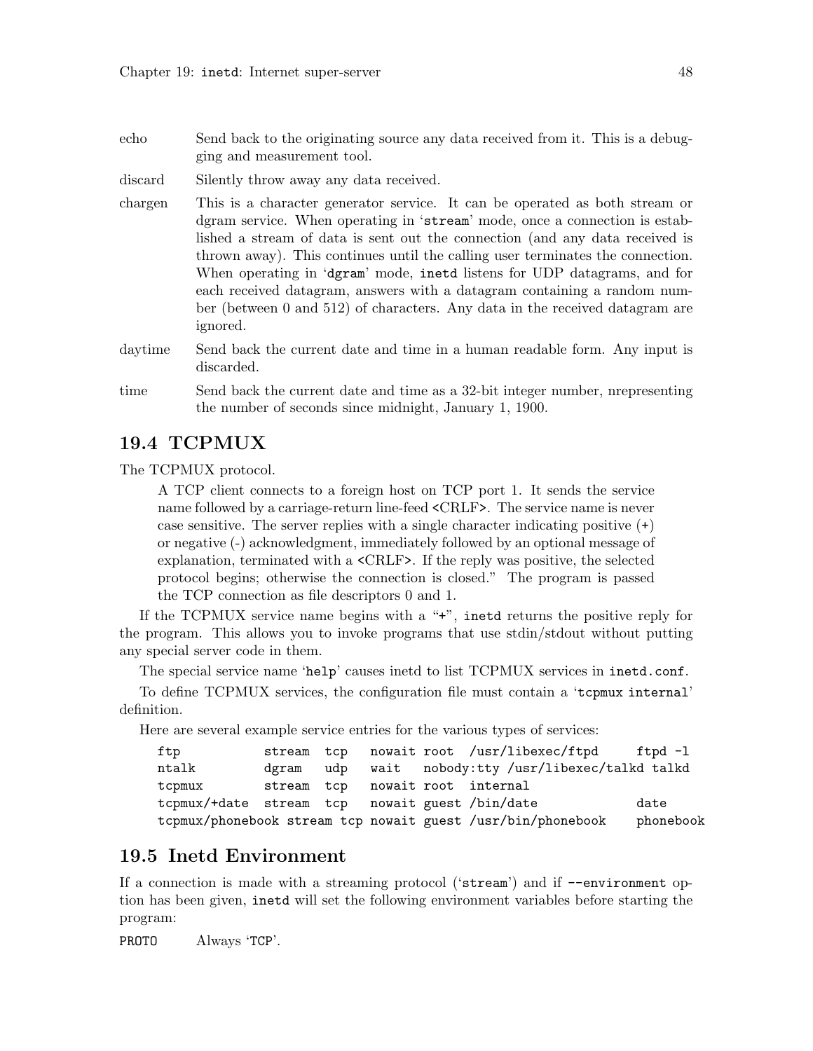echo
: Send back to the originating source any data received from it. This is a debugging and measurement tool.

discard
: Silently throw away any data received.

chargen
: This is a character generator service. It can be operated as both stream or dgram service. When operating in '`stream`' mode, once a connection is established a stream of data is sent out the connection (and any data received is thrown away). This continues until the calling user terminates the connection. When operating in '`dgram`' mode, `inetd` listens for UDP datagrams, and for each received datagram, answers with a datagram containing a random number (between 0 and 512) of characters. Any data in the received datagram are ignored.

daytime
: Send back the current date and time in a human readable form. Any input is discarded.

time
: Send back the current date and time as a 32-bit integer number, nrepresenting the number of seconds since midnight, January 1, 1900.

## 19.4 TCPMUX

The TCPMUX protocol.

> A TCP client connects to a foreign host on TCP port 1. It sends the service name followed by a carriage-return line-feed `<CRLF>`. The service name is never case sensitive. The server replies with a single character indicating positive (`+`) or negative (-) acknowledgment, immediately followed by an optional message of explanation, terminated with a `<CRLF>`. If the reply was positive, the selected protocol begins; otherwise the connection is closed." The program is passed the TCP connection as file descriptors 0 and 1.

If the TCPMUX service name begins with a "`+`", `inetd` returns the positive reply for the program. This allows you to invoke programs that use stdin/stdout without putting any special server code in them.

The special service name '`help`' causes inetd to list TCPMUX services in `inetd.conf`.

To define TCPMUX services, the configuration file must contain a '`tcpmux internal`' definition.

Here are several example service entries for the various types of services:

```
ftp           stream  tcp   nowait root  /usr/libexec/ftpd     ftpd -l
ntalk         dgram   udp   wait   nobody:tty /usr/libexec/talkd talkd
tcpmux        stream  tcp   nowait root  internal
tcpmux/+date  stream  tcp   nowait guest /bin/date             date
tcpmux/phonebook stream tcp nowait guest /usr/bin/phonebook    phonebook
```

## 19.5 Inetd Environment

If a connection is made with a streaming protocol ('`stream`') and if `--environment` option has been given, `inetd` will set the following environment variables before starting the program:

`PROTO`
: Always '`TCP`'.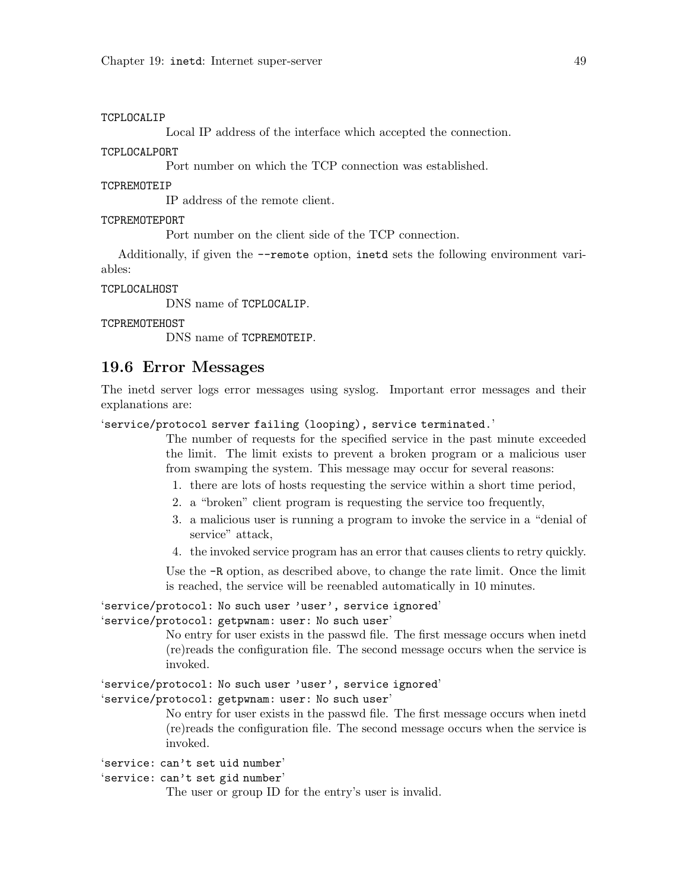`TCPLOCALIP`

Local IP address of the interface which accepted the connection.

`TCPLOCALPORT`

Port number on which the TCP connection was established.

`TCPREMOTEIP`

IP address of the remote client.

`TCPREMOTEPORT`

Port number on the client side of the TCP connection.

Additionally, if given the `--remote` option, `inetd` sets the following environment variables:

`TCPLOCALHOST`

DNS name of `TCPLOCALIP`.

`TCPREMOTEHOST`

DNS name of `TCPREMOTEIP`.

## 19.6 Error Messages

The inetd server logs error messages using syslog. Important error messages and their explanations are:

'`service/protocol server failing (looping), service terminated.`'

The number of requests for the specified service in the past minute exceeded the limit. The limit exists to prevent a broken program or a malicious user from swamping the system. This message may occur for several reasons:

1. there are lots of hosts requesting the service within a short time period,
2. a "broken" client program is requesting the service too frequently,
3. a malicious user is running a program to invoke the service in a "denial of service" attack,
4. the invoked service program has an error that causes clients to retry quickly.

Use the `-R` option, as described above, to change the rate limit. Once the limit is reached, the service will be reenabled automatically in 10 minutes.

'`service/protocol: No such user 'user', service ignored`'
'`service/protocol: getpwnam: user: No such user`'

No entry for user exists in the passwd file. The first message occurs when inetd (re)reads the configuration file. The second message occurs when the service is invoked.

'`service/protocol: No such user 'user', service ignored`'
'`service/protocol: getpwnam: user: No such user`'

No entry for user exists in the passwd file. The first message occurs when inetd (re)reads the configuration file. The second message occurs when the service is invoked.

'`service: can't set uid number`'
'`service: can't set gid number`'

The user or group ID for the entry's user is invalid.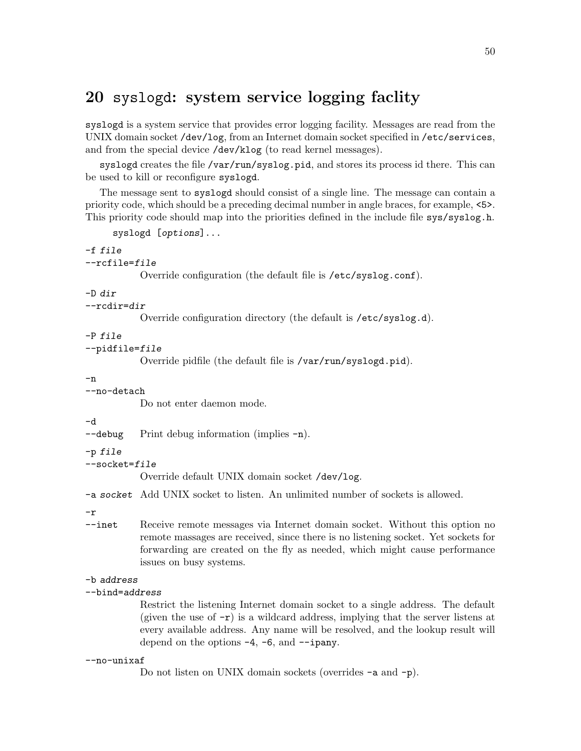## 20 `syslogd`: system service logging faclity

`syslogd` is a system service that provides error logging facility. Messages are read from the UNIX domain socket `/dev/log`, from an Internet domain socket specified in `/etc/services`, and from the special device `/dev/klog` (to read kernel messages).

`syslogd` creates the file `/var/run/syslog.pid`, and stores its process id there. This can be used to kill or reconfigure `syslogd`.

The message sent to `syslogd` should consist of a single line. The message can contain a priority code, which should be a preceding decimal number in angle braces, for example, `<5>`. This priority code should map into the priorities defined in the include file `sys/syslog.h`.

```
syslogd [options]...
```

`-f file`
`--rcfile=file`
: Override configuration (the default file is `/etc/syslog.conf`).

`-D dir`
`--rcdir=dir`
: Override configuration directory (the default is `/etc/syslog.d`).

`-P file`
`--pidfile=file`
: Override pidfile (the default file is `/var/run/syslogd.pid`).

`-n`
`--no-detach`
: Do not enter daemon mode.

`-d`
`--debug`
: Print debug information (implies `-n`).

`-p file`
`--socket=file`
: Override default UNIX domain socket `/dev/log`.

`-a socket`
: Add UNIX socket to listen. An unlimited number of sockets is allowed.

`-r`
`--inet`
: Receive remote messages via Internet domain socket. Without this option no remote massages are received, since there is no listening socket. Yet sockets for forwarding are created on the fly as needed, which might cause performance issues on busy systems.

`-b address`
`--bind=address`
: Restrict the listening Internet domain socket to a single address. The default (given the use of `-r`) is a wildcard address, implying that the server listens at every available address. Any name will be resolved, and the lookup result will depend on the options `-4`, `-6`, and `--ipany`.

`--no-unixaf`
: Do not listen on UNIX domain sockets (overrides `-a` and `-p`).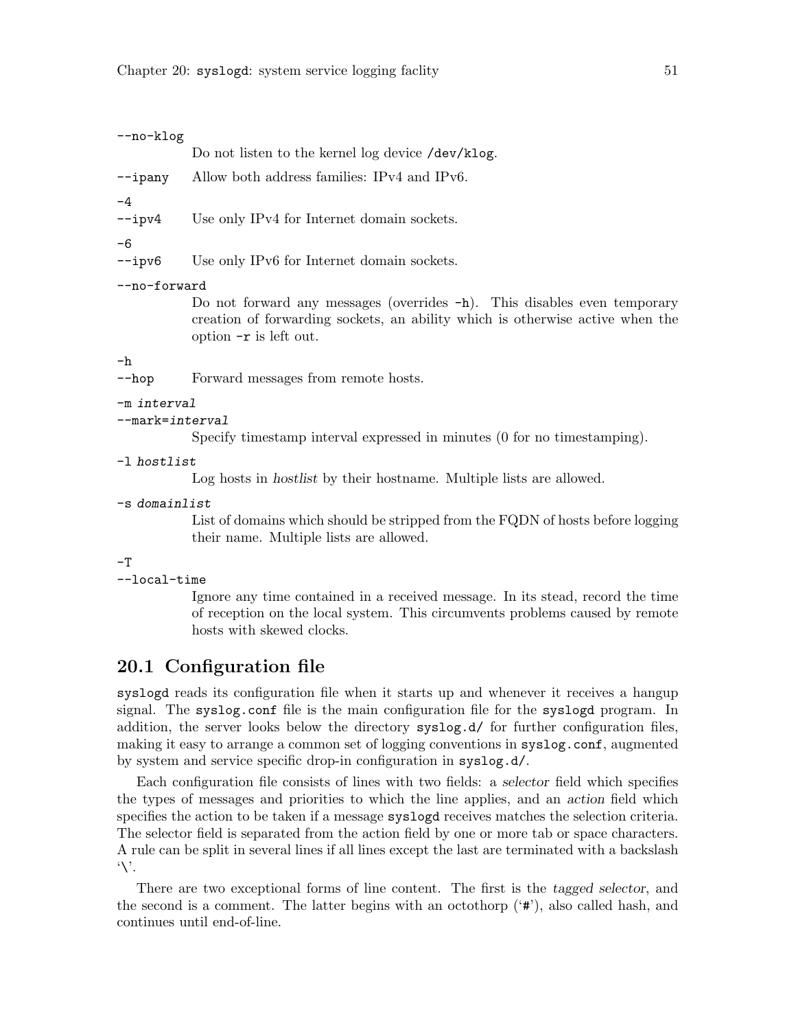`--no-klog`
: Do not listen to the kernel log device `/dev/klog`.

`--ipany`
: Allow both address families: IPv4 and IPv6.

`-4`
`--ipv4`
: Use only IPv4 for Internet domain sockets.

`-6`
`--ipv6`
: Use only IPv6 for Internet domain sockets.

`--no-forward`
: Do not forward any messages (overrides `-h`). This disables even temporary creation of forwarding sockets, an ability which is otherwise active when the option `-r` is left out.

`-h`
`--hop`
: Forward messages from remote hosts.

`-m interval`
`--mark=interval`
: Specify timestamp interval expressed in minutes (0 for no timestamping).

`-l hostlist`
: Log hosts in *hostlist* by their hostname. Multiple lists are allowed.

`-s domainlist`
: List of domains which should be stripped from the FQDN of hosts before logging their name. Multiple lists are allowed.

`-T`
`--local-time`
: Ignore any time contained in a received message. In its stead, record the time of reception on the local system. This circumvents problems caused by remote hosts with skewed clocks.

## 20.1 Configuration file

`syslogd` reads its configuration file when it starts up and whenever it receives a hangup signal. The `syslog.conf` file is the main configuration file for the `syslogd` program. In addition, the server looks below the directory `syslog.d/` for further configuration files, making it easy to arrange a common set of logging conventions in `syslog.conf`, augmented by system and service specific drop-in configuration in `syslog.d/`.

Each configuration file consists of lines with two fields: a *selector* field which specifies the types of messages and priorities to which the line applies, and an *action* field which specifies the action to be taken if a message `syslogd` receives matches the selection criteria. The selector field is separated from the action field by one or more tab or space characters. A rule can be split in several lines if all lines except the last are terminated with a backslash '\'.

There are two exceptional forms of line content. The first is the *tagged selector*, and the second is a comment. The latter begins with an octothorp ('`#`'), also called hash, and continues until end-of-line.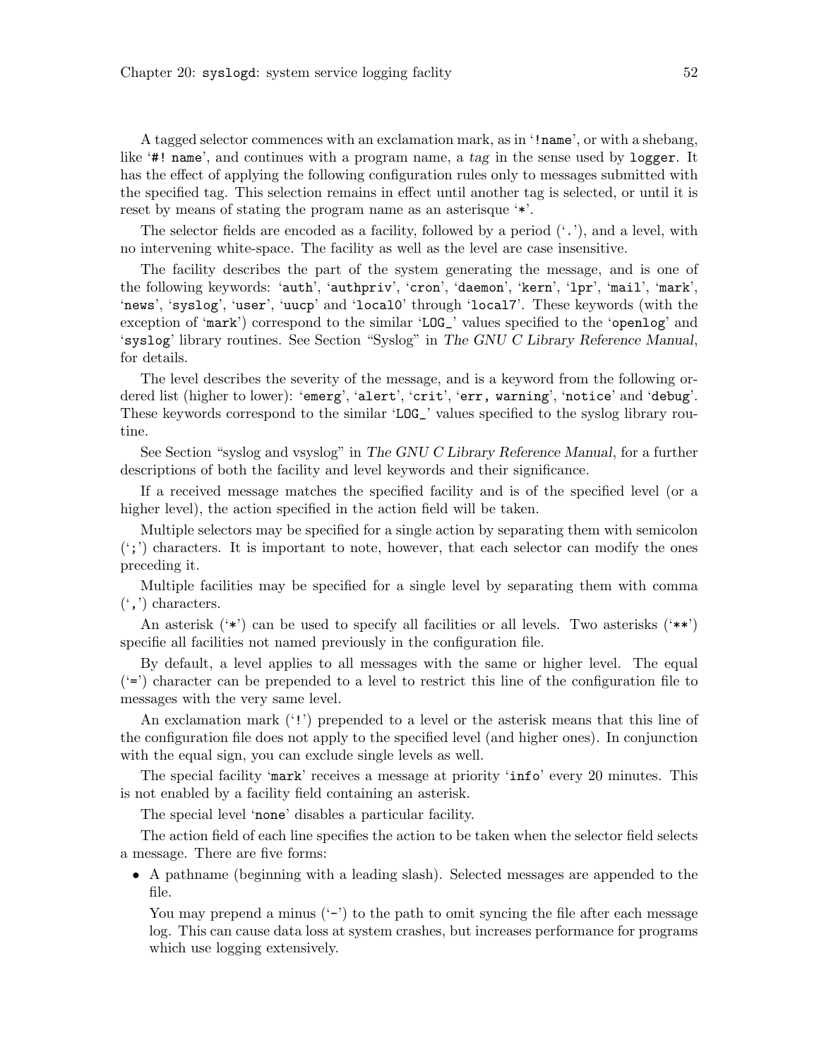A tagged selector commences with an exclamation mark, as in '`!name`', or with a shebang, like '`#! name`', and continues with a program name, a *tag* in the sense used by `logger`. It has the effect of applying the following configuration rules only to messages submitted with the specified tag. This selection remains in effect until another tag is selected, or until it is reset by means of stating the program name as an asterisque '`*`'.

The selector fields are encoded as a facility, followed by a period ('`.`'), and a level, with no intervening white-space. The facility as well as the level are case insensitive.

The facility describes the part of the system generating the message, and is one of the following keywords: '`auth`', '`authpriv`', '`cron`', '`daemon`', '`kern`', '`lpr`', '`mail`', '`mark`', '`news`', '`syslog`', '`user`', '`uucp`' and '`local0`' through '`local7`'. These keywords (with the exception of '`mark`') correspond to the similar '`LOG_`' values specified to the '`openlog`' and '`syslog`' library routines. See Section "Syslog" in *The GNU C Library Reference Manual*, for details.

The level describes the severity of the message, and is a keyword from the following ordered list (higher to lower): '`emerg`', '`alert`', '`crit`', '`err, warning`', '`notice`' and '`debug`'. These keywords correspond to the similar '`LOG_`' values specified to the syslog library routine.

See Section "syslog and vsyslog" in *The GNU C Library Reference Manual*, for a further descriptions of both the facility and level keywords and their significance.

If a received message matches the specified facility and is of the specified level (or a higher level), the action specified in the action field will be taken.

Multiple selectors may be specified for a single action by separating them with semicolon ('`;`') characters. It is important to note, however, that each selector can modify the ones preceding it.

Multiple facilities may be specified for a single level by separating them with comma ('`,`') characters.

An asterisk ('`*`') can be used to specify all facilities or all levels. Two asterisks ('`**`') specifie all facilities not named previously in the configuration file.

By default, a level applies to all messages with the same or higher level. The equal ('`=`') character can be prepended to a level to restrict this line of the configuration file to messages with the very same level.

An exclamation mark ('`!`') prepended to a level or the asterisk means that this line of the configuration file does not apply to the specified level (and higher ones). In conjunction with the equal sign, you can exclude single levels as well.

The special facility '`mark`' receives a message at priority '`info`' every 20 minutes. This is not enabled by a facility field containing an asterisk.

The special level '`none`' disables a particular facility.

The action field of each line specifies the action to be taken when the selector field selects a message. There are five forms:

- A pathname (beginning with a leading slash). Selected messages are appended to the file.

  You may prepend a minus ('`-`') to the path to omit syncing the file after each message log. This can cause data loss at system crashes, but increases performance for programs which use logging extensively.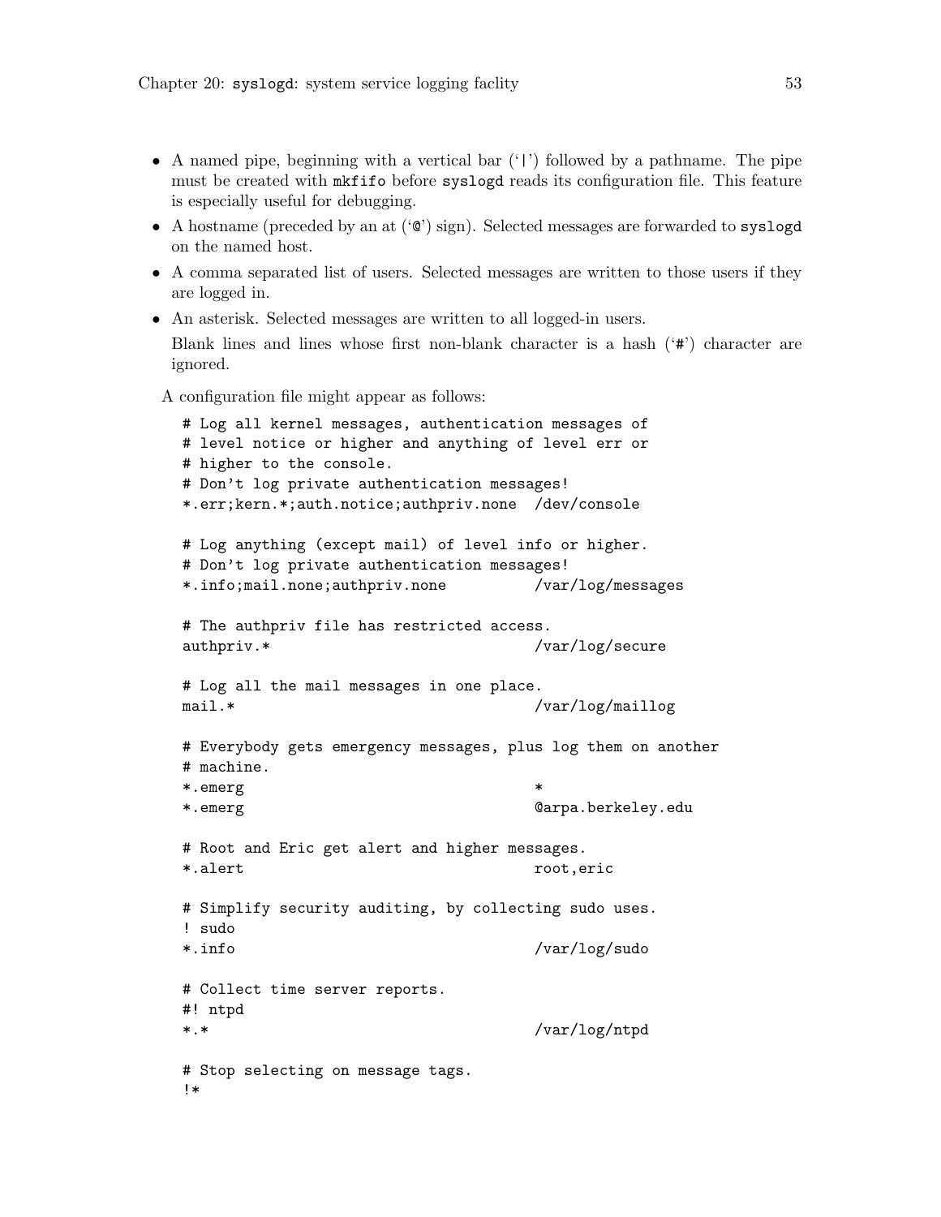- A named pipe, beginning with a vertical bar ('|') followed by a pathname. The pipe must be created with `mkfifo` before `syslogd` reads its configuration file. This feature is especially useful for debugging.
- A hostname (preceded by an at ('@') sign). Selected messages are forwarded to `syslogd` on the named host.
- A comma separated list of users. Selected messages are written to those users if they are logged in.
- An asterisk. Selected messages are written to all logged-in users.

  Blank lines and lines whose first non-blank character is a hash ('#') character are ignored.

A configuration file might appear as follows:

```
# Log all kernel messages, authentication messages of
# level notice or higher and anything of level err or
# higher to the console.
# Don't log private authentication messages!
*.err;kern.*;auth.notice;authpriv.none  /dev/console

# Log anything (except mail) of level info or higher.
# Don't log private authentication messages!
*.info;mail.none;authpriv.none          /var/log/messages

# The authpriv file has restricted access.
authpriv.*                              /var/log/secure

# Log all the mail messages in one place.
mail.*                                  /var/log/maillog

# Everybody gets emergency messages, plus log them on another
# machine.
*.emerg                                 *
*.emerg                                 @arpa.berkeley.edu

# Root and Eric get alert and higher messages.
*.alert                                 root,eric

# Simplify security auditing, by collecting sudo uses.
! sudo
*.info                                  /var/log/sudo

# Collect time server reports.
#! ntpd
*.*                                     /var/log/ntpd

# Stop selecting on message tags.
!*
```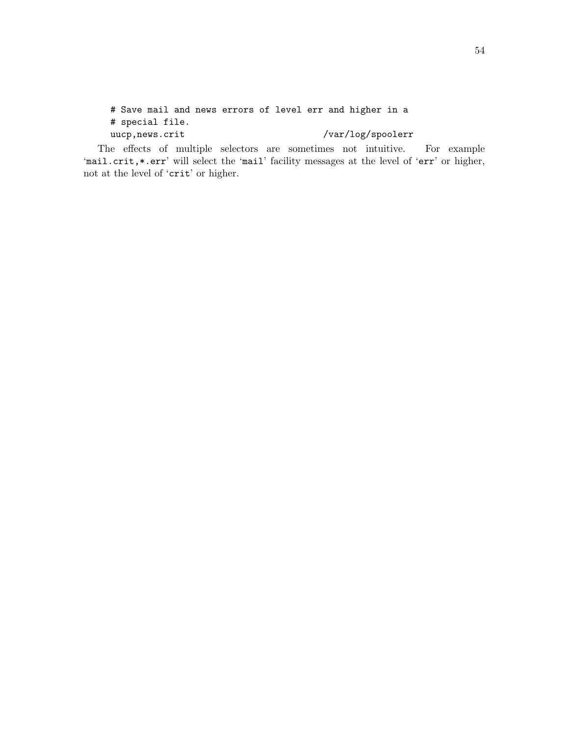```
# Save mail and news errors of level err and higher in a
# special file.
uucp,news.crit                          /var/log/spoolerr
```

The effects of multiple selectors are sometimes not intuitive. For example 'mail.crit,*.err' will select the 'mail' facility messages at the level of 'err' or higher, not at the level of 'crit' or higher.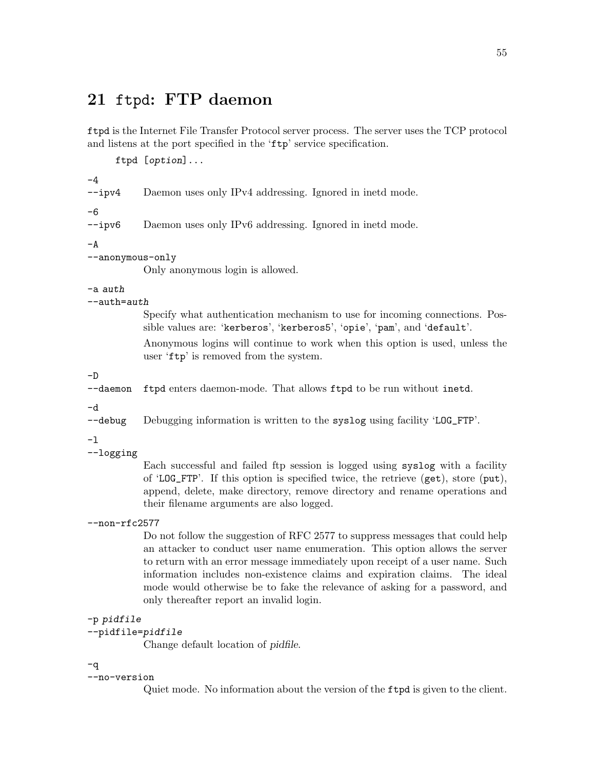## 21 `ftpd`: FTP daemon

`ftpd` is the Internet File Transfer Protocol server process. The server uses the TCP protocol and listens at the port specified in the '`ftp`' service specification.

```
ftpd [option]...
```

`-4`
`--ipv4` Daemon uses only IPv4 addressing. Ignored in inetd mode.

`-6`
`--ipv6` Daemon uses only IPv6 addressing. Ignored in inetd mode.

`-A`
`--anonymous-only`
: Only anonymous login is allowed.

`-a auth`
`--auth=auth`
: Specify what authentication mechanism to use for incoming connections. Possible values are: '`kerberos`', '`kerberos5`', '`opie`', '`pam`', and '`default`'.

  Anonymous logins will continue to work when this option is used, unless the user '`ftp`' is removed from the system.

`-D`
`--daemon` `ftpd` enters daemon-mode. That allows `ftpd` to be run without `inetd`.

`-d`
`--debug` Debugging information is written to the `syslog` using facility '`LOG_FTP`'.

`-l`
`--logging`
: Each successful and failed ftp session is logged using `syslog` with a facility of '`LOG_FTP`'. If this option is specified twice, the retrieve (`get`), store (`put`), append, delete, make directory, remove directory and rename operations and their filename arguments are also logged.

`--non-rfc2577`
: Do not follow the suggestion of RFC 2577 to suppress messages that could help an attacker to conduct user name enumeration. This option allows the server to return with an error message immediately upon receipt of a user name. Such information includes non-existence claims and expiration claims. The ideal mode would otherwise be to fake the relevance of asking for a password, and only thereafter report an invalid login.

`-p pidfile`
`--pidfile=pidfile`
: Change default location of *pidfile*.

`-q`
`--no-version`
: Quiet mode. No information about the version of the `ftpd` is given to the client.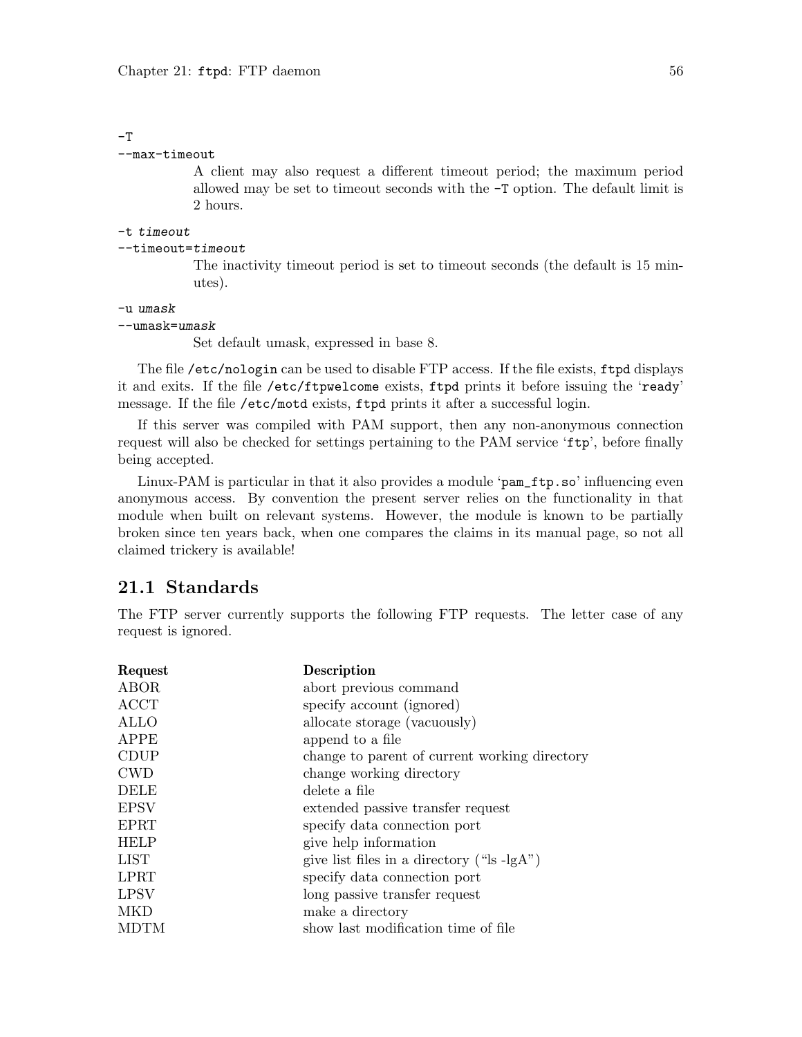`-T`
`--max-timeout`

A client may also request a different timeout period; the maximum period allowed may be set to timeout seconds with the `-T` option. The default limit is 2 hours.

`-t timeout`
`--timeout=timeout`

The inactivity timeout period is set to timeout seconds (the default is 15 minutes).

`-u umask`
`--umask=umask`

Set default umask, expressed in base 8.

The file `/etc/nologin` can be used to disable FTP access. If the file exists, `ftpd` displays it and exits. If the file `/etc/ftpwelcome` exists, `ftpd` prints it before issuing the '`ready`' message. If the file `/etc/motd` exists, `ftpd` prints it after a successful login.

If this server was compiled with PAM support, then any non-anonymous connection request will also be checked for settings pertaining to the PAM service '`ftp`', before finally being accepted.

Linux-PAM is particular in that it also provides a module '`pam_ftp.so`' influencing even anonymous access. By convention the present server relies on the functionality in that module when built on relevant systems. However, the module is known to be partially broken since ten years back, when one compares the claims in its manual page, so not all claimed trickery is available!

## 21.1 Standards

The FTP server currently supports the following FTP requests. The letter case of any request is ignored.

| Request | Description |
|---|---|
| ABOR | abort previous command |
| ACCT | specify account (ignored) |
| ALLO | allocate storage (vacuously) |
| APPE | append to a file |
| CDUP | change to parent of current working directory |
| CWD | change working directory |
| DELE | delete a file |
| EPSV | extended passive transfer request |
| EPRT | specify data connection port |
| HELP | give help information |
| LIST | give list files in a directory ("ls -lgA") |
| LPRT | specify data connection port |
| LPSV | long passive transfer request |
| MKD | make a directory |
| MDTM | show last modification time of file |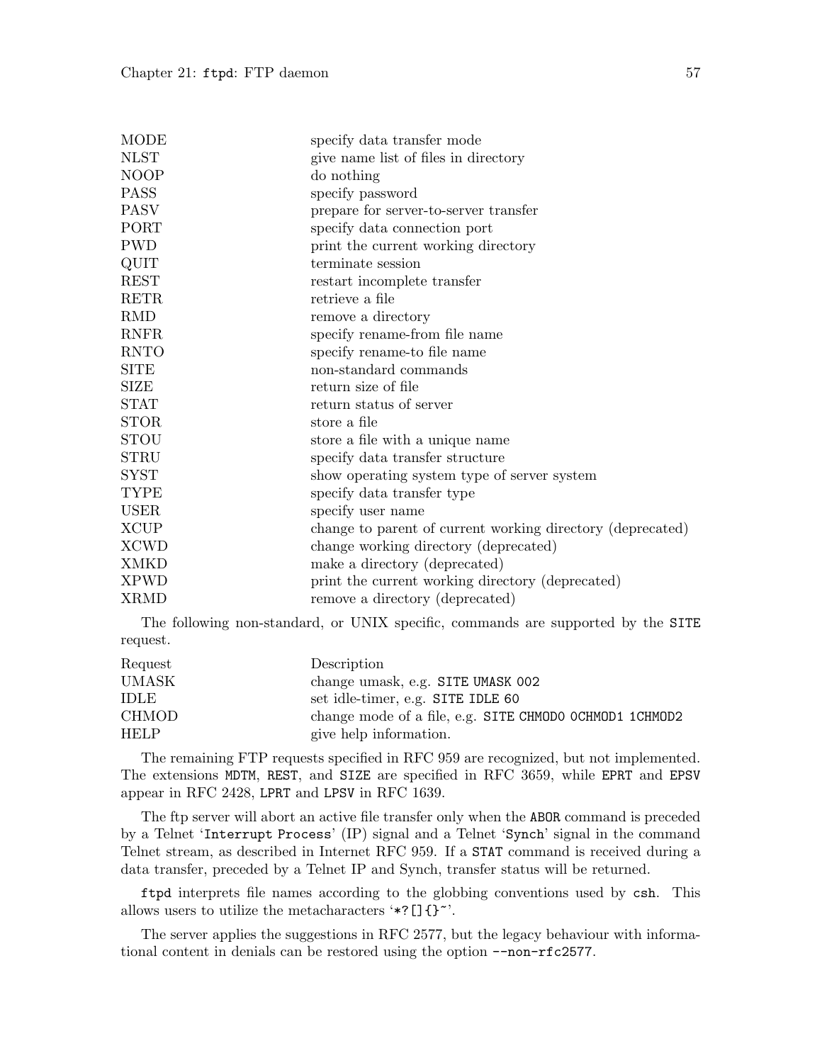| | |
|---|---|
| MODE | specify data transfer mode |
| NLST | give name list of files in directory |
| NOOP | do nothing |
| PASS | specify password |
| PASV | prepare for server-to-server transfer |
| PORT | specify data connection port |
| PWD | print the current working directory |
| QUIT | terminate session |
| REST | restart incomplete transfer |
| RETR | retrieve a file |
| RMD | remove a directory |
| RNFR | specify rename-from file name |
| RNTO | specify rename-to file name |
| SITE | non-standard commands |
| SIZE | return size of file |
| STAT | return status of server |
| STOR | store a file |
| STOU | store a file with a unique name |
| STRU | specify data transfer structure |
| SYST | show operating system type of server system |
| TYPE | specify data transfer type |
| USER | specify user name |
| XCUP | change to parent of current working directory (deprecated) |
| XCWD | change working directory (deprecated) |
| XMKD | make a directory (deprecated) |
| XPWD | print the current working directory (deprecated) |
| XRMD | remove a directory (deprecated) |

The following non-standard, or UNIX specific, commands are supported by the `SITE` request.

| Request | Description |
|---|---|
| UMASK | change umask, e.g. `SITE UMASK 002` |
| IDLE | set idle-timer, e.g. `SITE IDLE 60` |
| CHMOD | change mode of a file, e.g. `SITE CHMOD0 0CHMOD1 1CHMOD2` |
| HELP | give help information. |

The remaining FTP requests specified in RFC 959 are recognized, but not implemented. The extensions `MDTM`, `REST`, and `SIZE` are specified in RFC 3659, while `EPRT` and `EPSV` appear in RFC 2428, `LPRT` and `LPSV` in RFC 1639.

The ftp server will abort an active file transfer only when the `ABOR` command is preceded by a Telnet '`Interrupt Process`' (IP) signal and a Telnet '`Synch`' signal in the command Telnet stream, as described in Internet RFC 959. If a `STAT` command is received during a data transfer, preceded by a Telnet IP and Synch, transfer status will be returned.

`ftpd` interprets file names according to the globbing conventions used by `csh`. This allows users to utilize the metacharacters '`*?[]{}~`'.

The server applies the suggestions in RFC 2577, but the legacy behaviour with informational content in denials can be restored using the option `--non-rfc2577`.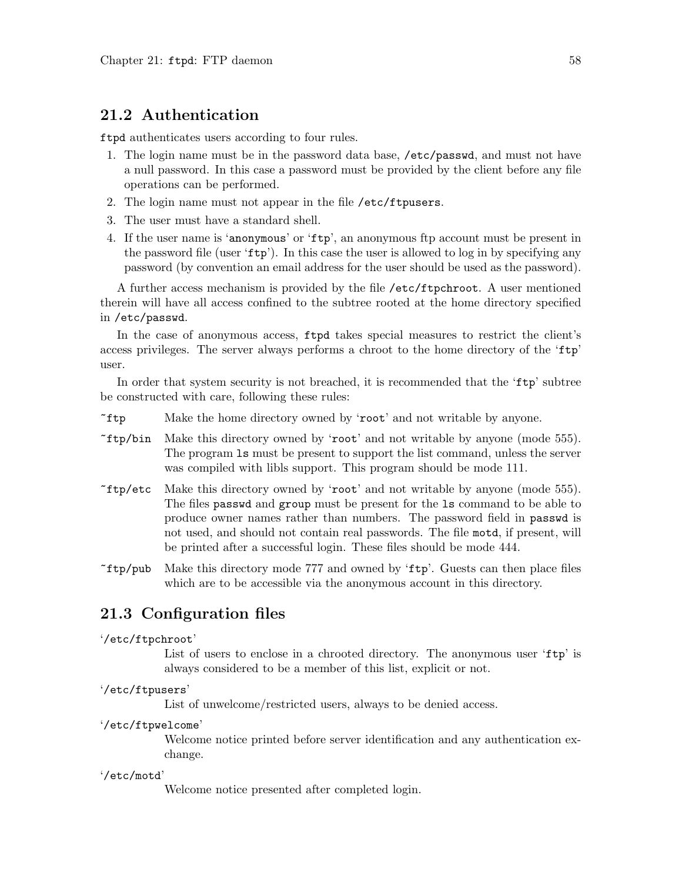## 21.2 Authentication

`ftpd` authenticates users according to four rules.

1. The login name must be in the password data base, `/etc/passwd`, and must not have a null password. In this case a password must be provided by the client before any file operations can be performed.
2. The login name must not appear in the file `/etc/ftpusers`.
3. The user must have a standard shell.
4. If the user name is '`anonymous`' or '`ftp`', an anonymous ftp account must be present in the password file (user '`ftp`'). In this case the user is allowed to log in by specifying any password (by convention an email address for the user should be used as the password).

A further access mechanism is provided by the file `/etc/ftpchroot`. A user mentioned therein will have all access confined to the subtree rooted at the home directory specified in `/etc/passwd`.

In the case of anonymous access, `ftpd` takes special measures to restrict the client's access privileges. The server always performs a chroot to the home directory of the '`ftp`' user.

In order that system security is not breached, it is recommended that the '`ftp`' subtree be constructed with care, following these rules:

`~ftp`
: Make the home directory owned by '`root`' and not writable by anyone.

`~ftp/bin`
: Make this directory owned by '`root`' and not writable by anyone (mode 555). The program `ls` must be present to support the list command, unless the server was compiled with libls support. This program should be mode 111.

`~ftp/etc`
: Make this directory owned by '`root`' and not writable by anyone (mode 555). The files `passwd` and `group` must be present for the `ls` command to be able to produce owner names rather than numbers. The password field in `passwd` is not used, and should not contain real passwords. The file `motd`, if present, will be printed after a successful login. These files should be mode 444.

`~ftp/pub`
: Make this directory mode 777 and owned by '`ftp`'. Guests can then place files which are to be accessible via the anonymous account in this directory.

## 21.3 Configuration files

'`/etc/ftpchroot`'
: List of users to enclose in a chrooted directory. The anonymous user '`ftp`' is always considered to be a member of this list, explicit or not.

'`/etc/ftpusers`'
: List of unwelcome/restricted users, always to be denied access.

'`/etc/ftpwelcome`'
: Welcome notice printed before server identification and any authentication exchange.

'`/etc/motd`'
: Welcome notice presented after completed login.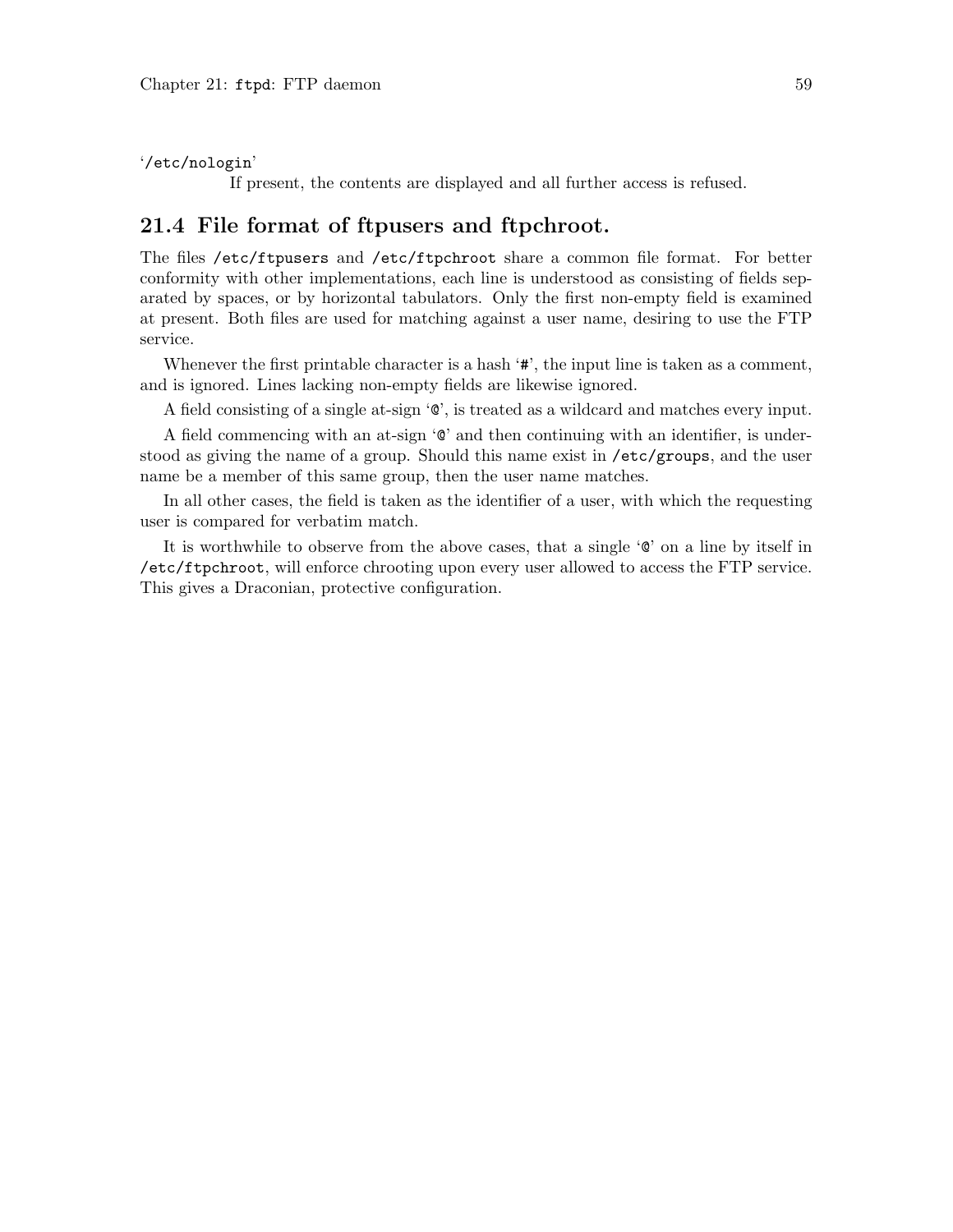'/etc/nologin'

If present, the contents are displayed and all further access is refused.

## 21.4 File format of ftpusers and ftpchroot.

The files `/etc/ftpusers` and `/etc/ftpchroot` share a common file format. For better conformity with other implementations, each line is understood as consisting of fields separated by spaces, or by horizontal tabulators. Only the first non-empty field is examined at present. Both files are used for matching against a user name, desiring to use the FTP service.

Whenever the first printable character is a hash '#', the input line is taken as a comment, and is ignored. Lines lacking non-empty fields are likewise ignored.

A field consisting of a single at-sign '@', is treated as a wildcard and matches every input.

A field commencing with an at-sign '@' and then continuing with an identifier, is understood as giving the name of a group. Should this name exist in `/etc/groups`, and the user name be a member of this same group, then the user name matches.

In all other cases, the field is taken as the identifier of a user, with which the requesting user is compared for verbatim match.

It is worthwhile to observe from the above cases, that a single '@' on a line by itself in `/etc/ftpchroot`, will enforce chrooting upon every user allowed to access the FTP service. This gives a Draconian, protective configuration.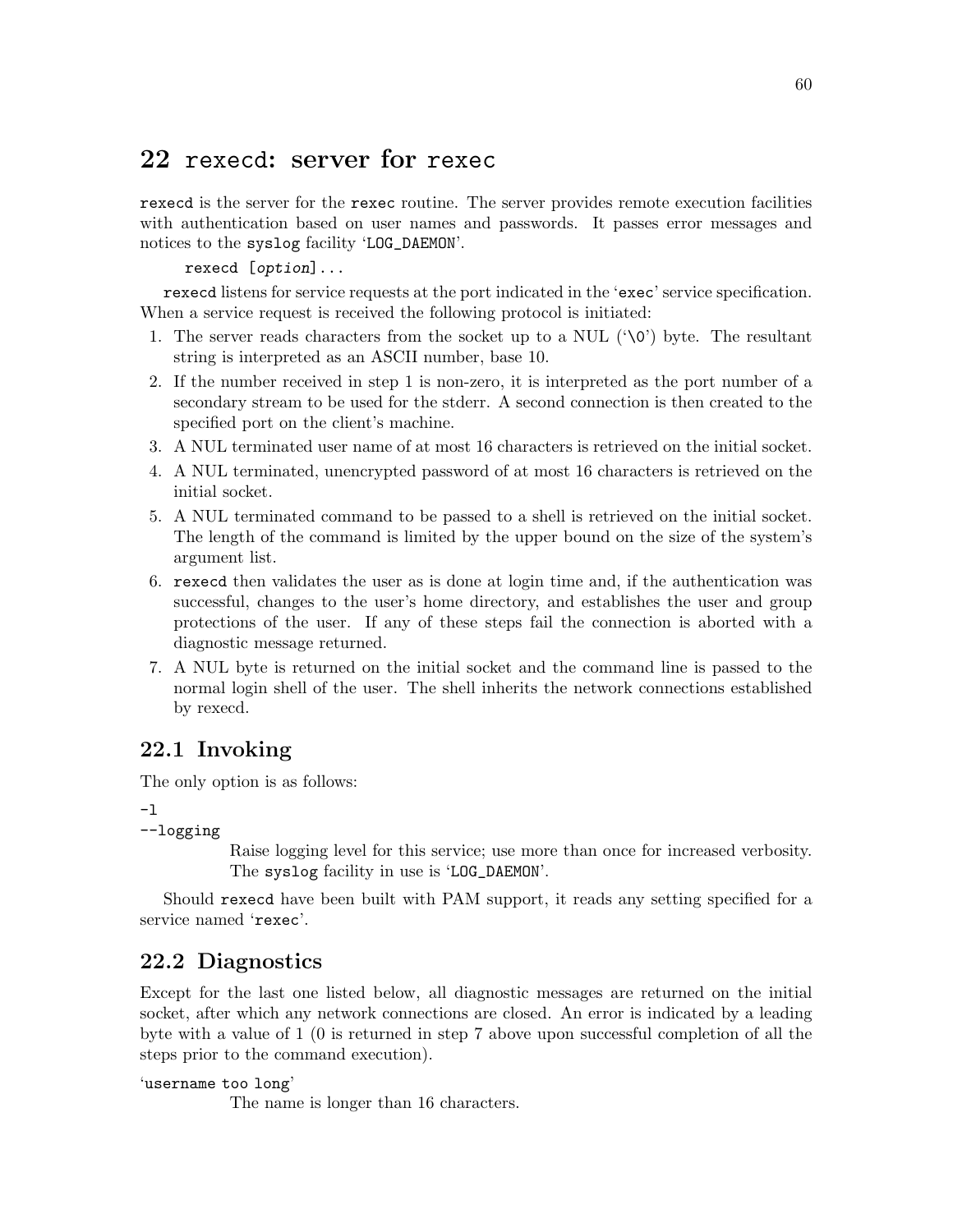# 22 `rexecd`: server for `rexec`

`rexecd` is the server for the `rexec` routine. The server provides remote execution facilities with authentication based on user names and passwords. It passes error messages and notices to the `syslog` facility '`LOG_DAEMON`'.

```
rexecd [option]...
```

`rexecd` listens for service requests at the port indicated in the '`exec`' service specification. When a service request is received the following protocol is initiated:

1. The server reads characters from the socket up to a NUL ('`\0`') byte. The resultant string is interpreted as an ASCII number, base 10.
2. If the number received in step 1 is non-zero, it is interpreted as the port number of a secondary stream to be used for the stderr. A second connection is then created to the specified port on the client's machine.
3. A NUL terminated user name of at most 16 characters is retrieved on the initial socket.
4. A NUL terminated, unencrypted password of at most 16 characters is retrieved on the initial socket.
5. A NUL terminated command to be passed to a shell is retrieved on the initial socket. The length of the command is limited by the upper bound on the size of the system's argument list.
6. `rexecd` then validates the user as is done at login time and, if the authentication was successful, changes to the user's home directory, and establishes the user and group protections of the user. If any of these steps fail the connection is aborted with a diagnostic message returned.
7. A NUL byte is returned on the initial socket and the command line is passed to the normal login shell of the user. The shell inherits the network connections established by rexecd.

## 22.1 Invoking

The only option is as follows:

`-l`
`--logging`
: Raise logging level for this service; use more than once for increased verbosity. The `syslog` facility in use is '`LOG_DAEMON`'.

Should `rexecd` have been built with PAM support, it reads any setting specified for a service named '`rexec`'.

## 22.2 Diagnostics

Except for the last one listed below, all diagnostic messages are returned on the initial socket, after which any network connections are closed. An error is indicated by a leading byte with a value of 1 (0 is returned in step 7 above upon successful completion of all the steps prior to the command execution).

'`username too long`'
: The name is longer than 16 characters.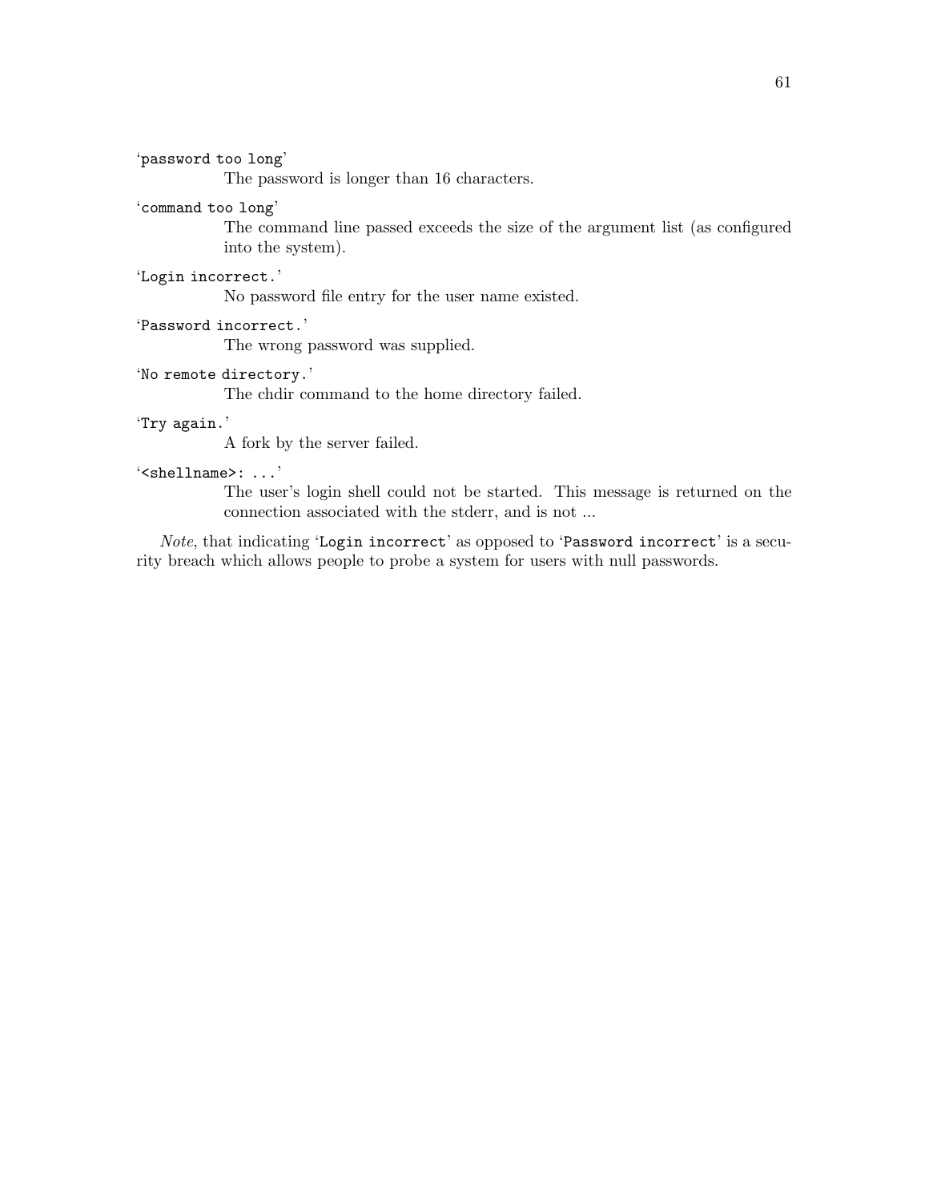'`password too long`'
: The password is longer than 16 characters.

'`command too long`'
: The command line passed exceeds the size of the argument list (as configured into the system).

'`Login incorrect.`'
: No password file entry for the user name existed.

'`Password incorrect.`'
: The wrong password was supplied.

'`No remote directory.`'
: The chdir command to the home directory failed.

'`Try again.`'
: A fork by the server failed.

'`<shellname>: ...`'
: The user's login shell could not be started. This message is returned on the connection associated with the stderr, and is not ...

*Note*, that indicating '`Login incorrect`' as opposed to '`Password incorrect`' is a security breach which allows people to probe a system for users with null passwords.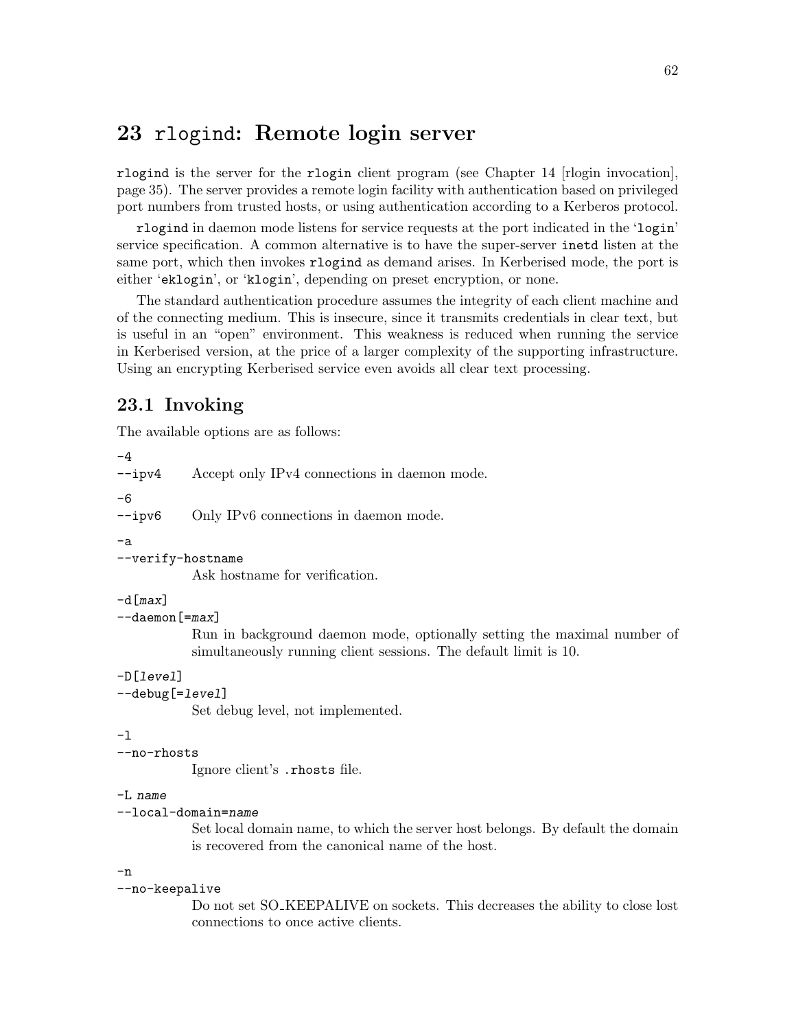# 23 `rlogind`: Remote login server

`rlogind` is the server for the `rlogin` client program (see Chapter 14 [rlogin invocation], page 35). The server provides a remote login facility with authentication based on privileged port numbers from trusted hosts, or using authentication according to a Kerberos protocol.

`rlogind` in daemon mode listens for service requests at the port indicated in the '`login`' service specification. A common alternative is to have the super-server `inetd` listen at the same port, which then invokes `rlogind` as demand arises. In Kerberised mode, the port is either '`eklogin`', or '`klogin`', depending on preset encryption, or none.

The standard authentication procedure assumes the integrity of each client machine and of the connecting medium. This is insecure, since it transmits credentials in clear text, but is useful in an "open" environment. This weakness is reduced when running the service in Kerberised version, at the price of a larger complexity of the supporting infrastructure. Using an encrypting Kerberised service even avoids all clear text processing.

## 23.1 Invoking

The available options are as follows:

`-4`
`--ipv4`
: Accept only IPv4 connections in daemon mode.

`-6`
`--ipv6`
: Only IPv6 connections in daemon mode.

`-a`
`--verify-hostname`
: Ask hostname for verification.

`-d[max]`
`--daemon[=max]`
: Run in background daemon mode, optionally setting the maximal number of simultaneously running client sessions. The default limit is 10.

`-D[level]`
`--debug[=level]`
: Set debug level, not implemented.

`-l`
`--no-rhosts`
: Ignore client's `.rhosts` file.

`-L name`
`--local-domain=name`
: Set local domain name, to which the server host belongs. By default the domain is recovered from the canonical name of the host.

`-n`
`--no-keepalive`
: Do not set SO_KEEPALIVE on sockets. This decreases the ability to close lost connections to once active clients.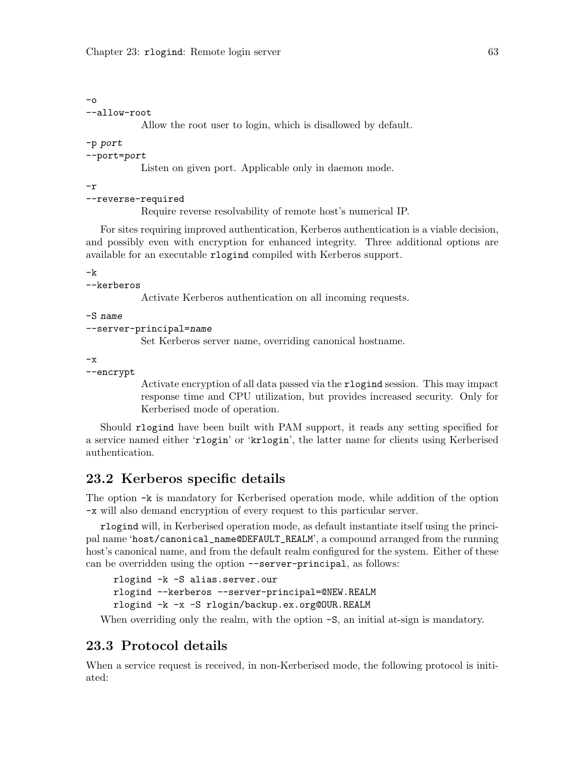`-o`
`--allow-root`

Allow the root user to login, which is disallowed by default.

`-p port`
`--port=port`

Listen on given port. Applicable only in daemon mode.

`-r`
`--reverse-required`

Require reverse resolvability of remote host's numerical IP.

For sites requiring improved authentication, Kerberos authentication is a viable decision, and possibly even with encryption for enhanced integrity. Three additional options are available for an executable `rlogind` compiled with Kerberos support.

`-k`
`--kerberos`

Activate Kerberos authentication on all incoming requests.

`-S name`
`--server-principal=name`

Set Kerberos server name, overriding canonical hostname.

`-x`
`--encrypt`

Activate encryption of all data passed via the `rlogind` session. This may impact response time and CPU utilization, but provides increased security. Only for Kerberised mode of operation.

Should `rlogind` have been built with PAM support, it reads any setting specified for a service named either '`rlogin`' or '`krlogin`', the latter name for clients using Kerberised authentication.

## 23.2 Kerberos specific details

The option `-k` is mandatory for Kerberised operation mode, while addition of the option `-x` will also demand encryption of every request to this particular server.

`rlogind` will, in Kerberised operation mode, as default instantiate itself using the principal name '`host/canonical_name@DEFAULT_REALM`', a compound arranged from the running host's canonical name, and from the default realm configured for the system. Either of these can be overridden using the option `--server-principal`, as follows:

```
rlogind -k -S alias.server.our
rlogind --kerberos --server-principal=@NEW.REALM
rlogind -k -x -S rlogin/backup.ex.org@OUR.REALM
```

When overriding only the realm, with the option `-S`, an initial at-sign is mandatory.

## 23.3 Protocol details

When a service request is received, in non-Kerberised mode, the following protocol is initiated: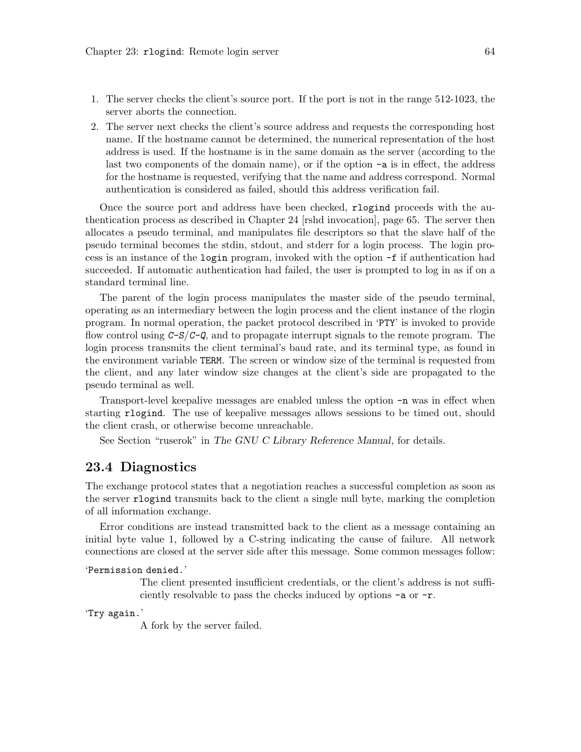1. The server checks the client's source port. If the port is not in the range 512-1023, the server aborts the connection.
2. The server next checks the client's source address and requests the corresponding host name. If the hostname cannot be determined, the numerical representation of the host address is used. If the hostname is in the same domain as the server (according to the last two components of the domain name), or if the option `-a` is in effect, the address for the hostname is requested, verifying that the name and address correspond. Normal authentication is considered as failed, should this address verification fail.

Once the source port and address have been checked, `rlogind` proceeds with the authentication process as described in Chapter 24 [rshd invocation], page 65. The server then allocates a pseudo terminal, and manipulates file descriptors so that the slave half of the pseudo terminal becomes the stdin, stdout, and stderr for a login process. The login process is an instance of the `login` program, invoked with the option `-f` if authentication had succeeded. If automatic authentication had failed, the user is prompted to log in as if on a standard terminal line.

The parent of the login process manipulates the master side of the pseudo terminal, operating as an intermediary between the login process and the client instance of the rlogin program. In normal operation, the packet protocol described in '`PTY`' is invoked to provide flow control using *C-S*/*C-Q*, and to propagate interrupt signals to the remote program. The login process transmits the client terminal's baud rate, and its terminal type, as found in the environment variable `TERM`. The screen or window size of the terminal is requested from the client, and any later window size changes at the client's side are propagated to the pseudo terminal as well.

Transport-level keepalive messages are enabled unless the option `-n` was in effect when starting `rlogind`. The use of keepalive messages allows sessions to be timed out, should the client crash, or otherwise become unreachable.

See Section "ruserok" in *The GNU C Library Reference Manual*, for details.

## 23.4 Diagnostics

The exchange protocol states that a negotiation reaches a successful completion as soon as the server `rlogind` transmits back to the client a single null byte, marking the completion of all information exchange.

Error conditions are instead transmitted back to the client as a message containing an initial byte value 1, followed by a C-string indicating the cause of failure. All network connections are closed at the server side after this message. Some common messages follow:

'`Permission denied.`'
: The client presented insufficient credentials, or the client's address is not sufficiently resolvable to pass the checks induced by options `-a` or `-r`.

'`Try again.`'
: A fork by the server failed.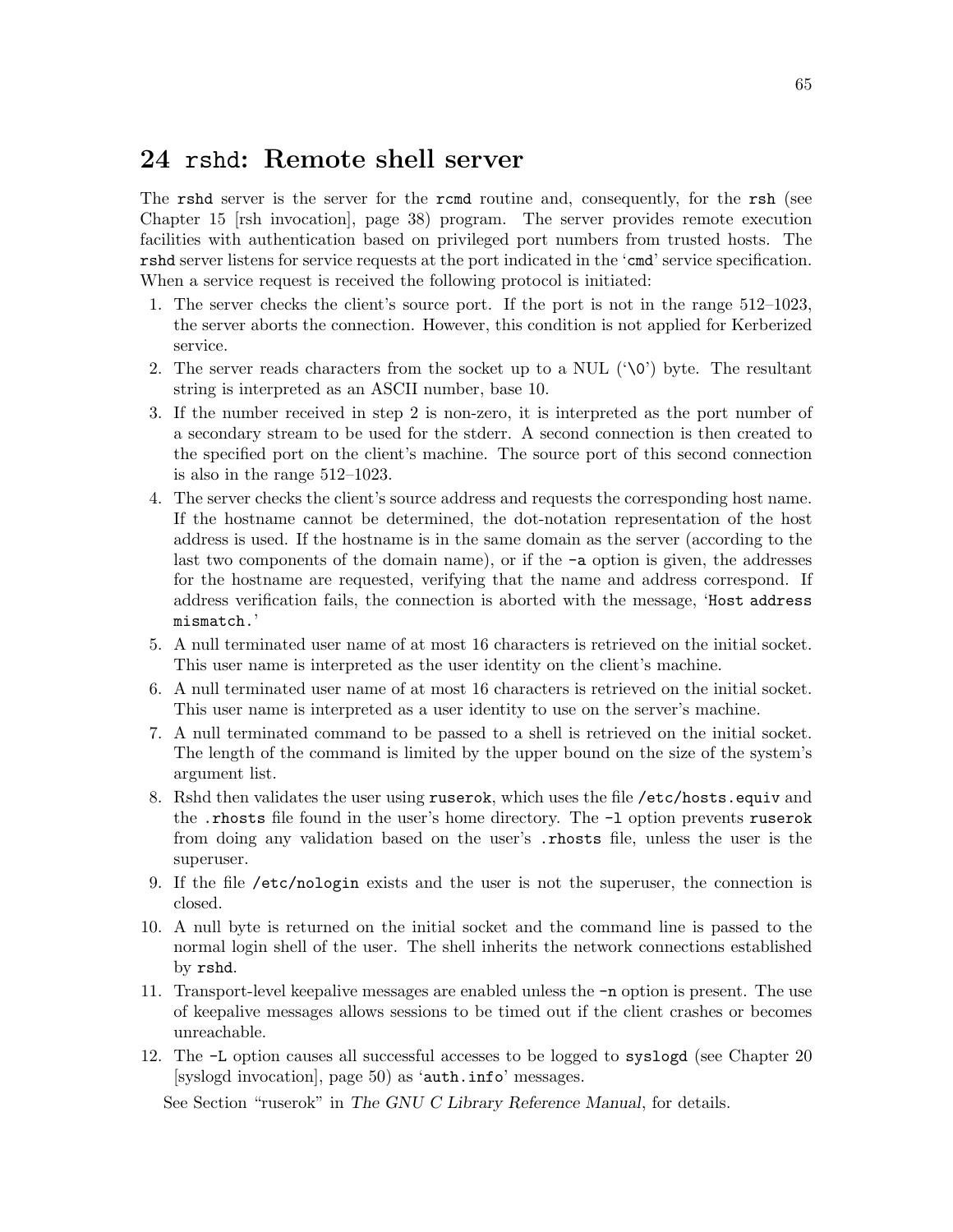# 24 `rshd`: Remote shell server

The `rshd` server is the server for the `rcmd` routine and, consequently, for the `rsh` (see Chapter 15 [rsh invocation], page 38) program. The server provides remote execution facilities with authentication based on privileged port numbers from trusted hosts. The `rshd` server listens for service requests at the port indicated in the '`cmd`' service specification. When a service request is received the following protocol is initiated:

1. The server checks the client's source port. If the port is not in the range 512–1023, the server aborts the connection. However, this condition is not applied for Kerberized service.
2. The server reads characters from the socket up to a NUL ('`\0`') byte. The resultant string is interpreted as an ASCII number, base 10.
3. If the number received in step 2 is non-zero, it is interpreted as the port number of a secondary stream to be used for the stderr. A second connection is then created to the specified port on the client's machine. The source port of this second connection is also in the range 512–1023.
4. The server checks the client's source address and requests the corresponding host name. If the hostname cannot be determined, the dot-notation representation of the host address is used. If the hostname is in the same domain as the server (according to the last two components of the domain name), or if the `-a` option is given, the addresses for the hostname are requested, verifying that the name and address correspond. If address verification fails, the connection is aborted with the message, '`Host address mismatch.`'
5. A null terminated user name of at most 16 characters is retrieved on the initial socket. This user name is interpreted as the user identity on the client's machine.
6. A null terminated user name of at most 16 characters is retrieved on the initial socket. This user name is interpreted as a user identity to use on the server's machine.
7. A null terminated command to be passed to a shell is retrieved on the initial socket. The length of the command is limited by the upper bound on the size of the system's argument list.
8. Rshd then validates the user using `ruserok`, which uses the file `/etc/hosts.equiv` and the `.rhosts` file found in the user's home directory. The `-l` option prevents `ruserok` from doing any validation based on the user's `.rhosts` file, unless the user is the superuser.
9. If the file `/etc/nologin` exists and the user is not the superuser, the connection is closed.
10. A null byte is returned on the initial socket and the command line is passed to the normal login shell of the user. The shell inherits the network connections established by `rshd`.
11. Transport-level keepalive messages are enabled unless the `-n` option is present. The use of keepalive messages allows sessions to be timed out if the client crashes or becomes unreachable.
12. The `-L` option causes all successful accesses to be logged to `syslogd` (see Chapter 20 [syslogd invocation], page 50) as '`auth.info`' messages.

See Section "ruserok" in *The GNU C Library Reference Manual*, for details.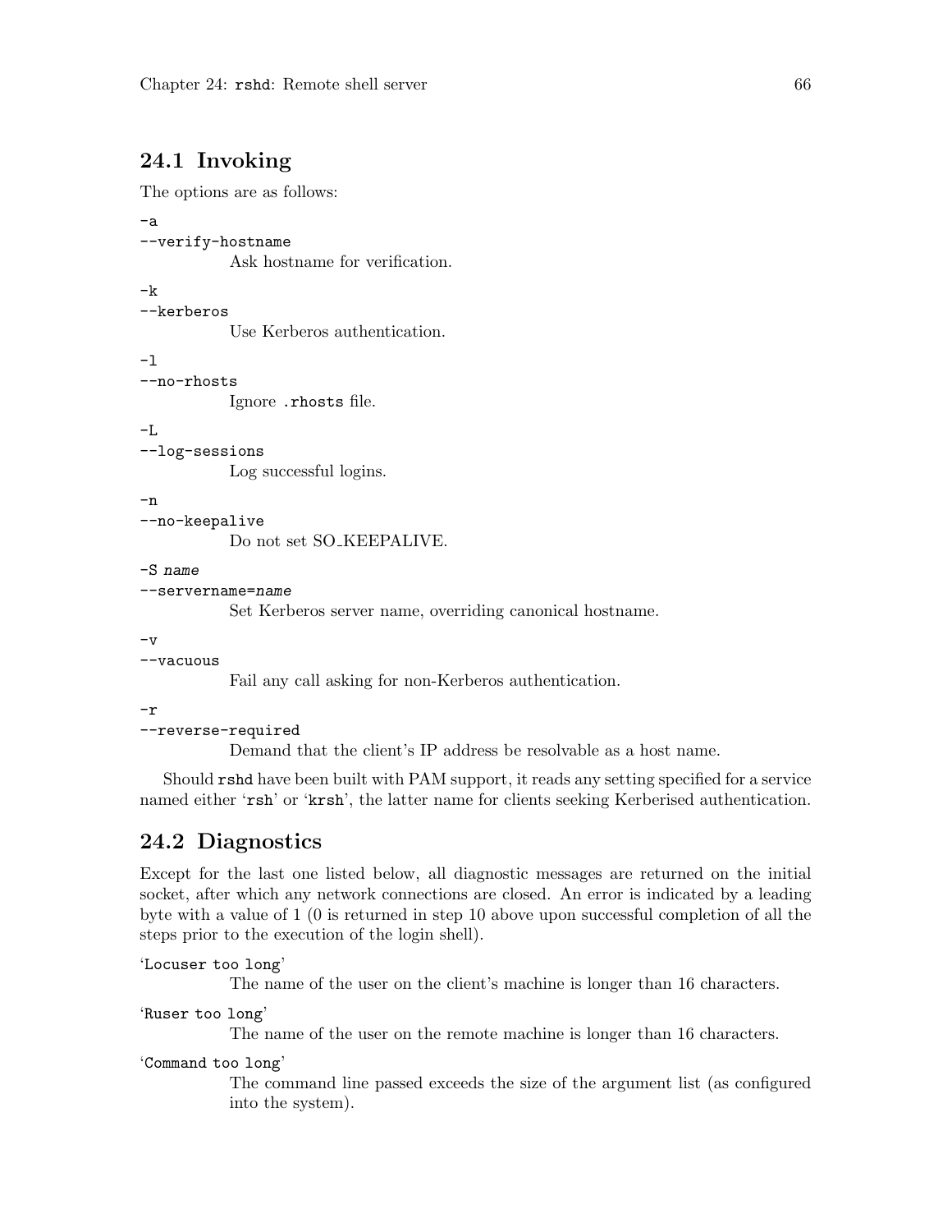## 24.1 Invoking

The options are as follows:

`-a`
`--verify-hostname`
: Ask hostname for verification.

`-k`
`--kerberos`
: Use Kerberos authentication.

`-l`
`--no-rhosts`
: Ignore `.rhosts` file.

`-L`
`--log-sessions`
: Log successful logins.

`-n`
`--no-keepalive`
: Do not set SO_KEEPALIVE.

`-S` *name*
`--servername=`*name*
: Set Kerberos server name, overriding canonical hostname.

`-v`
`--vacuous`
: Fail any call asking for non-Kerberos authentication.

`-r`
`--reverse-required`
: Demand that the client's IP address be resolvable as a host name.

Should `rshd` have been built with PAM support, it reads any setting specified for a service named either '`rsh`' or '`krsh`', the latter name for clients seeking Kerberised authentication.

## 24.2 Diagnostics

Except for the last one listed below, all diagnostic messages are returned on the initial socket, after which any network connections are closed. An error is indicated by a leading byte with a value of 1 (0 is returned in step 10 above upon successful completion of all the steps prior to the execution of the login shell).

'`Locuser too long`'
: The name of the user on the client's machine is longer than 16 characters.

'`Ruser too long`'
: The name of the user on the remote machine is longer than 16 characters.

'`Command too long`'
: The command line passed exceeds the size of the argument list (as configured into the system).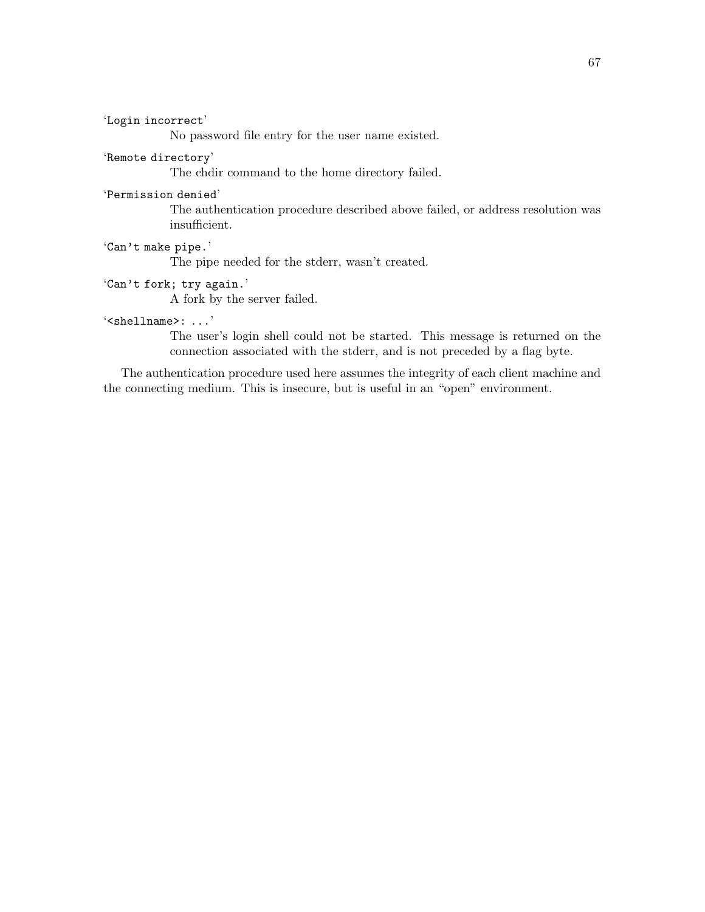‘`Login incorrect`’
: No password file entry for the user name existed.

‘`Remote directory`’
: The chdir command to the home directory failed.

‘`Permission denied`’
: The authentication procedure described above failed, or address resolution was insufficient.

‘`Can't make pipe.`’
: The pipe needed for the stderr, wasn't created.

‘`Can't fork; try again.`’
: A fork by the server failed.

‘`<shellname>: ...`’
: The user's login shell could not be started. This message is returned on the connection associated with the stderr, and is not preceded by a flag byte.

The authentication procedure used here assumes the integrity of each client machine and the connecting medium. This is insecure, but is useful in an “open” environment.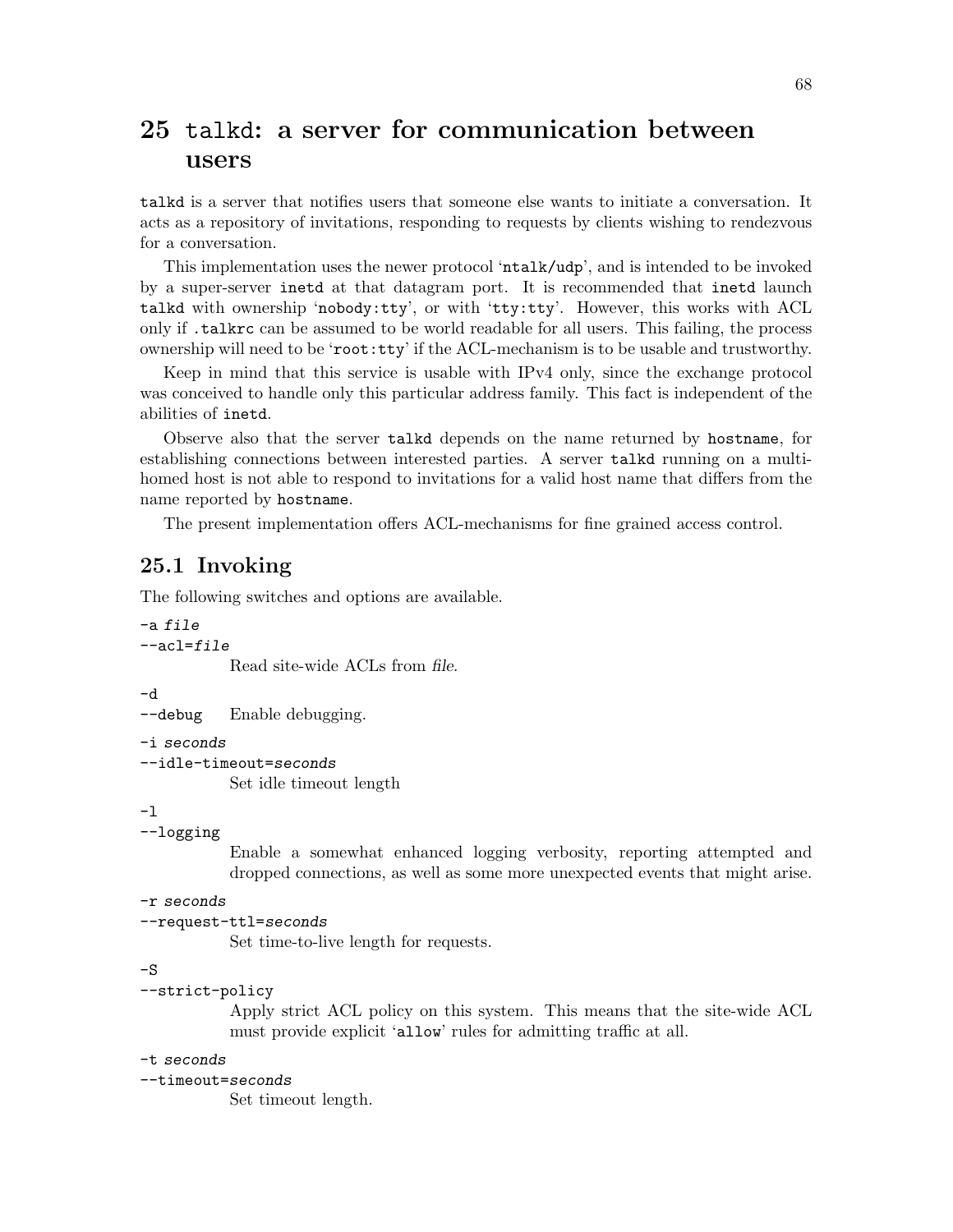# 25 `talkd`: a server for communication between users

`talkd` is a server that notifies users that someone else wants to initiate a conversation. It acts as a repository of invitations, responding to requests by clients wishing to rendezvous for a conversation.

This implementation uses the newer protocol '`ntalk/udp`', and is intended to be invoked by a super-server `inetd` at that datagram port. It is recommended that `inetd` launch `talkd` with ownership '`nobody:tty`', or with '`tty:tty`'. However, this works with ACL only if `.talkrc` can be assumed to be world readable for all users. This failing, the process ownership will need to be '`root:tty`' if the ACL-mechanism is to be usable and trustworthy.

Keep in mind that this service is usable with IPv4 only, since the exchange protocol was conceived to handle only this particular address family. This fact is independent of the abilities of `inetd`.

Observe also that the server `talkd` depends on the name returned by `hostname`, for establishing connections between interested parties. A server `talkd` running on a multi-homed host is not able to respond to invitations for a valid host name that differs from the name reported by `hostname`.

The present implementation offers ACL-mechanisms for fine grained access control.

## 25.1 Invoking

The following switches and options are available.

`-a` *file*
`--acl=`*file*
: Read site-wide ACLs from *file*.

`-d`
`--debug`
: Enable debugging.

`-i` *seconds*
`--idle-timeout=`*seconds*
: Set idle timeout length

`-l`
`--logging`
: Enable a somewhat enhanced logging verbosity, reporting attempted and dropped connections, as well as some more unexpected events that might arise.

`-r` *seconds*
`--request-ttl=`*seconds*
: Set time-to-live length for requests.

`-S`
`--strict-policy`
: Apply strict ACL policy on this system. This means that the site-wide ACL must provide explicit '`allow`' rules for admitting traffic at all.

`-t` *seconds*
`--timeout=`*seconds*
: Set timeout length.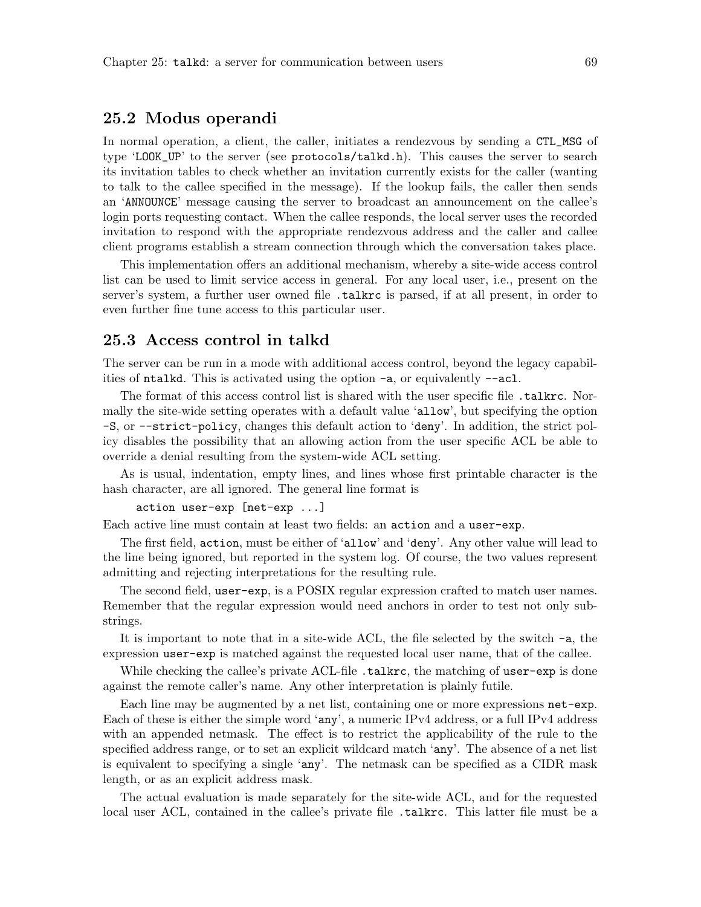## 25.2 Modus operandi

In normal operation, a client, the caller, initiates a rendezvous by sending a `CTL_MSG` of type '`LOOK_UP`' to the server (see `protocols/talkd.h`). This causes the server to search its invitation tables to check whether an invitation currently exists for the caller (wanting to talk to the callee specified in the message). If the lookup fails, the caller then sends an '`ANNOUNCE`' message causing the server to broadcast an announcement on the callee's login ports requesting contact. When the callee responds, the local server uses the recorded invitation to respond with the appropriate rendezvous address and the caller and callee client programs establish a stream connection through which the conversation takes place.

This implementation offers an additional mechanism, whereby a site-wide access control list can be used to limit service access in general. For any local user, i.e., present on the server's system, a further user owned file `.talkrc` is parsed, if at all present, in order to even further fine tune access to this particular user.

## 25.3 Access control in talkd

The server can be run in a mode with additional access control, beyond the legacy capabilities of `ntalkd`. This is activated using the option `-a`, or equivalently `--acl`.

The format of this access control list is shared with the user specific file `.talkrc`. Normally the site-wide setting operates with a default value '`allow`', but specifying the option `-S`, or `--strict-policy`, changes this default action to '`deny`'. In addition, the strict policy disables the possibility that an allowing action from the user specific ACL be able to override a denial resulting from the system-wide ACL setting.

As is usual, indentation, empty lines, and lines whose first printable character is the hash character, are all ignored. The general line format is

```
action user-exp [net-exp ...]
```

Each active line must contain at least two fields: an `action` and a `user-exp`.

The first field, `action`, must be either of '`allow`' and '`deny`'. Any other value will lead to the line being ignored, but reported in the system log. Of course, the two values represent admitting and rejecting interpretations for the resulting rule.

The second field, `user-exp`, is a POSIX regular expression crafted to match user names. Remember that the regular expression would need anchors in order to test not only substrings.

It is important to note that in a site-wide ACL, the file selected by the switch `-a`, the expression `user-exp` is matched against the requested local user name, that of the callee.

While checking the callee's private ACL-file `.talkrc`, the matching of `user-exp` is done against the remote caller's name. Any other interpretation is plainly futile.

Each line may be augmented by a net list, containing one or more expressions `net-exp`. Each of these is either the simple word '`any`', a numeric IPv4 address, or a full IPv4 address with an appended netmask. The effect is to restrict the applicability of the rule to the specified address range, or to set an explicit wildcard match '`any`'. The absence of a net list is equivalent to specifying a single '`any`'. The netmask can be specified as a CIDR mask length, or as an explicit address mask.

The actual evaluation is made separately for the site-wide ACL, and for the requested local user ACL, contained in the callee's private file `.talkrc`. This latter file must be a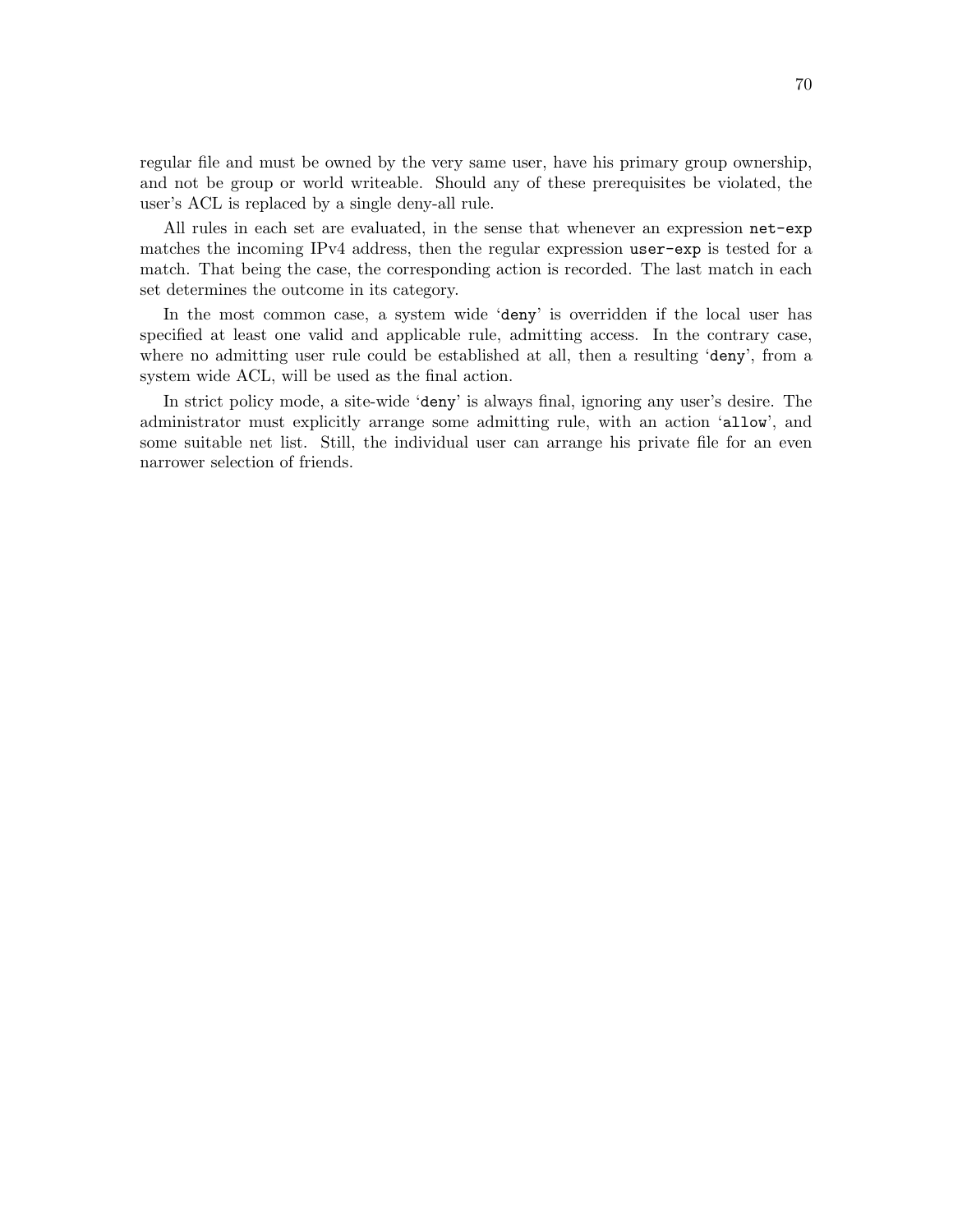regular file and must be owned by the very same user, have his primary group ownership, and not be group or world writeable. Should any of these prerequisites be violated, the user's ACL is replaced by a single deny-all rule.

All rules in each set are evaluated, in the sense that whenever an expression `net-exp` matches the incoming IPv4 address, then the regular expression `user-exp` is tested for a match. That being the case, the corresponding action is recorded. The last match in each set determines the outcome in its category.

In the most common case, a system wide '`deny`' is overridden if the local user has specified at least one valid and applicable rule, admitting access. In the contrary case, where no admitting user rule could be established at all, then a resulting '`deny`', from a system wide ACL, will be used as the final action.

In strict policy mode, a site-wide '`deny`' is always final, ignoring any user's desire. The administrator must explicitly arrange some admitting rule, with an action '`allow`', and some suitable net list. Still, the individual user can arrange his private file for an even narrower selection of friends.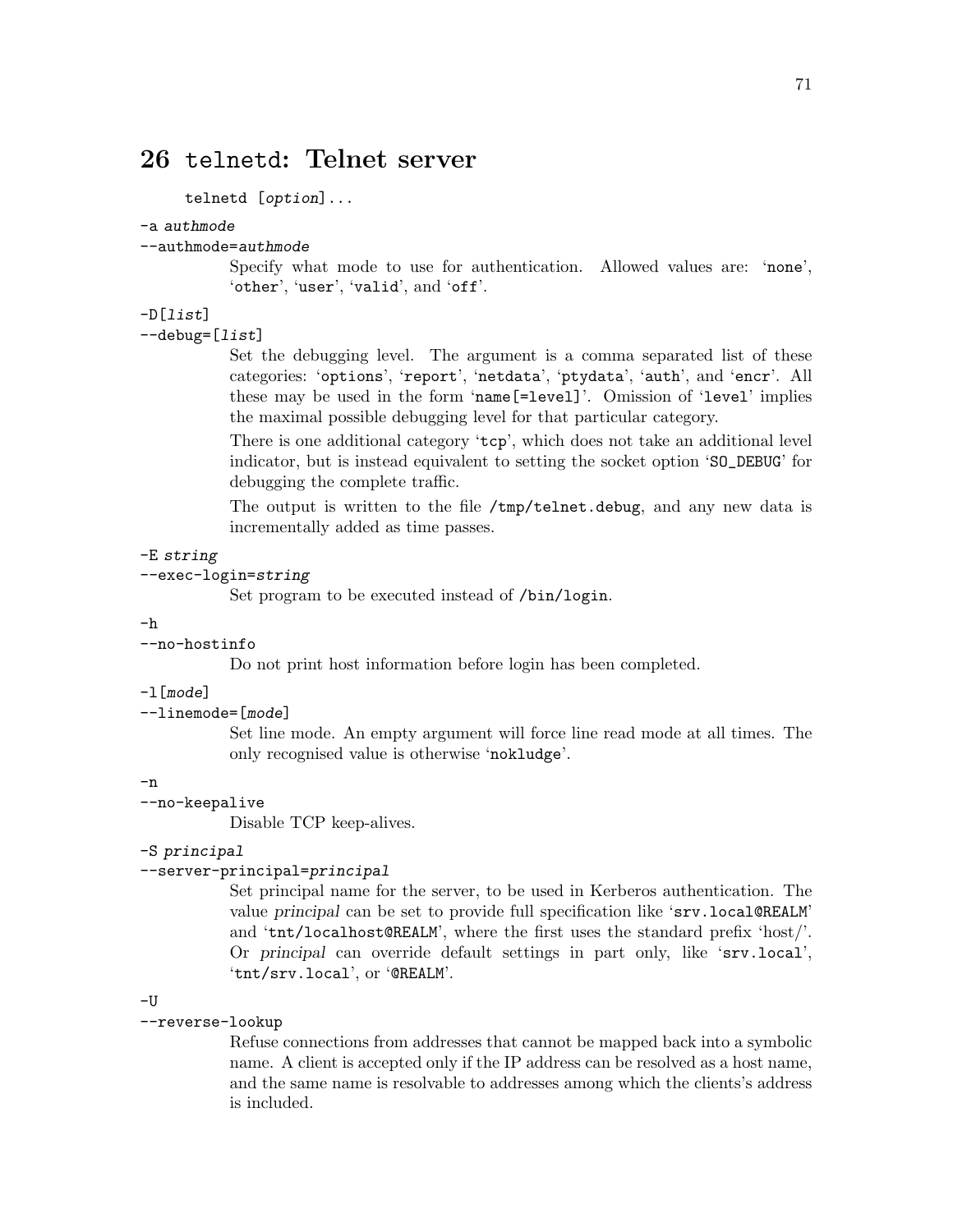# 26 `telnetd`: Telnet server

```
telnetd [option]...
```

`-a authmode`
`--authmode=authmode`

Specify what mode to use for authentication. Allowed values are: '`none`', '`other`', '`user`', '`valid`', and '`off`'.

`-D[list]`
`--debug=[list]`

Set the debugging level. The argument is a comma separated list of these categories: '`options`', '`report`', '`netdata`', '`ptydata`', '`auth`', and '`encr`'. All these may be used in the form '`name[=level]`'. Omission of '`level`' implies the maximal possible debugging level for that particular category.

There is one additional category '`tcp`', which does not take an additional level indicator, but is instead equivalent to setting the socket option '`SO_DEBUG`' for debugging the complete traffic.

The output is written to the file `/tmp/telnet.debug`, and any new data is incrementally added as time passes.

`-E string`
`--exec-login=string`

Set program to be executed instead of `/bin/login`.

`-h`
`--no-hostinfo`

Do not print host information before login has been completed.

`-l[mode]`
`--linemode=[mode]`

Set line mode. An empty argument will force line read mode at all times. The only recognised value is otherwise '`nokludge`'.

`-n`
`--no-keepalive`

Disable TCP keep-alives.

`-S principal`
`--server-principal=principal`

Set principal name for the server, to be used in Kerberos authentication. The value *principal* can be set to provide full specification like '`srv.local@REALM`' and '`tnt/localhost@REALM`', where the first uses the standard prefix 'host/'. Or *principal* can override default settings in part only, like '`srv.local`', '`tnt/srv.local`', or '`@REALM`'.

`-U`
`--reverse-lookup`

Refuse connections from addresses that cannot be mapped back into a symbolic name. A client is accepted only if the IP address can be resolved as a host name, and the same name is resolvable to addresses among which the clients's address is included.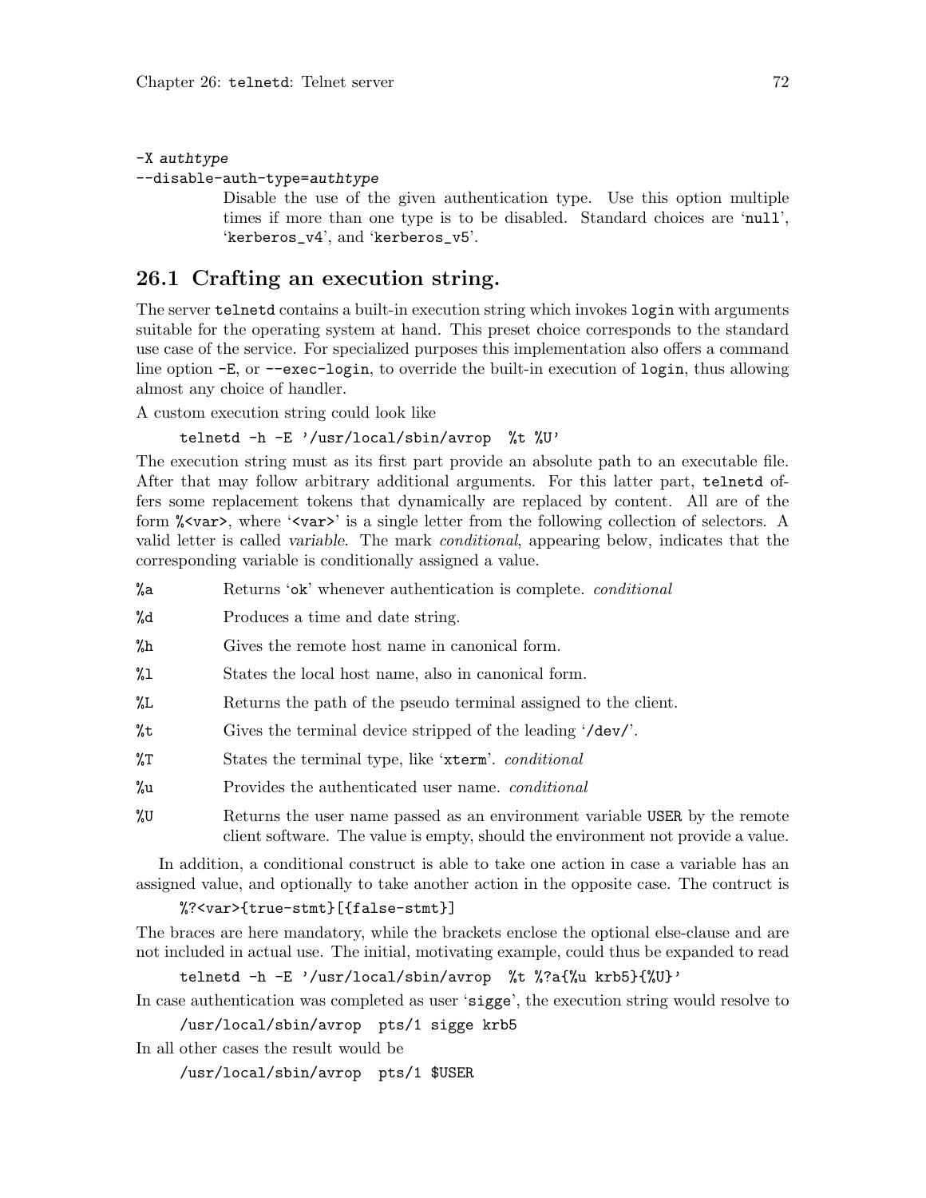`-X authtype`
`--disable-auth-type=authtype`

Disable the use of the given authentication type. Use this option multiple times if more than one type is to be disabled. Standard choices are '`null`', '`kerberos_v4`', and '`kerberos_v5`'.

## 26.1 Crafting an execution string.

The server `telnetd` contains a built-in execution string which invokes `login` with arguments suitable for the operating system at hand. This preset choice corresponds to the standard use case of the service. For specialized purposes this implementation also offers a command line option `-E`, or `--exec-login`, to override the built-in execution of `login`, thus allowing almost any choice of handler.

A custom execution string could look like

```
telnetd -h -E '/usr/local/sbin/avrop  %t %U'
```

The execution string must as its first part provide an absolute path to an executable file. After that may follow arbitrary additional arguments. For this latter part, `telnetd` offers some replacement tokens that dynamically are replaced by content. All are of the form `%<var>`, where '`<var>`' is a single letter from the following collection of selectors. A valid letter is called *variable*. The mark *conditional*, appearing below, indicates that the corresponding variable is conditionally assigned a value.

`%a` Returns '`ok`' whenever authentication is complete. *conditional*

`%d` Produces a time and date string.

`%h` Gives the remote host name in canonical form.

`%l` States the local host name, also in canonical form.

`%L` Returns the path of the pseudo terminal assigned to the client.

`%t` Gives the terminal device stripped of the leading '`/dev/`'.

`%T` States the terminal type, like '`xterm`'. *conditional*

`%u` Provides the authenticated user name. *conditional*

`%U` Returns the user name passed as an environment variable `USER` by the remote client software. The value is empty, should the environment not provide a value.

In addition, a conditional construct is able to take one action in case a variable has an assigned value, and optionally to take another action in the opposite case. The contruct is

```
%?<var>{true-stmt}[{false-stmt}]
```

The braces are here mandatory, while the brackets enclose the optional else-clause and are not included in actual use. The initial, motivating example, could thus be expanded to read

```
telnetd -h -E '/usr/local/sbin/avrop  %t %?a{%u krb5}{%U}'
```

In case authentication was completed as user '`sigge`', the execution string would resolve to

```
/usr/local/sbin/avrop  pts/1 sigge krb5
```

In all other cases the result would be

```
/usr/local/sbin/avrop  pts/1 $USER
```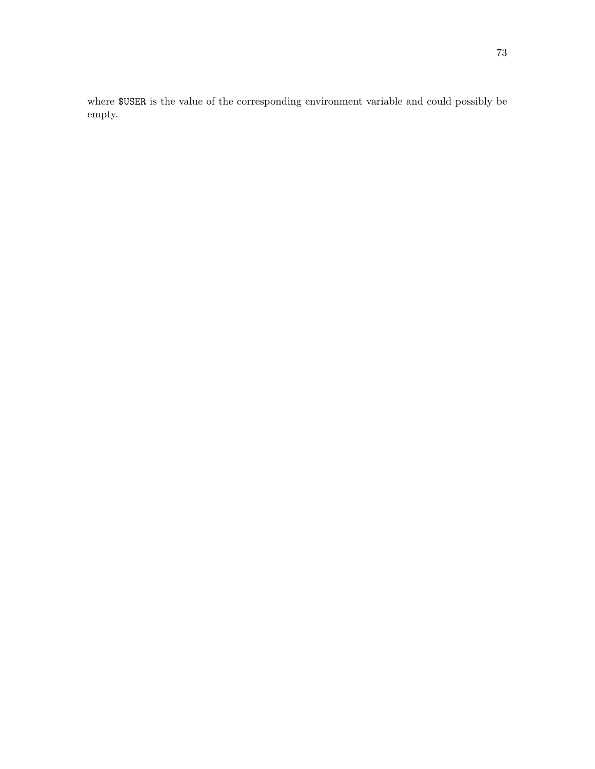where `$USER` is the value of the corresponding environment variable and could possibly be empty.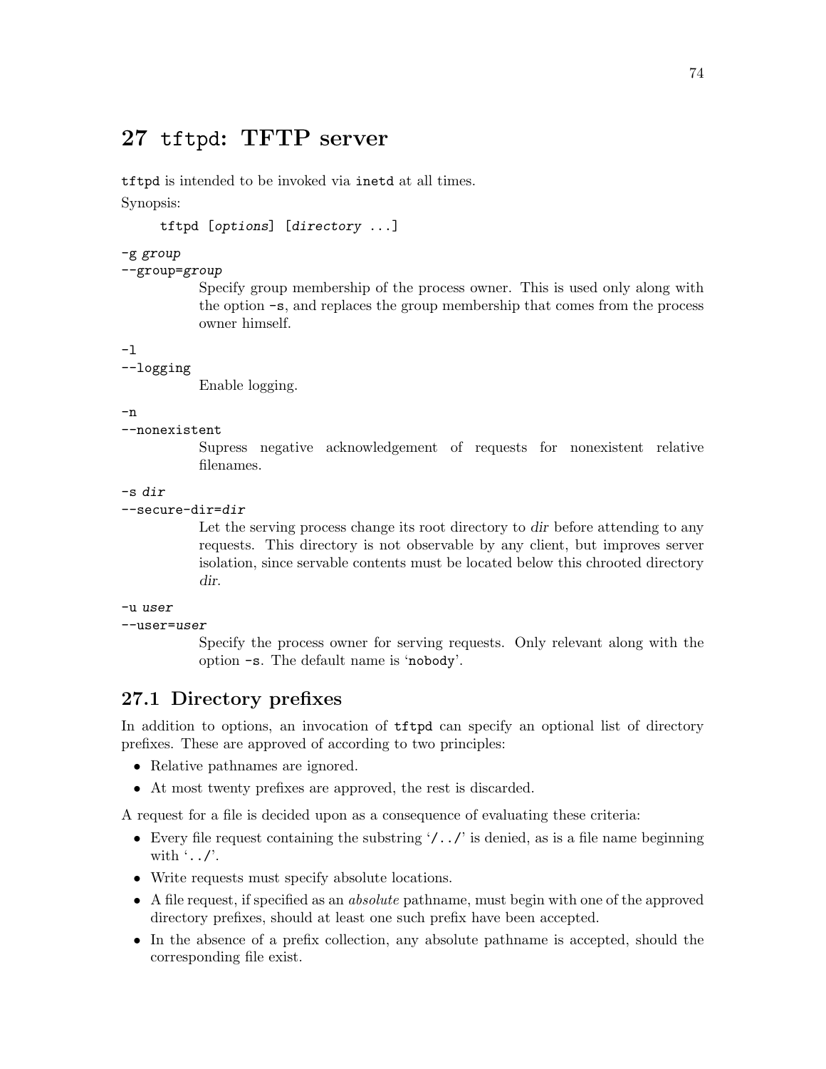# 27 `tftpd`: TFTP server

`tftpd` is intended to be invoked via `inetd` at all times.

Synopsis:

```
tftpd [options] [directory ...]
```

`-g group`
`--group=group`
: Specify group membership of the process owner. This is used only along with the option `-s`, and replaces the group membership that comes from the process owner himself.

`-l`
`--logging`
: Enable logging.

`-n`
`--nonexistent`
: Supress negative acknowledgement of requests for nonexistent relative filenames.

`-s dir`
`--secure-dir=dir`
: Let the serving process change its root directory to *dir* before attending to any requests. This directory is not observable by any client, but improves server isolation, since servable contents must be located below this chrooted directory *dir*.

`-u user`
`--user=user`
: Specify the process owner for serving requests. Only relevant along with the option `-s`. The default name is '`nobody`'.

## 27.1 Directory prefixes

In addition to options, an invocation of `tftpd` can specify an optional list of directory prefixes. These are approved of according to two principles:

- Relative pathnames are ignored.
- At most twenty prefixes are approved, the rest is discarded.

A request for a file is decided upon as a consequence of evaluating these criteria:

- Every file request containing the substring '`/../`' is denied, as is a file name beginning with '`../`'.
- Write requests must specify absolute locations.
- A file request, if specified as an *absolute* pathname, must begin with one of the approved directory prefixes, should at least one such prefix have been accepted.
- In the absence of a prefix collection, any absolute pathname is accepted, should the corresponding file exist.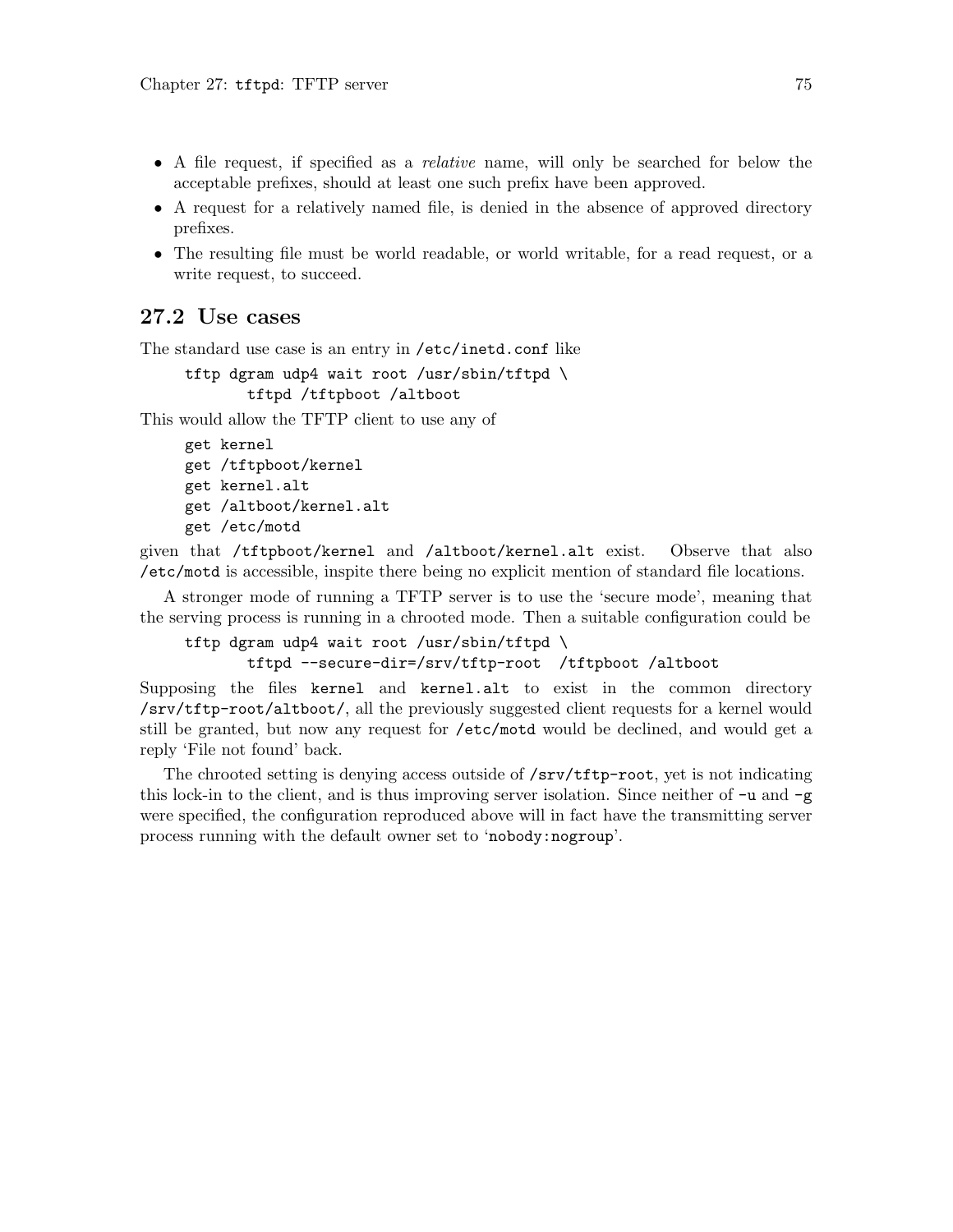- A file request, if specified as a *relative* name, will only be searched for below the acceptable prefixes, should at least one such prefix have been approved.
- A request for a relatively named file, is denied in the absence of approved directory prefixes.
- The resulting file must be world readable, or world writable, for a read request, or a write request, to succeed.

## 27.2 Use cases

The standard use case is an entry in `/etc/inetd.conf` like

```
tftp dgram udp4 wait root /usr/sbin/tftpd \
        tftpd /tftpboot /altboot
```

This would allow the TFTP client to use any of

```
get kernel
get /tftpboot/kernel
get kernel.alt
get /altboot/kernel.alt
get /etc/motd
```

given that `/tftpboot/kernel` and `/altboot/kernel.alt` exist. Observe that also `/etc/motd` is accessible, inspite there being no explicit mention of standard file locations.

A stronger mode of running a TFTP server is to use the 'secure mode', meaning that the serving process is running in a chrooted mode. Then a suitable configuration could be

```
tftp dgram udp4 wait root /usr/sbin/tftpd \
        tftpd --secure-dir=/srv/tftp-root  /tftpboot /altboot
```

Supposing the files `kernel` and `kernel.alt` to exist in the common directory `/srv/tftp-root/altboot/`, all the previously suggested client requests for a kernel would still be granted, but now any request for `/etc/motd` would be declined, and would get a reply 'File not found' back.

The chrooted setting is denying access outside of `/srv/tftp-root`, yet is not indicating this lock-in to the client, and is thus improving server isolation. Since neither of `-u` and `-g` were specified, the configuration reproduced above will in fact have the transmitting server process running with the default owner set to '`nobody:nogroup`'.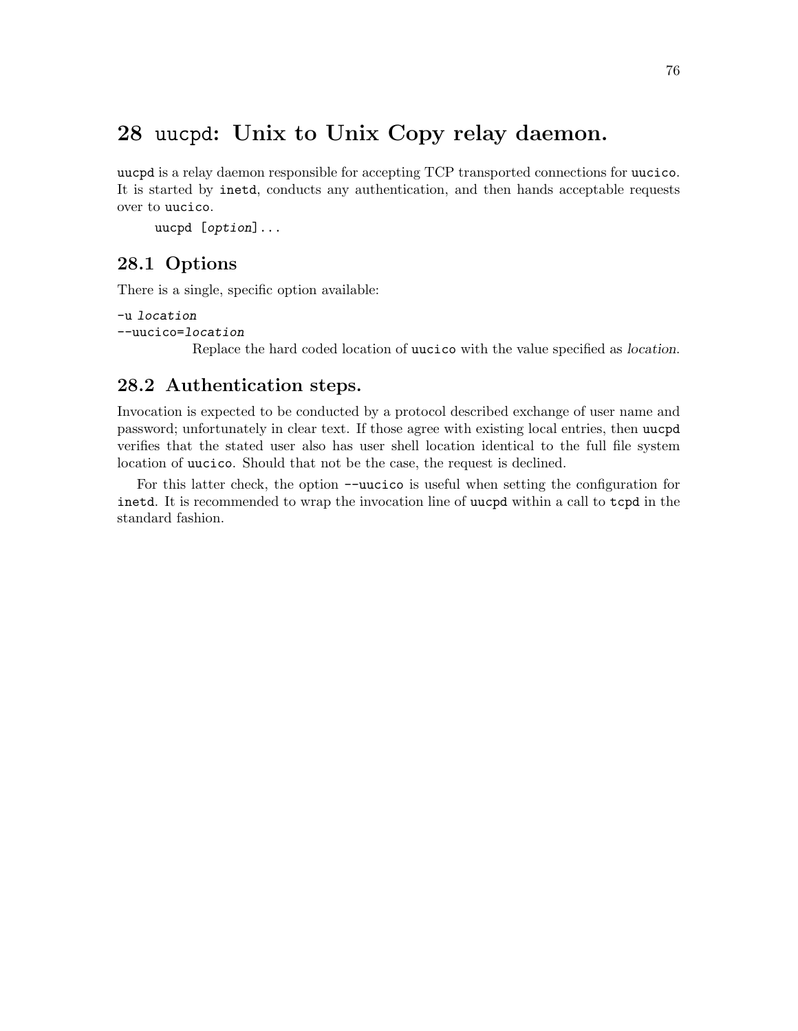# 28 uucpd: Unix to Unix Copy relay daemon.

uucpd is a relay daemon responsible for accepting TCP transported connections for uucico. It is started by inetd, conducts any authentication, and then hands acceptable requests over to uucico.

```
uucpd [option]...
```

## 28.1 Options

There is a single, specific option available:

`-u` *location*
`--uucico=`*location*
: Replace the hard coded location of uucico with the value specified as *location*.

## 28.2 Authentication steps.

Invocation is expected to be conducted by a protocol described exchange of user name and password; unfortunately in clear text. If those agree with existing local entries, then uucpd verifies that the stated user also has user shell location identical to the full file system location of uucico. Should that not be the case, the request is declined.

For this latter check, the option `--uucico` is useful when setting the configuration for inetd. It is recommended to wrap the invocation line of uucpd within a call to tcpd in the standard fashion.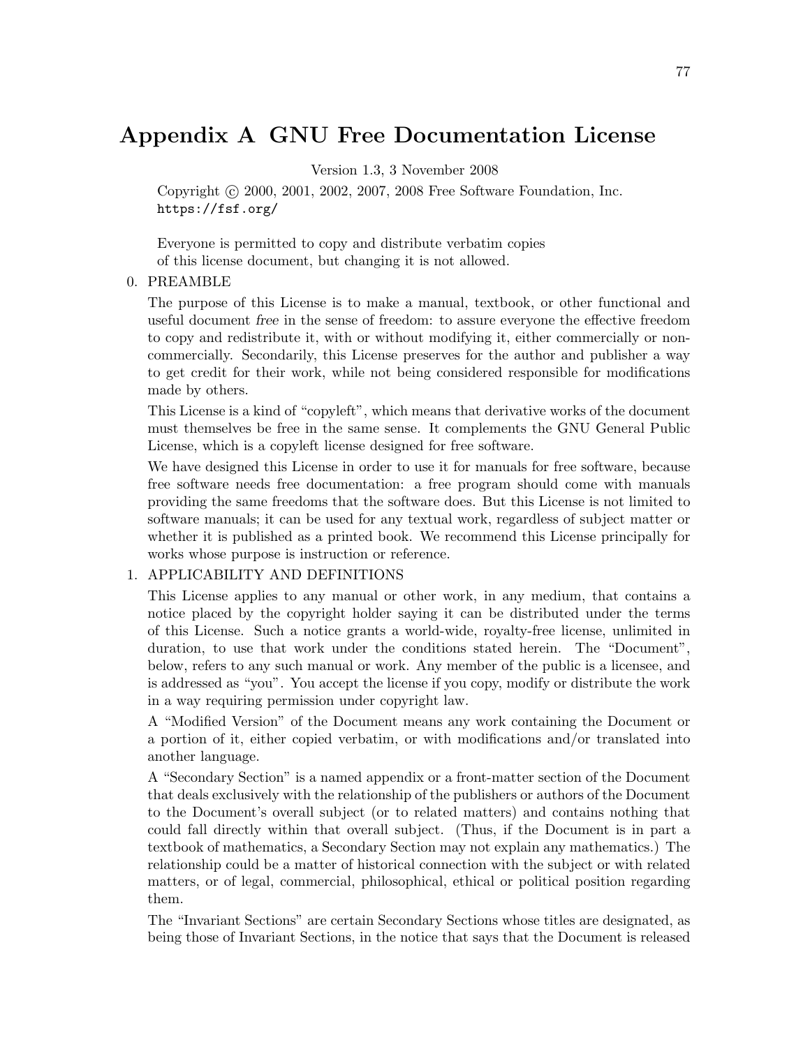# Appendix A GNU Free Documentation License

Version 1.3, 3 November 2008

Copyright © 2000, 2001, 2002, 2007, 2008 Free Software Foundation, Inc.
https://fsf.org/

Everyone is permitted to copy and distribute verbatim copies
of this license document, but changing it is not allowed.

0. PREAMBLE

   The purpose of this License is to make a manual, textbook, or other functional and useful document *free* in the sense of freedom: to assure everyone the effective freedom to copy and redistribute it, with or without modifying it, either commercially or noncommercially. Secondarily, this License preserves for the author and publisher a way to get credit for their work, while not being considered responsible for modifications made by others.

   This License is a kind of "copyleft", which means that derivative works of the document must themselves be free in the same sense. It complements the GNU General Public License, which is a copyleft license designed for free software.

   We have designed this License in order to use it for manuals for free software, because free software needs free documentation: a free program should come with manuals providing the same freedoms that the software does. But this License is not limited to software manuals; it can be used for any textual work, regardless of subject matter or whether it is published as a printed book. We recommend this License principally for works whose purpose is instruction or reference.

1. APPLICABILITY AND DEFINITIONS

   This License applies to any manual or other work, in any medium, that contains a notice placed by the copyright holder saying it can be distributed under the terms of this License. Such a notice grants a world-wide, royalty-free license, unlimited in duration, to use that work under the conditions stated herein. The "Document", below, refers to any such manual or work. Any member of the public is a licensee, and is addressed as "you". You accept the license if you copy, modify or distribute the work in a way requiring permission under copyright law.

   A "Modified Version" of the Document means any work containing the Document or a portion of it, either copied verbatim, or with modifications and/or translated into another language.

   A "Secondary Section" is a named appendix or a front-matter section of the Document that deals exclusively with the relationship of the publishers or authors of the Document to the Document's overall subject (or to related matters) and contains nothing that could fall directly within that overall subject. (Thus, if the Document is in part a textbook of mathematics, a Secondary Section may not explain any mathematics.) The relationship could be a matter of historical connection with the subject or with related matters, or of legal, commercial, philosophical, ethical or political position regarding them.

   The "Invariant Sections" are certain Secondary Sections whose titles are designated, as being those of Invariant Sections, in the notice that says that the Document is released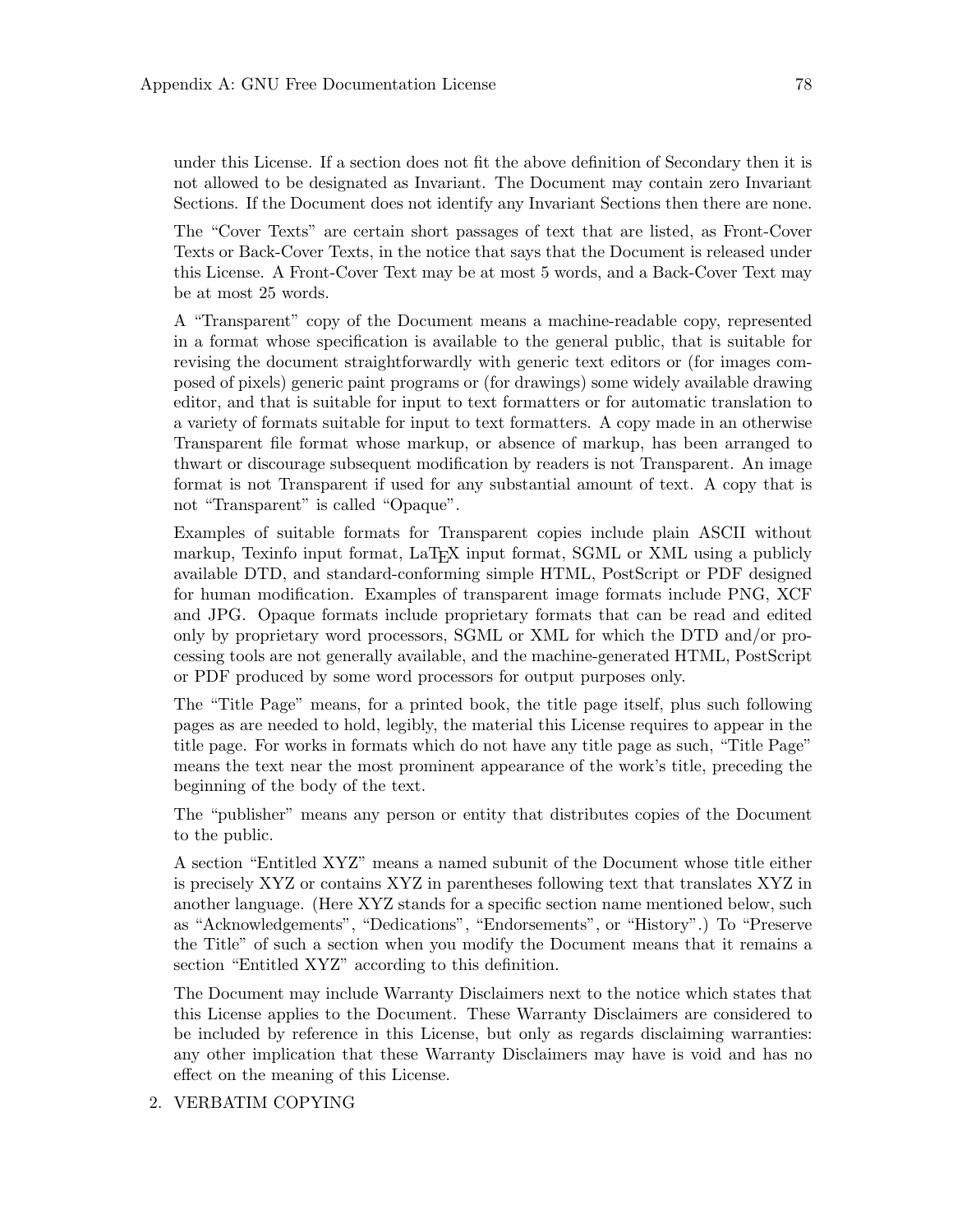under this License. If a section does not fit the above definition of Secondary then it is not allowed to be designated as Invariant. The Document may contain zero Invariant Sections. If the Document does not identify any Invariant Sections then there are none.

The "Cover Texts" are certain short passages of text that are listed, as Front-Cover Texts or Back-Cover Texts, in the notice that says that the Document is released under this License. A Front-Cover Text may be at most 5 words, and a Back-Cover Text may be at most 25 words.

A "Transparent" copy of the Document means a machine-readable copy, represented in a format whose specification is available to the general public, that is suitable for revising the document straightforwardly with generic text editors or (for images composed of pixels) generic paint programs or (for drawings) some widely available drawing editor, and that is suitable for input to text formatters or for automatic translation to a variety of formats suitable for input to text formatters. A copy made in an otherwise Transparent file format whose markup, or absence of markup, has been arranged to thwart or discourage subsequent modification by readers is not Transparent. An image format is not Transparent if used for any substantial amount of text. A copy that is not "Transparent" is called "Opaque".

Examples of suitable formats for Transparent copies include plain ASCII without markup, Texinfo input format, LaTeX input format, SGML or XML using a publicly available DTD, and standard-conforming simple HTML, PostScript or PDF designed for human modification. Examples of transparent image formats include PNG, XCF and JPG. Opaque formats include proprietary formats that can be read and edited only by proprietary word processors, SGML or XML for which the DTD and/or processing tools are not generally available, and the machine-generated HTML, PostScript or PDF produced by some word processors for output purposes only.

The "Title Page" means, for a printed book, the title page itself, plus such following pages as are needed to hold, legibly, the material this License requires to appear in the title page. For works in formats which do not have any title page as such, "Title Page" means the text near the most prominent appearance of the work's title, preceding the beginning of the body of the text.

The "publisher" means any person or entity that distributes copies of the Document to the public.

A section "Entitled XYZ" means a named subunit of the Document whose title either is precisely XYZ or contains XYZ in parentheses following text that translates XYZ in another language. (Here XYZ stands for a specific section name mentioned below, such as "Acknowledgements", "Dedications", "Endorsements", or "History".) To "Preserve the Title" of such a section when you modify the Document means that it remains a section "Entitled XYZ" according to this definition.

The Document may include Warranty Disclaimers next to the notice which states that this License applies to the Document. These Warranty Disclaimers are considered to be included by reference in this License, but only as regards disclaiming warranties: any other implication that these Warranty Disclaimers may have is void and has no effect on the meaning of this License.

2. VERBATIM COPYING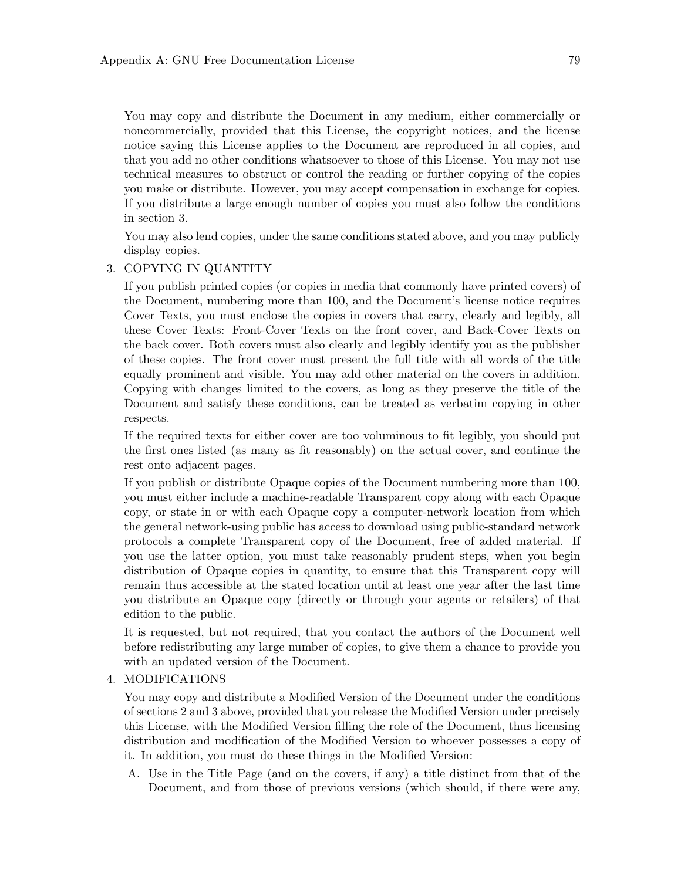You may copy and distribute the Document in any medium, either commercially or noncommercially, provided that this License, the copyright notices, and the license notice saying this License applies to the Document are reproduced in all copies, and that you add no other conditions whatsoever to those of this License. You may not use technical measures to obstruct or control the reading or further copying of the copies you make or distribute. However, you may accept compensation in exchange for copies. If you distribute a large enough number of copies you must also follow the conditions in section 3.

You may also lend copies, under the same conditions stated above, and you may publicly display copies.

3. COPYING IN QUANTITY

   If you publish printed copies (or copies in media that commonly have printed covers) of the Document, numbering more than 100, and the Document's license notice requires Cover Texts, you must enclose the copies in covers that carry, clearly and legibly, all these Cover Texts: Front-Cover Texts on the front cover, and Back-Cover Texts on the back cover. Both covers must also clearly and legibly identify you as the publisher of these copies. The front cover must present the full title with all words of the title equally prominent and visible. You may add other material on the covers in addition. Copying with changes limited to the covers, as long as they preserve the title of the Document and satisfy these conditions, can be treated as verbatim copying in other respects.

   If the required texts for either cover are too voluminous to fit legibly, you should put the first ones listed (as many as fit reasonably) on the actual cover, and continue the rest onto adjacent pages.

   If you publish or distribute Opaque copies of the Document numbering more than 100, you must either include a machine-readable Transparent copy along with each Opaque copy, or state in or with each Opaque copy a computer-network location from which the general network-using public has access to download using public-standard network protocols a complete Transparent copy of the Document, free of added material. If you use the latter option, you must take reasonably prudent steps, when you begin distribution of Opaque copies in quantity, to ensure that this Transparent copy will remain thus accessible at the stated location until at least one year after the last time you distribute an Opaque copy (directly or through your agents or retailers) of that edition to the public.

   It is requested, but not required, that you contact the authors of the Document well before redistributing any large number of copies, to give them a chance to provide you with an updated version of the Document.

4. MODIFICATIONS

   You may copy and distribute a Modified Version of the Document under the conditions of sections 2 and 3 above, provided that you release the Modified Version under precisely this License, with the Modified Version filling the role of the Document, thus licensing distribution and modification of the Modified Version to whoever possesses a copy of it. In addition, you must do these things in the Modified Version:

   A. Use in the Title Page (and on the covers, if any) a title distinct from that of the Document, and from those of previous versions (which should, if there were any,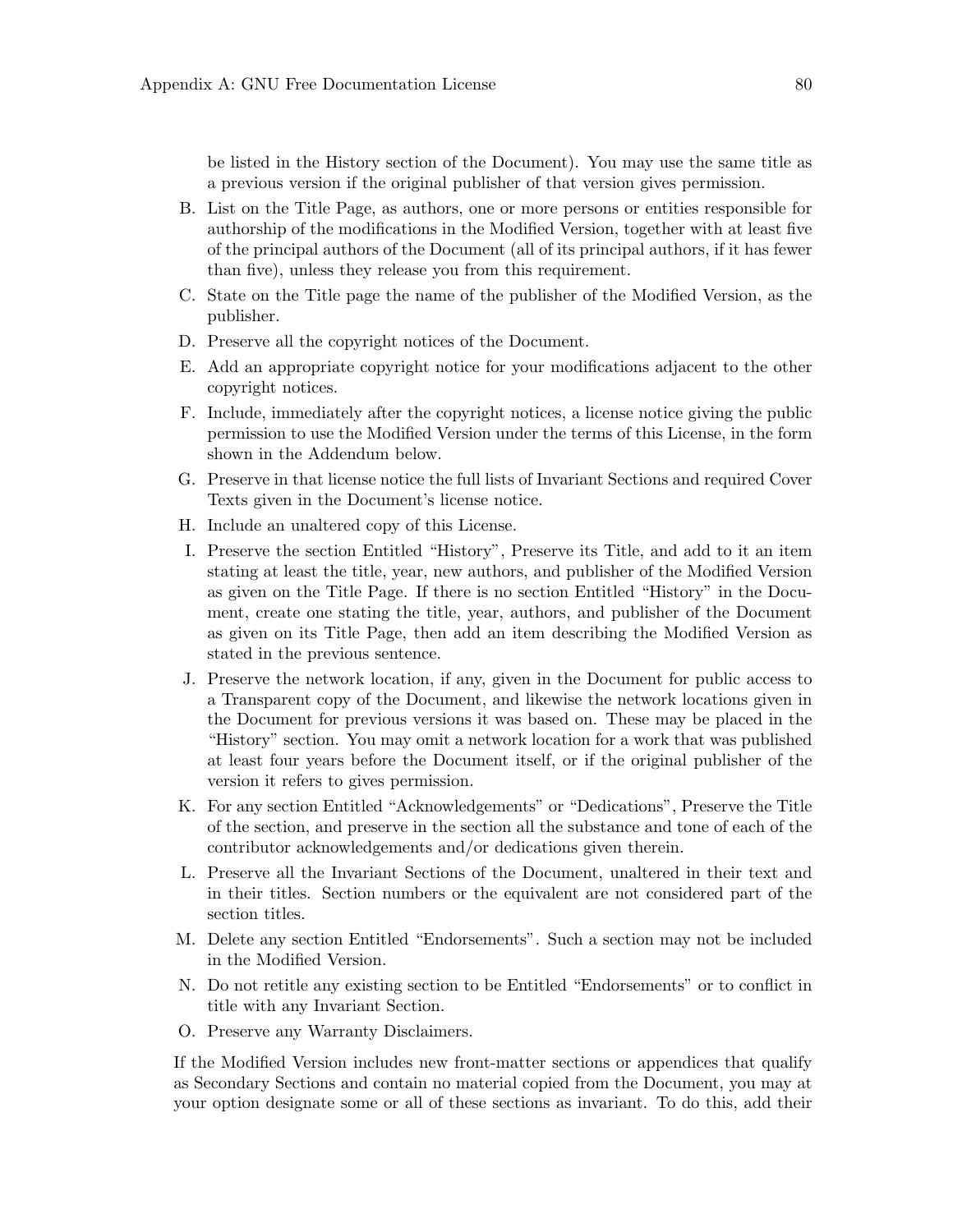be listed in the History section of the Document). You may use the same title as a previous version if the original publisher of that version gives permission.

B. List on the Title Page, as authors, one or more persons or entities responsible for authorship of the modifications in the Modified Version, together with at least five of the principal authors of the Document (all of its principal authors, if it has fewer than five), unless they release you from this requirement.
C. State on the Title page the name of the publisher of the Modified Version, as the publisher.
D. Preserve all the copyright notices of the Document.
E. Add an appropriate copyright notice for your modifications adjacent to the other copyright notices.
F. Include, immediately after the copyright notices, a license notice giving the public permission to use the Modified Version under the terms of this License, in the form shown in the Addendum below.
G. Preserve in that license notice the full lists of Invariant Sections and required Cover Texts given in the Document's license notice.
H. Include an unaltered copy of this License.
I. Preserve the section Entitled "History", Preserve its Title, and add to it an item stating at least the title, year, new authors, and publisher of the Modified Version as given on the Title Page. If there is no section Entitled "History" in the Document, create one stating the title, year, authors, and publisher of the Document as given on its Title Page, then add an item describing the Modified Version as stated in the previous sentence.
J. Preserve the network location, if any, given in the Document for public access to a Transparent copy of the Document, and likewise the network locations given in the Document for previous versions it was based on. These may be placed in the "History" section. You may omit a network location for a work that was published at least four years before the Document itself, or if the original publisher of the version it refers to gives permission.
K. For any section Entitled "Acknowledgements" or "Dedications", Preserve the Title of the section, and preserve in the section all the substance and tone of each of the contributor acknowledgements and/or dedications given therein.
L. Preserve all the Invariant Sections of the Document, unaltered in their text and in their titles. Section numbers or the equivalent are not considered part of the section titles.
M. Delete any section Entitled "Endorsements". Such a section may not be included in the Modified Version.
N. Do not retitle any existing section to be Entitled "Endorsements" or to conflict in title with any Invariant Section.
O. Preserve any Warranty Disclaimers.

If the Modified Version includes new front-matter sections or appendices that qualify as Secondary Sections and contain no material copied from the Document, you may at your option designate some or all of these sections as invariant. To do this, add their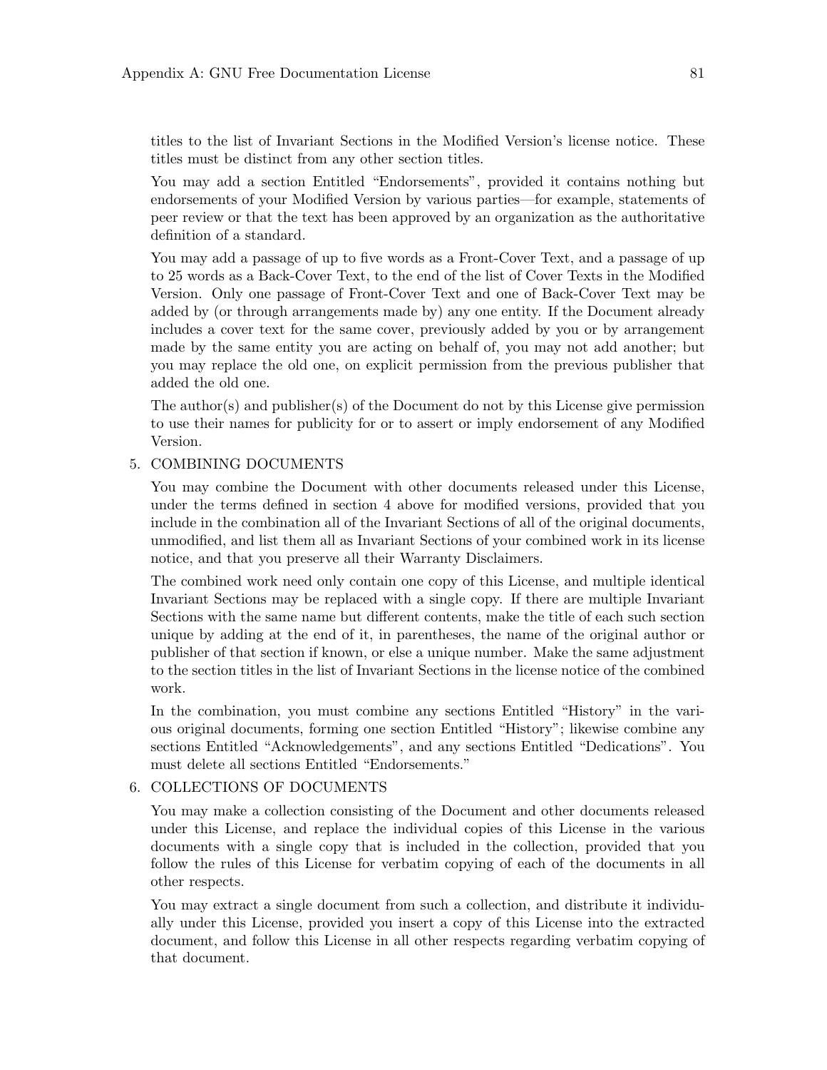titles to the list of Invariant Sections in the Modified Version's license notice. These titles must be distinct from any other section titles.

You may add a section Entitled "Endorsements", provided it contains nothing but endorsements of your Modified Version by various parties—for example, statements of peer review or that the text has been approved by an organization as the authoritative definition of a standard.

You may add a passage of up to five words as a Front-Cover Text, and a passage of up to 25 words as a Back-Cover Text, to the end of the list of Cover Texts in the Modified Version. Only one passage of Front-Cover Text and one of Back-Cover Text may be added by (or through arrangements made by) any one entity. If the Document already includes a cover text for the same cover, previously added by you or by arrangement made by the same entity you are acting on behalf of, you may not add another; but you may replace the old one, on explicit permission from the previous publisher that added the old one.

The author(s) and publisher(s) of the Document do not by this License give permission to use their names for publicity for or to assert or imply endorsement of any Modified Version.

5. COMBINING DOCUMENTS

   You may combine the Document with other documents released under this License, under the terms defined in section 4 above for modified versions, provided that you include in the combination all of the Invariant Sections of all of the original documents, unmodified, and list them all as Invariant Sections of your combined work in its license notice, and that you preserve all their Warranty Disclaimers.

   The combined work need only contain one copy of this License, and multiple identical Invariant Sections may be replaced with a single copy. If there are multiple Invariant Sections with the same name but different contents, make the title of each such section unique by adding at the end of it, in parentheses, the name of the original author or publisher of that section if known, or else a unique number. Make the same adjustment to the section titles in the list of Invariant Sections in the license notice of the combined work.

   In the combination, you must combine any sections Entitled "History" in the various original documents, forming one section Entitled "History"; likewise combine any sections Entitled "Acknowledgements", and any sections Entitled "Dedications". You must delete all sections Entitled "Endorsements."

6. COLLECTIONS OF DOCUMENTS

   You may make a collection consisting of the Document and other documents released under this License, and replace the individual copies of this License in the various documents with a single copy that is included in the collection, provided that you follow the rules of this License for verbatim copying of each of the documents in all other respects.

   You may extract a single document from such a collection, and distribute it individually under this License, provided you insert a copy of this License into the extracted document, and follow this License in all other respects regarding verbatim copying of that document.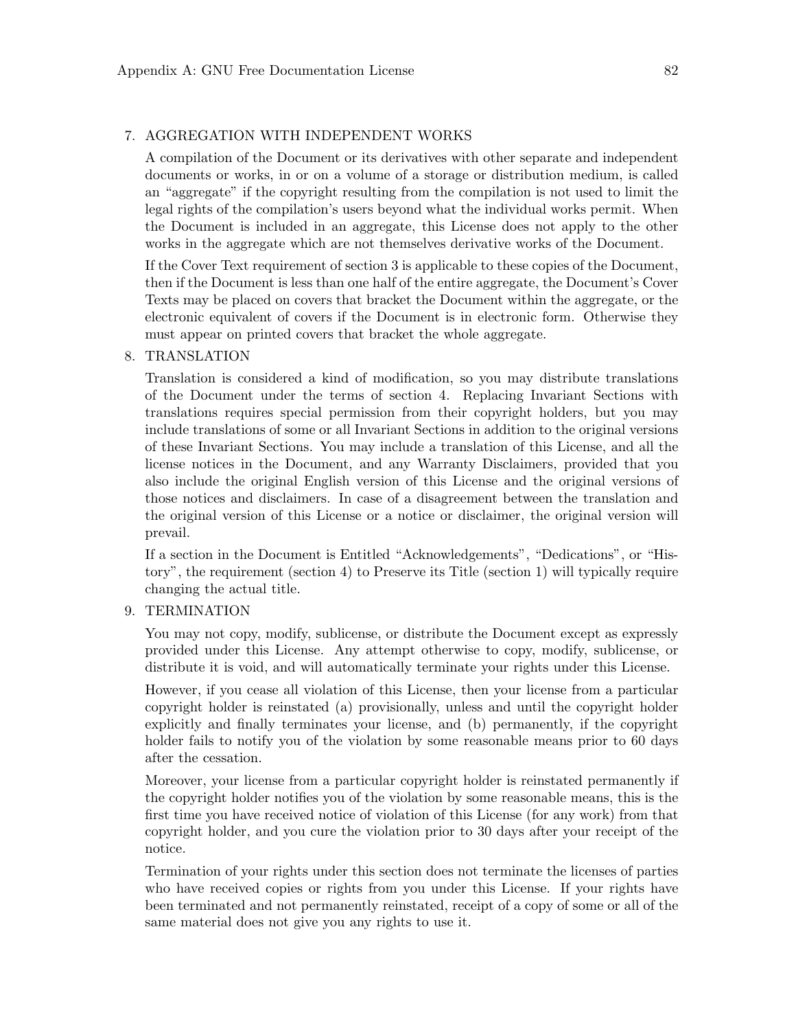7. AGGREGATION WITH INDEPENDENT WORKS

   A compilation of the Document or its derivatives with other separate and independent documents or works, in or on a volume of a storage or distribution medium, is called an "aggregate" if the copyright resulting from the compilation is not used to limit the legal rights of the compilation's users beyond what the individual works permit. When the Document is included in an aggregate, this License does not apply to the other works in the aggregate which are not themselves derivative works of the Document.

   If the Cover Text requirement of section 3 is applicable to these copies of the Document, then if the Document is less than one half of the entire aggregate, the Document's Cover Texts may be placed on covers that bracket the Document within the aggregate, or the electronic equivalent of covers if the Document is in electronic form. Otherwise they must appear on printed covers that bracket the whole aggregate.

8. TRANSLATION

   Translation is considered a kind of modification, so you may distribute translations of the Document under the terms of section 4. Replacing Invariant Sections with translations requires special permission from their copyright holders, but you may include translations of some or all Invariant Sections in addition to the original versions of these Invariant Sections. You may include a translation of this License, and all the license notices in the Document, and any Warranty Disclaimers, provided that you also include the original English version of this License and the original versions of those notices and disclaimers. In case of a disagreement between the translation and the original version of this License or a notice or disclaimer, the original version will prevail.

   If a section in the Document is Entitled "Acknowledgements", "Dedications", or "History", the requirement (section 4) to Preserve its Title (section 1) will typically require changing the actual title.

9. TERMINATION

   You may not copy, modify, sublicense, or distribute the Document except as expressly provided under this License. Any attempt otherwise to copy, modify, sublicense, or distribute it is void, and will automatically terminate your rights under this License.

   However, if you cease all violation of this License, then your license from a particular copyright holder is reinstated (a) provisionally, unless and until the copyright holder explicitly and finally terminates your license, and (b) permanently, if the copyright holder fails to notify you of the violation by some reasonable means prior to 60 days after the cessation.

   Moreover, your license from a particular copyright holder is reinstated permanently if the copyright holder notifies you of the violation by some reasonable means, this is the first time you have received notice of violation of this License (for any work) from that copyright holder, and you cure the violation prior to 30 days after your receipt of the notice.

   Termination of your rights under this section does not terminate the licenses of parties who have received copies or rights from you under this License. If your rights have been terminated and not permanently reinstated, receipt of a copy of some or all of the same material does not give you any rights to use it.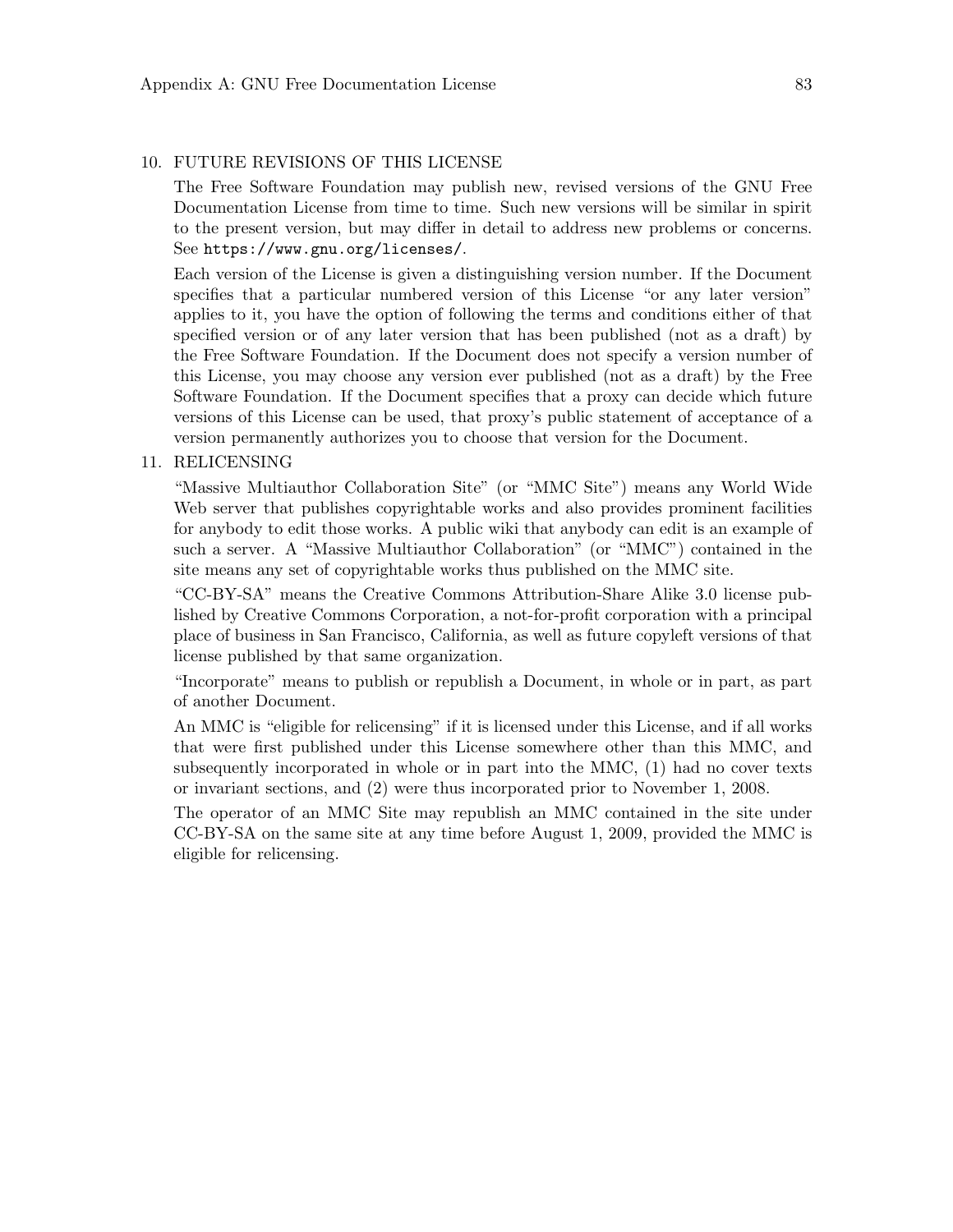10. FUTURE REVISIONS OF THIS LICENSE

    The Free Software Foundation may publish new, revised versions of the GNU Free Documentation License from time to time. Such new versions will be similar in spirit to the present version, but may differ in detail to address new problems or concerns. See `https://www.gnu.org/licenses/`.

    Each version of the License is given a distinguishing version number. If the Document specifies that a particular numbered version of this License "or any later version" applies to it, you have the option of following the terms and conditions either of that specified version or of any later version that has been published (not as a draft) by the Free Software Foundation. If the Document does not specify a version number of this License, you may choose any version ever published (not as a draft) by the Free Software Foundation. If the Document specifies that a proxy can decide which future versions of this License can be used, that proxy's public statement of acceptance of a version permanently authorizes you to choose that version for the Document.

11. RELICENSING

    "Massive Multiauthor Collaboration Site" (or "MMC Site") means any World Wide Web server that publishes copyrightable works and also provides prominent facilities for anybody to edit those works. A public wiki that anybody can edit is an example of such a server. A "Massive Multiauthor Collaboration" (or "MMC") contained in the site means any set of copyrightable works thus published on the MMC site.

    "CC-BY-SA" means the Creative Commons Attribution-Share Alike 3.0 license published by Creative Commons Corporation, a not-for-profit corporation with a principal place of business in San Francisco, California, as well as future copyleft versions of that license published by that same organization.

    "Incorporate" means to publish or republish a Document, in whole or in part, as part of another Document.

    An MMC is "eligible for relicensing" if it is licensed under this License, and if all works that were first published under this License somewhere other than this MMC, and subsequently incorporated in whole or in part into the MMC, (1) had no cover texts or invariant sections, and (2) were thus incorporated prior to November 1, 2008.

    The operator of an MMC Site may republish an MMC contained in the site under CC-BY-SA on the same site at any time before August 1, 2009, provided the MMC is eligible for relicensing.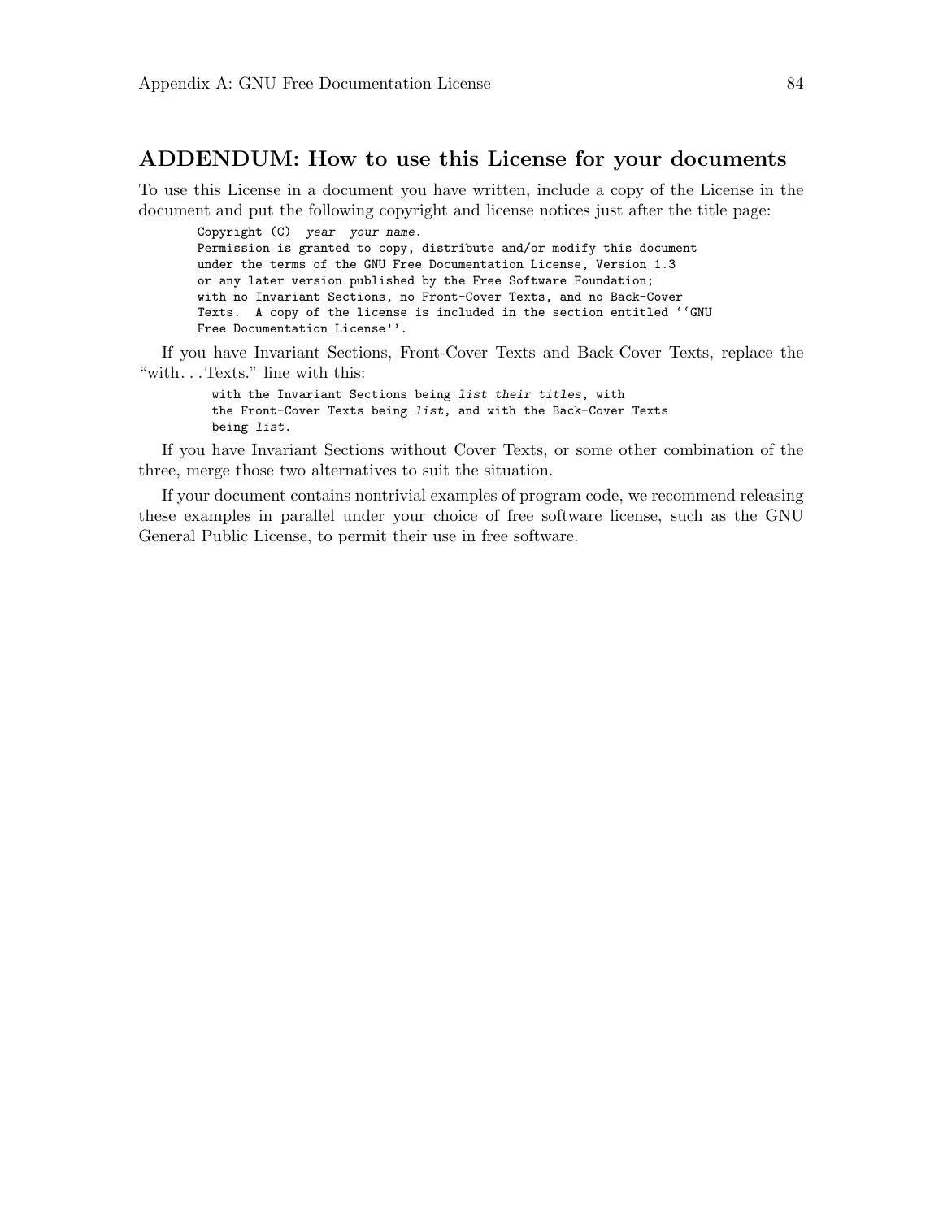## ADDENDUM: How to use this License for your documents

To use this License in a document you have written, include a copy of the License in the document and put the following copyright and license notices just after the title page:

```
Copyright (C)  year  your name.
Permission is granted to copy, distribute and/or modify this document
under the terms of the GNU Free Documentation License, Version 1.3
or any later version published by the Free Software Foundation;
with no Invariant Sections, no Front-Cover Texts, and no Back-Cover
Texts.  A copy of the license is included in the section entitled ``GNU
Free Documentation License''.
```

If you have Invariant Sections, Front-Cover Texts and Back-Cover Texts, replace the "with...Texts." line with this:

```
with the Invariant Sections being list their titles, with
the Front-Cover Texts being list, and with the Back-Cover Texts
being list.
```

If you have Invariant Sections without Cover Texts, or some other combination of the three, merge those two alternatives to suit the situation.

If your document contains nontrivial examples of program code, we recommend releasing these examples in parallel under your choice of free software license, such as the GNU General Public License, to permit their use in free software.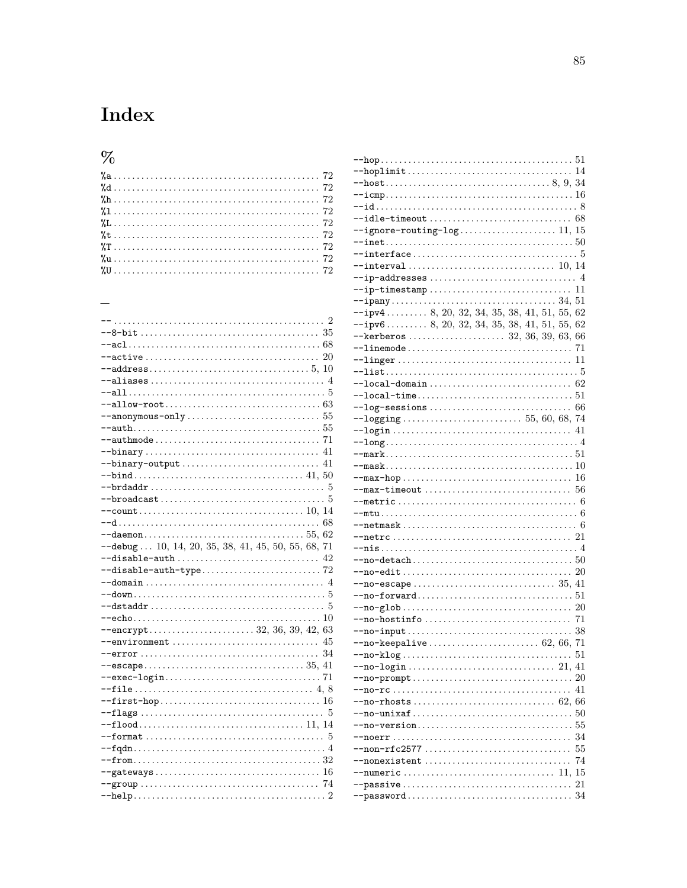# Index

## %

%a .......... 72
%d .......... 72
%h .......... 72
%l .......... 72
%L .......... 72
%t .......... 72
%T .......... 72
%u .......... 72
%U .......... 72

## –

-- .......... 2
--8-bit .......... 35
--acl .......... 68
--active .......... 20
--address .......... 5, 10
--aliases .......... 4
--all .......... 5
--allow-root .......... 63
--anonymous-only .......... 55
--auth .......... 55
--authmode .......... 71
--binary .......... 41
--binary-output .......... 41
--bind .......... 41, 50
--brdaddr .......... 5
--broadcast .......... 5
--count .......... 10, 14
--d .......... 68
--daemon .......... 55, 62
--debug ... 10, 14, 20, 35, 38, 41, 45, 50, 55, 68, 71
--disable-auth .......... 42
--disable-auth-type .......... 72
--domain .......... 4
--down .......... 5
--dstaddr .......... 5
--echo .......... 10
--encrypt .......... 32, 36, 39, 42, 63
--environment .......... 45
--error .......... 34
--escape .......... 35, 41
--exec-login .......... 71
--file .......... 4, 8
--first-hop .......... 16
--flags .......... 5
--flood .......... 11, 14
--format .......... 5
--fqdn .......... 4
--from .......... 32
--gateways .......... 16
--group .......... 74
--help .......... 2
--hop .......... 51
--hoplimit .......... 14
--host .......... 8, 9, 34
--icmp .......... 16
--id .......... 8
--idle-timeout .......... 68
--ignore-routing-log .......... 11, 15
--inet .......... 50
--interface .......... 5
--interval .......... 10, 14
--ip-addresses .......... 4
--ip-timestamp .......... 11
--ipany .......... 34, 51
--ipv4 .......... 8, 20, 32, 34, 35, 38, 41, 51, 55, 62
--ipv6 .......... 8, 20, 32, 34, 35, 38, 41, 51, 55, 62
--kerberos .......... 32, 36, 39, 63, 66
--linemode .......... 71
--linger .......... 11
--list .......... 5
--local-domain .......... 62
--local-time .......... 51
--log-sessions .......... 66
--logging .......... 55, 60, 68, 74
--login .......... 41
--long .......... 4
--mark .......... 51
--mask .......... 10
--max-hop .......... 16
--max-timeout .......... 56
--metric .......... 6
--mtu .......... 6
--netmask .......... 6
--netrc .......... 21
--nis .......... 4
--no-detach .......... 50
--no-edit .......... 20
--no-escape .......... 35, 41
--no-forward .......... 51
--no-glob .......... 20
--no-hostinfo .......... 71
--no-input .......... 38
--no-keepalive .......... 62, 66, 71
--no-klog .......... 51
--no-login .......... 21, 41
--no-prompt .......... 20
--no-rc .......... 41
--no-rhosts .......... 62, 66
--no-unixaf .......... 50
--no-version .......... 55
--noerr .......... 34
--non-rfc2577 .......... 55
--nonexistent .......... 74
--numeric .......... 11, 15
--passive .......... 21
--password .......... 34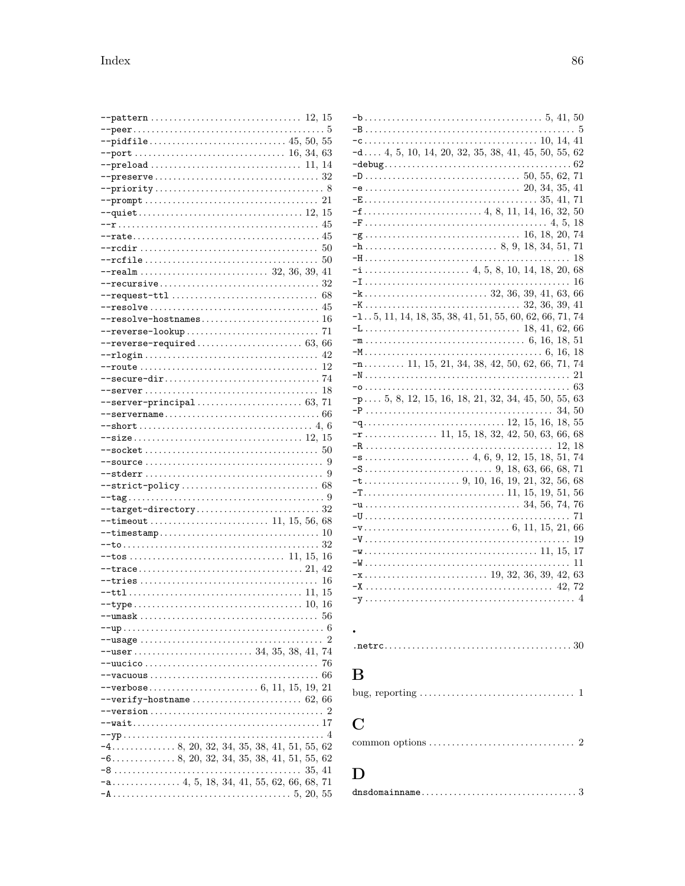--pattern ................................ 12, 15
--peer ......................................... 5
--pidfile ............................ 45, 50, 55
--port ................................ 16, 34, 63
--preload ................................ 11, 14
--preserve ................................... 32
--priority ..................................... 8
--prompt ..................................... 21
--quiet .................................. 12, 15
--r ........................................... 45
--rate ........................................ 45
--rcdir ...................................... 50
--rcfile ..................................... 50
--realm ........................... 32, 36, 39, 41
--recursive .................................. 32
--request-ttl ............................... 68
--resolve .................................... 45
--resolve-hostnames .......................... 16
--reverse-lookup ............................ 71
--reverse-required ...................... 63, 66
--rlogin ..................................... 42
--route ...................................... 12
--secure-dir ................................. 74
--server ..................................... 18
--server-principal ...................... 63, 71
--servername ................................. 66
--short .................................... 4, 6
--size .................................. 12, 15
--socket ..................................... 50
--source ...................................... 9
--stderr ...................................... 9
--strict-policy ............................. 68
--tag .......................................... 9
--target-directory .......................... 32
--timeout ........................ 11, 15, 56, 68
--timestamp .................................. 10
--to .......................................... 32
--tos .................................. 11, 15, 16
--trace .................................. 21, 42
--tries ...................................... 16
--ttl .................................... 11, 15
--type ................................... 10, 16
--umask ...................................... 56
--up ........................................... 6
--usage ....................................... 2
--user ......................... 34, 35, 38, 41, 74
--uucico ..................................... 76
--vacuous .................................... 66
--verbose ....................... 6, 11, 15, 19, 21
--verify-hostname ....................... 62, 66
--version ..................................... 2
--wait ........................................ 17
--yp ........................................... 4
-4 ............. 8, 20, 32, 34, 35, 38, 41, 51, 55, 62
-6 ............. 8, 20, 32, 34, 35, 38, 41, 51, 55, 62
-8 ........................................ 35, 41
-a .............. 4, 5, 18, 34, 41, 55, 62, 66, 68, 71
-A ..................................... 5, 20, 55
-b ..................................... 5, 41, 50
-B ............................................. 5
-c .................................... 10, 14, 41
-d .... 4, 5, 10, 14, 20, 32, 35, 38, 41, 45, 50, 55, 62
-debug ....................................... 62
-D ................................ 50, 55, 62, 71
-e ................................ 20, 34, 35, 41
-E .................................... 35, 41, 71
-f ......................... 4, 8, 11, 14, 16, 32, 50
-F ...................................... 4, 5, 18
-g ................................ 16, 18, 20, 74
-h ........................... 8, 9, 18, 34, 51, 71
-H ........................................... 18
-i ...................... 4, 5, 8, 10, 14, 18, 20, 68
-I ........................................... 16
-k ......................... 32, 36, 39, 41, 63, 66
-K ................................ 32, 36, 39, 41
-l .. 5, 11, 14, 18, 35, 38, 41, 51, 55, 60, 62, 66, 71, 74
-L ................................ 18, 41, 62, 66
-m ................................. 6, 16, 18, 51
-M ..................................... 6, 16, 18
-n ......... 11, 15, 21, 34, 38, 42, 50, 62, 66, 71, 74
-N ........................................... 21
-o ........................................... 63
-p .... 5, 8, 12, 15, 16, 18, 21, 32, 34, 45, 50, 55, 63
-P ....................................... 34, 50
-q .............................. 12, 15, 16, 18, 55
-r ............... 11, 15, 18, 32, 42, 50, 63, 66, 68
-R ....................................... 12, 18
-s ...................... 4, 6, 9, 12, 15, 18, 51, 74
-S ........................... 9, 18, 63, 66, 68, 71
-t .................... 9, 10, 16, 19, 21, 32, 56, 68
-T ............................. 11, 15, 19, 51, 56
-u ................................ 34, 56, 74, 76
-U ........................................... 71
-v .............................. 6, 11, 15, 21, 66
-V ........................................... 19
-w .................................... 11, 15, 17
-W ........................................... 11
-x ......................... 19, 32, 36, 39, 42, 63
-X ....................................... 42, 72
-y ............................................ 4

## .

.netrc ........................................ 30

## B

bug, reporting ................................ 1

## C

common options ............................... 2

## D

dnsdomainname ................................. 3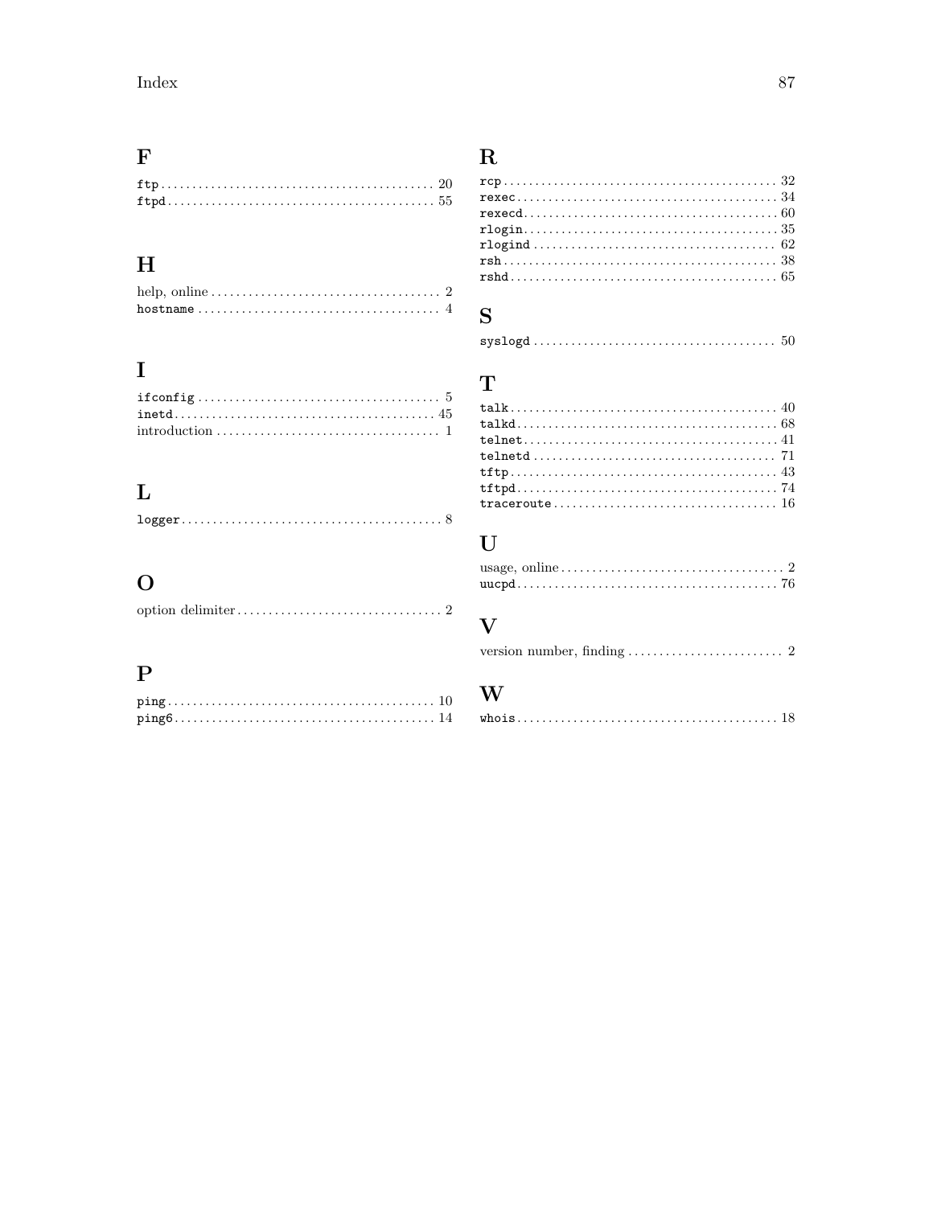## F

`ftp` .......... 20
`ftpd` .......... 55

## H

help, online .......... 2
`hostname` .......... 4

## I

`ifconfig` .......... 5
`inetd` .......... 45
introduction .......... 1

## L

`logger` .......... 8

## O

option delimiter .......... 2

## P

`ping` .......... 10
`ping6` .......... 14

## R

`rcp` .......... 32
`rexec` .......... 34
`rexecd` .......... 60
`rlogin` .......... 35
`rlogind` .......... 62
`rsh` .......... 38
`rshd` .......... 65

## S

`syslogd` .......... 50

## T

`talk` .......... 40
`talkd` .......... 68
`telnet` .......... 41
`telnetd` .......... 71
`tftp` .......... 43
`tftpd` .......... 74
`traceroute` .......... 16

## U

usage, online .......... 2
`uucpd` .......... 76

## V

version number, finding .......... 2

## W

`whois` .......... 18